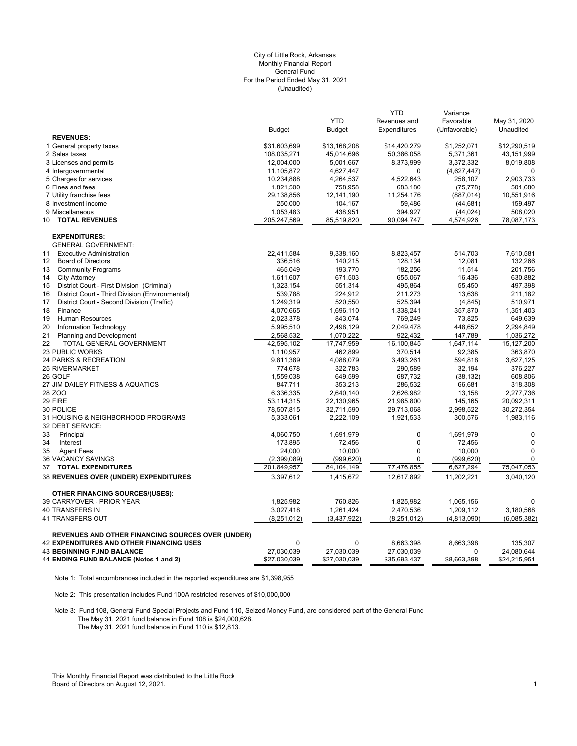City of Little Rock, Arkansas
Monthly Financial Report
General Fund
For the Period Ended May 31, 2021
(Unaudited)

| | Budget | YTD Budget | YTD Revenues and Expenditures | Variance Favorable (Unfavorable) | May 31, 2020 Unaudited |
|---|---|---|---|---|---|
| **REVENUES:** | | | | | |
| 1 General property taxes | $31,603,699 | $13,168,208 | $14,420,279 | $1,252,071 | $12,290,519 |
| 2 Sales taxes | 108,035,271 | 45,014,696 | 50,386,058 | 5,371,361 | 43,151,999 |
| 3 Licenses and permits | 12,004,000 | 5,001,667 | 8,373,999 | 3,372,332 | 8,019,808 |
| 4 Intergovernmental | 11,105,872 | 4,627,447 | 0 | (4,627,447) | 0 |
| 5 Charges for services | 10,234,888 | 4,264,537 | 4,522,643 | 258,107 | 2,903,733 |
| 6 Fines and fees | 1,821,500 | 758,958 | 683,180 | (75,778) | 501,680 |
| 7 Utility franchise fees | 29,138,856 | 12,141,190 | 11,254,176 | (887,014) | 10,551,916 |
| 8 Investment income | 250,000 | 104,167 | 59,486 | (44,681) | 159,497 |
| 9 Miscellaneous | 1,053,483 | 438,951 | 394,927 | (44,024) | 508,020 |
| 10 **TOTAL REVENUES** | 205,247,569 | 85,519,820 | 90,094,747 | 4,574,926 | 78,087,173 |
| **EXPENDITURES:** | | | | | |
| GENERAL GOVERNMENT: | | | | | |
| 11 Executive Administration | 22,411,584 | 9,338,160 | 8,823,457 | 514,703 | 7,610,581 |
| 12 Board of Directors | 336,516 | 140,215 | 128,134 | 12,081 | 132,266 |
| 13 Community Programs | 465,049 | 193,770 | 182,256 | 11,514 | 201,756 |
| 14 City Attorney | 1,611,607 | 671,503 | 655,067 | 16,436 | 630,882 |
| 15 District Court - First Division (Criminal) | 1,323,154 | 551,314 | 495,864 | 55,450 | 497,398 |
| 16 District Court - Third Division (Environmental) | 539,788 | 224,912 | 211,273 | 13,638 | 211,182 |
| 17 District Court - Second Division (Traffic) | 1,249,319 | 520,550 | 525,394 | (4,845) | 510,971 |
| 18 Finance | 4,070,665 | 1,696,110 | 1,338,241 | 357,870 | 1,351,403 |
| 19 Human Resources | 2,023,378 | 843,074 | 769,249 | 73,825 | 649,639 |
| 20 Information Technology | 5,995,510 | 2,498,129 | 2,049,478 | 448,652 | 2,294,849 |
| 21 Planning and Development | 2,568,532 | 1,070,222 | 922,432 | 147,789 | 1,036,272 |
| 22 TOTAL GENERAL GOVERNMENT | 42,595,102 | 17,747,959 | 16,100,845 | 1,647,114 | 15,127,200 |
| 23 PUBLIC WORKS | 1,110,957 | 462,899 | 370,514 | 92,385 | 363,870 |
| 24 PARKS & RECREATION | 9,811,389 | 4,088,079 | 3,493,261 | 594,818 | 3,627,125 |
| 25 RIVERMARKET | 774,678 | 322,783 | 290,589 | 32,194 | 376,227 |
| 26 GOLF | 1,559,038 | 649,599 | 687,732 | (38,132) | 608,806 |
| 27 JIM DAILEY FITNESS & AQUATICS | 847,711 | 353,213 | 286,532 | 66,681 | 318,308 |
| 28 ZOO | 6,336,335 | 2,640,140 | 2,626,982 | 13,158 | 2,277,736 |
| 29 FIRE | 53,114,315 | 22,130,965 | 21,985,800 | 145,165 | 20,092,311 |
| 30 POLICE | 78,507,815 | 32,711,590 | 29,713,068 | 2,998,522 | 30,272,354 |
| 31 HOUSING & NEIGHBORHOOD PROGRAMS | 5,333,061 | 2,222,109 | 1,921,533 | 300,576 | 1,983,116 |
| 32 DEBT SERVICE: | | | | | |
| 33 Principal | 4,060,750 | 1,691,979 | 0 | 1,691,979 | 0 |
| 34 Interest | 173,895 | 72,456 | 0 | 72,456 | 0 |
| 35 Agent Fees | 24,000 | 10,000 | 0 | 10,000 | 0 |
| 36 VACANCY SAVINGS | (2,399,089) | (999,620) | 0 | (999,620) | 0 |
| 37 **TOTAL EXPENDITURES** | 201,849,957 | 84,104,149 | 77,476,855 | 6,627,294 | 75,047,053 |
| 38 **REVENUES OVER (UNDER) EXPENDITURES** | 3,397,612 | 1,415,672 | 12,617,892 | 11,202,221 | 3,040,120 |
| **OTHER FINANCING SOURCES/(USES):** | | | | | |
| 39 CARRYOVER - PRIOR YEAR | 1,825,982 | 760,826 | 1,825,982 | 1,065,156 | 0 |
| 40 TRANSFERS IN | 3,027,418 | 1,261,424 | 2,470,536 | 1,209,112 | 3,180,568 |
| 41 TRANSFERS OUT | (8,251,012) | (3,437,922) | (8,251,012) | (4,813,090) | (6,085,382) |
| **REVENUES AND OTHER FINANCING SOURCES OVER (UNDER)** | | | | | |
| 42 **EXPENDITURES AND OTHER FINANCING USES** | 0 | 0 | 8,663,398 | 8,663,398 | 135,307 |
| 43 **BEGINNING FUND BALANCE** | 27,030,039 | 27,030,039 | 27,030,039 | 0 | 24,080,644 |
| 44 **ENDING FUND BALANCE (Notes 1 and 2)** | $27,030,039 | $27,030,039 | $35,693,437 | $8,663,398 | $24,215,951 |

Note 1: Total encumbrances included in the reported expenditures are $1,398,955

Note 2: This presentation includes Fund 100A restricted reserves of $10,000,000

Note 3: Fund 108, General Fund Special Projects and Fund 110, Seized Money Fund, are considered part of the General Fund
The May 31, 2021 fund balance in Fund 108 is $24,000,628.
The May 31, 2021 fund balance in Fund 110 is $12,813.

This Monthly Financial Report was distributed to the Little Rock Board of Directors on August 12, 2021.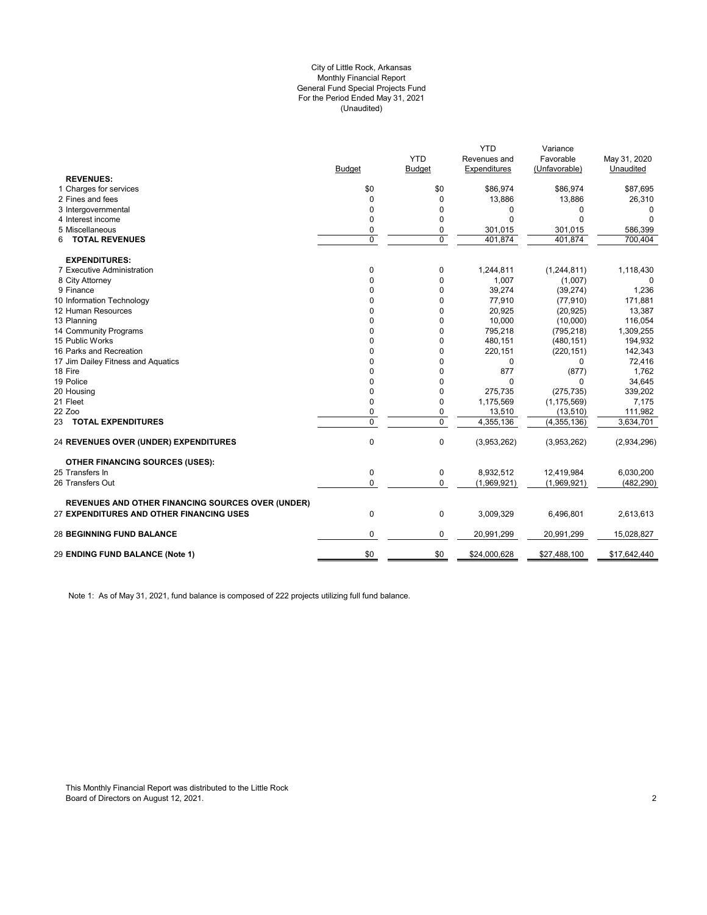City of Little Rock, Arkansas
Monthly Financial Report
General Fund Special Projects Fund
For the Period Ended May 31, 2021
(Unaudited)

| | Budget | YTD Budget | YTD Revenues and Expenditures | Variance Favorable (Unfavorable) | May 31, 2020 Unaudited |
|---|---|---|---|---|---|
| **REVENUES:** | | | | | |
| 1 Charges for services | $0 | $0 | $86,974 | $86,974 | $87,695 |
| 2 Fines and fees | 0 | 0 | 13,886 | 13,886 | 26,310 |
| 3 Intergovernmental | 0 | 0 | 0 | 0 | 0 |
| 4 Interest income | 0 | 0 | 0 | 0 | 0 |
| 5 Miscellaneous | 0 | 0 | 301,015 | 301,015 | 586,399 |
| 6 **TOTAL REVENUES** | 0 | 0 | 401,874 | 401,874 | 700,404 |
| **EXPENDITURES:** | | | | | |
| 7 Executive Administration | 0 | 0 | 1,244,811 | (1,244,811) | 1,118,430 |
| 8 City Attorney | 0 | 0 | 1,007 | (1,007) | 0 |
| 9 Finance | 0 | 0 | 39,274 | (39,274) | 1,236 |
| 10 Information Technology | 0 | 0 | 77,910 | (77,910) | 171,881 |
| 12 Human Resources | 0 | 0 | 20,925 | (20,925) | 13,387 |
| 13 Planning | 0 | 0 | 10,000 | (10,000) | 116,054 |
| 14 Community Programs | 0 | 0 | 795,218 | (795,218) | 1,309,255 |
| 15 Public Works | 0 | 0 | 480,151 | (480,151) | 194,932 |
| 16 Parks and Recreation | 0 | 0 | 220,151 | (220,151) | 142,343 |
| 17 Jim Dailey Fitness and Aquatics | 0 | 0 | 0 | 0 | 72,416 |
| 18 Fire | 0 | 0 | 877 | (877) | 1,762 |
| 19 Police | 0 | 0 | 0 | 0 | 34,645 |
| 20 Housing | 0 | 0 | 275,735 | (275,735) | 339,202 |
| 21 Fleet | 0 | 0 | 1,175,569 | (1,175,569) | 7,175 |
| 22 Zoo | 0 | 0 | 13,510 | (13,510) | 111,982 |
| 23 **TOTAL EXPENDITURES** | 0 | 0 | 4,355,136 | (4,355,136) | 3,634,701 |
| 24 **REVENUES OVER (UNDER) EXPENDITURES** | 0 | 0 | (3,953,262) | (3,953,262) | (2,934,296) |
| **OTHER FINANCING SOURCES (USES):** | | | | | |
| 25 Transfers In | 0 | 0 | 8,932,512 | 12,419,984 | 6,030,200 |
| 26 Transfers Out | 0 | 0 | (1,969,921) | (1,969,921) | (482,290) |
| **REVENUES AND OTHER FINANCING SOURCES OVER (UNDER)** 27 **EXPENDITURES AND OTHER FINANCING USES** | 0 | 0 | 3,009,329 | 6,496,801 | 2,613,613 |
| 28 **BEGINNING FUND BALANCE** | 0 | 0 | 20,991,299 | 20,991,299 | 15,028,827 |
| 29 **ENDING FUND BALANCE (Note 1)** | $0 | $0 | $24,000,628 | $27,488,100 | $17,642,440 |

Note 1: As of May 31, 2021, fund balance is composed of 222 projects utilizing full fund balance.

This Monthly Financial Report was distributed to the Little Rock Board of Directors on August 12, 2021.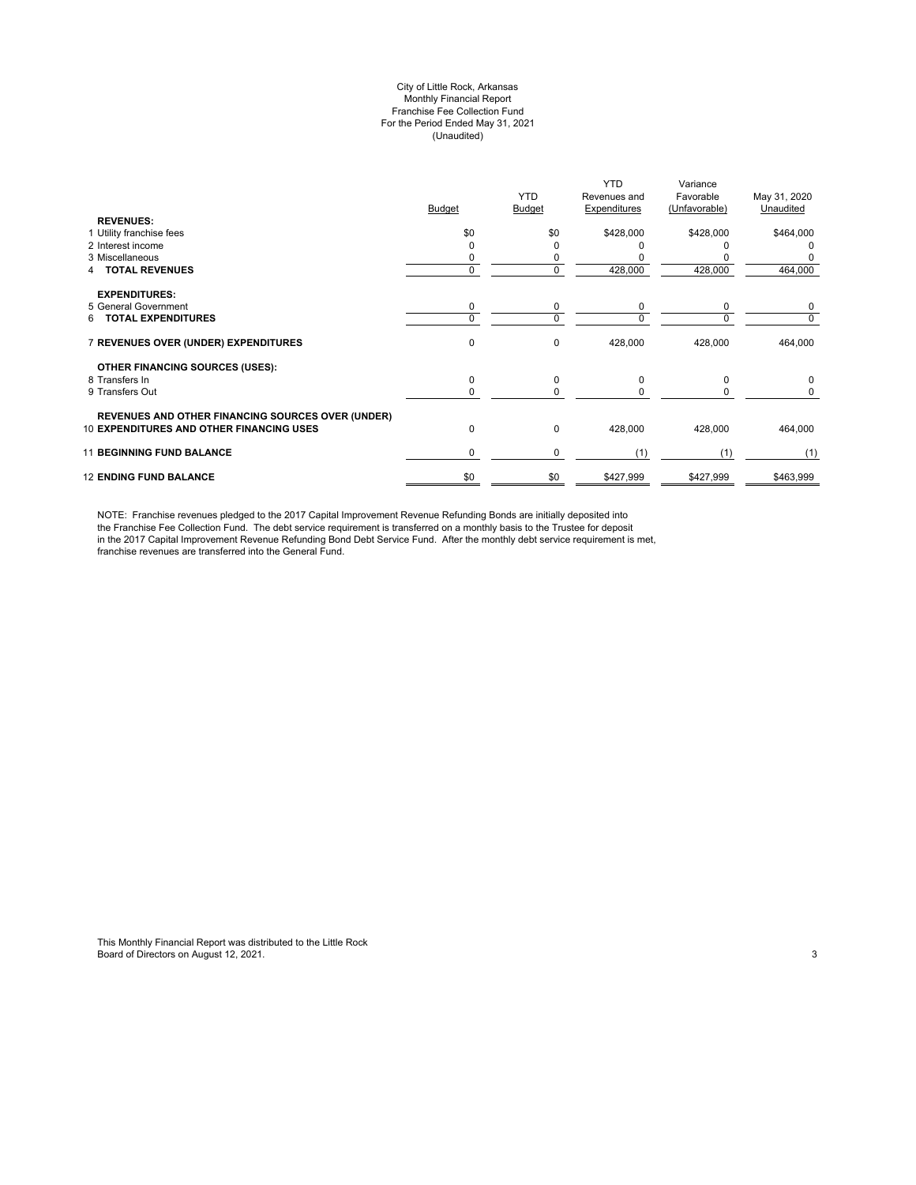City of Little Rock, Arkansas
Monthly Financial Report
Franchise Fee Collection Fund
For the Period Ended May 31, 2021
(Unaudited)

| | Budget | YTD Budget | YTD Revenues and Expenditures | Variance Favorable (Unfavorable) | May 31, 2020 Unaudited |
|---|---|---|---|---|---|
| **REVENUES:** | | | | | |
| 1 Utility franchise fees | $0 | $0 | $428,000 | $428,000 | $464,000 |
| 2 Interest income | 0 | 0 | 0 | 0 | 0 |
| 3 Miscellaneous | 0 | 0 | 0 | 0 | 0 |
| 4 **TOTAL REVENUES** | 0 | 0 | 428,000 | 428,000 | 464,000 |
| **EXPENDITURES:** | | | | | |
| 5 General Government | 0 | 0 | 0 | 0 | 0 |
| 6 **TOTAL EXPENDITURES** | 0 | 0 | 0 | 0 | 0 |
| 7 **REVENUES OVER (UNDER) EXPENDITURES** | 0 | 0 | 428,000 | 428,000 | 464,000 |
| **OTHER FINANCING SOURCES (USES):** | | | | | |
| 8 Transfers In | 0 | 0 | 0 | 0 | 0 |
| 9 Transfers Out | 0 | 0 | 0 | 0 | 0 |
| **REVENUES AND OTHER FINANCING SOURCES OVER (UNDER)** 10 **EXPENDITURES AND OTHER FINANCING USES** | 0 | 0 | 428,000 | 428,000 | 464,000 |
| 11 **BEGINNING FUND BALANCE** | 0 | 0 | (1) | (1) | (1) |
| 12 **ENDING FUND BALANCE** | $0 | $0 | $427,999 | $427,999 | $463,999 |

NOTE: Franchise revenues pledged to the 2017 Capital Improvement Revenue Refunding Bonds are initially deposited into the Franchise Fee Collection Fund. The debt service requirement is transferred on a monthly basis to the Trustee for deposit in the 2017 Capital Improvement Revenue Refunding Bond Debt Service Fund. After the monthly debt service requirement is met, franchise revenues are transferred into the General Fund.

This Monthly Financial Report was distributed to the Little Rock Board of Directors on August 12, 2021.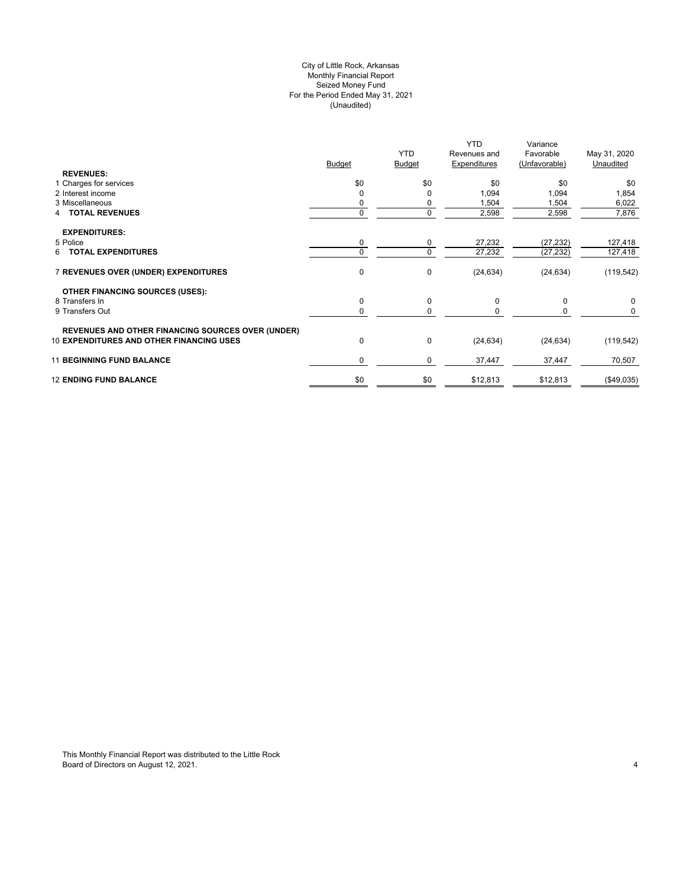City of Little Rock, Arkansas
Monthly Financial Report
Seized Money Fund
For the Period Ended May 31, 2021
(Unaudited)

| | Budget | YTD Budget | YTD Revenues and Expenditures | Variance Favorable (Unfavorable) | May 31, 2020 Unaudited |
|---|---|---|---|---|---|
| **REVENUES:** | | | | | |
| 1 Charges for services | $0 | $0 | $0 | $0 | $0 |
| 2 Interest income | 0 | 0 | 1,094 | 1,094 | 1,854 |
| 3 Miscellaneous | 0 | 0 | 1,504 | 1,504 | 6,022 |
| 4 **TOTAL REVENUES** | 0 | 0 | 2,598 | 2,598 | 7,876 |
| **EXPENDITURES:** | | | | | |
| 5 Police | 0 | 0 | 27,232 | (27,232) | 127,418 |
| 6 **TOTAL EXPENDITURES** | 0 | 0 | 27,232 | (27,232) | 127,418 |
| 7 **REVENUES OVER (UNDER) EXPENDITURES** | 0 | 0 | (24,634) | (24,634) | (119,542) |
| **OTHER FINANCING SOURCES (USES):** | | | | | |
| 8 Transfers In | 0 | 0 | 0 | 0 | 0 |
| 9 Transfers Out | 0 | 0 | 0 | 0 | 0 |
| **REVENUES AND OTHER FINANCING SOURCES OVER (UNDER)** 10 **EXPENDITURES AND OTHER FINANCING USES** | 0 | 0 | (24,634) | (24,634) | (119,542) |
| 11 **BEGINNING FUND BALANCE** | 0 | 0 | 37,447 | 37,447 | 70,507 |
| 12 **ENDING FUND BALANCE** | $0 | $0 | $12,813 | $12,813 | ($49,035) |

This Monthly Financial Report was distributed to the Little Rock Board of Directors on August 12, 2021.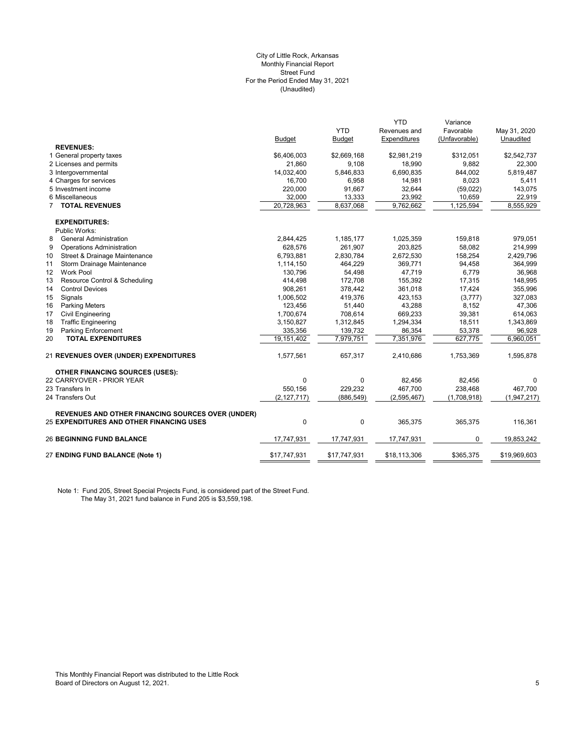City of Little Rock, Arkansas
Monthly Financial Report
Street Fund
For the Period Ended May 31, 2021
(Unaudited)

| | Budget | YTD Budget | YTD Revenues and Expenditures | Variance Favorable (Unfavorable) | May 31, 2020 Unaudited |
|---|---|---|---|---|---|
| **REVENUES:** | | | | | |
| 1 General property taxes | $6,406,003 | $2,669,168 | $2,981,219 | $312,051 | $2,542,737 |
| 2 Licenses and permits | 21,860 | 9,108 | 18,990 | 9,882 | 22,300 |
| 3 Intergovernmental | 14,032,400 | 5,846,833 | 6,690,835 | 844,002 | 5,819,487 |
| 4 Charges for services | 16,700 | 6,958 | 14,981 | 8,023 | 5,411 |
| 5 Investment income | 220,000 | 91,667 | 32,644 | (59,022) | 143,075 |
| 6 Miscellaneous | 32,000 | 13,333 | 23,992 | 10,659 | 22,919 |
| 7 **TOTAL REVENUES** | 20,728,963 | 8,637,068 | 9,762,662 | 1,125,594 | 8,555,929 |
| **EXPENDITURES:** | | | | | |
| Public Works: | | | | | |
| 8 General Administration | 2,844,425 | 1,185,177 | 1,025,359 | 159,818 | 979,051 |
| 9 Operations Administration | 628,576 | 261,907 | 203,825 | 58,082 | 214,999 |
| 10 Street & Drainage Maintenance | 6,793,881 | 2,830,784 | 2,672,530 | 158,254 | 2,429,796 |
| 11 Storm Drainage Maintenance | 1,114,150 | 464,229 | 369,771 | 94,458 | 364,999 |
| 12 Work Pool | 130,796 | 54,498 | 47,719 | 6,779 | 36,968 |
| 13 Resource Control & Scheduling | 414,498 | 172,708 | 155,392 | 17,315 | 148,995 |
| 14 Control Devices | 908,261 | 378,442 | 361,018 | 17,424 | 355,996 |
| 15 Signals | 1,006,502 | 419,376 | 423,153 | (3,777) | 327,083 |
| 16 Parking Meters | 123,456 | 51,440 | 43,288 | 8,152 | 47,306 |
| 17 Civil Engineering | 1,700,674 | 708,614 | 669,233 | 39,381 | 614,063 |
| 18 Traffic Engineering | 3,150,827 | 1,312,845 | 1,294,334 | 18,511 | 1,343,869 |
| 19 Parking Enforcement | 335,356 | 139,732 | 86,354 | 53,378 | 96,928 |
| 20 **TOTAL EXPENDITURES** | 19,151,402 | 7,979,751 | 7,351,976 | 627,775 | 6,960,051 |
| 21 **REVENUES OVER (UNDER) EXPENDITURES** | 1,577,561 | 657,317 | 2,410,686 | 1,753,369 | 1,595,878 |
| **OTHER FINANCING SOURCES (USES):** | | | | | |
| 22 CARRYOVER - PRIOR YEAR | 0 | 0 | 82,456 | 82,456 | 0 |
| 23 Transfers In | 550,156 | 229,232 | 467,700 | 238,468 | 467,700 |
| 24 Transfers Out | (2,127,717) | (886,549) | (2,595,467) | (1,708,918) | (1,947,217) |
| **REVENUES AND OTHER FINANCING SOURCES OVER (UNDER)** 25 **EXPENDITURES AND OTHER FINANCING USES** | 0 | 0 | 365,375 | 365,375 | 116,361 |
| 26 **BEGINNING FUND BALANCE** | 17,747,931 | 17,747,931 | 17,747,931 | 0 | 19,853,242 |
| 27 **ENDING FUND BALANCE (Note 1)** | $17,747,931 | $17,747,931 | $18,113,306 | $365,375 | $19,969,603 |

Note 1: Fund 205, Street Special Projects Fund, is considered part of the Street Fund.
The May 31, 2021 fund balance in Fund 205 is $3,559,198.

This Monthly Financial Report was distributed to the Little Rock Board of Directors on August 12, 2021.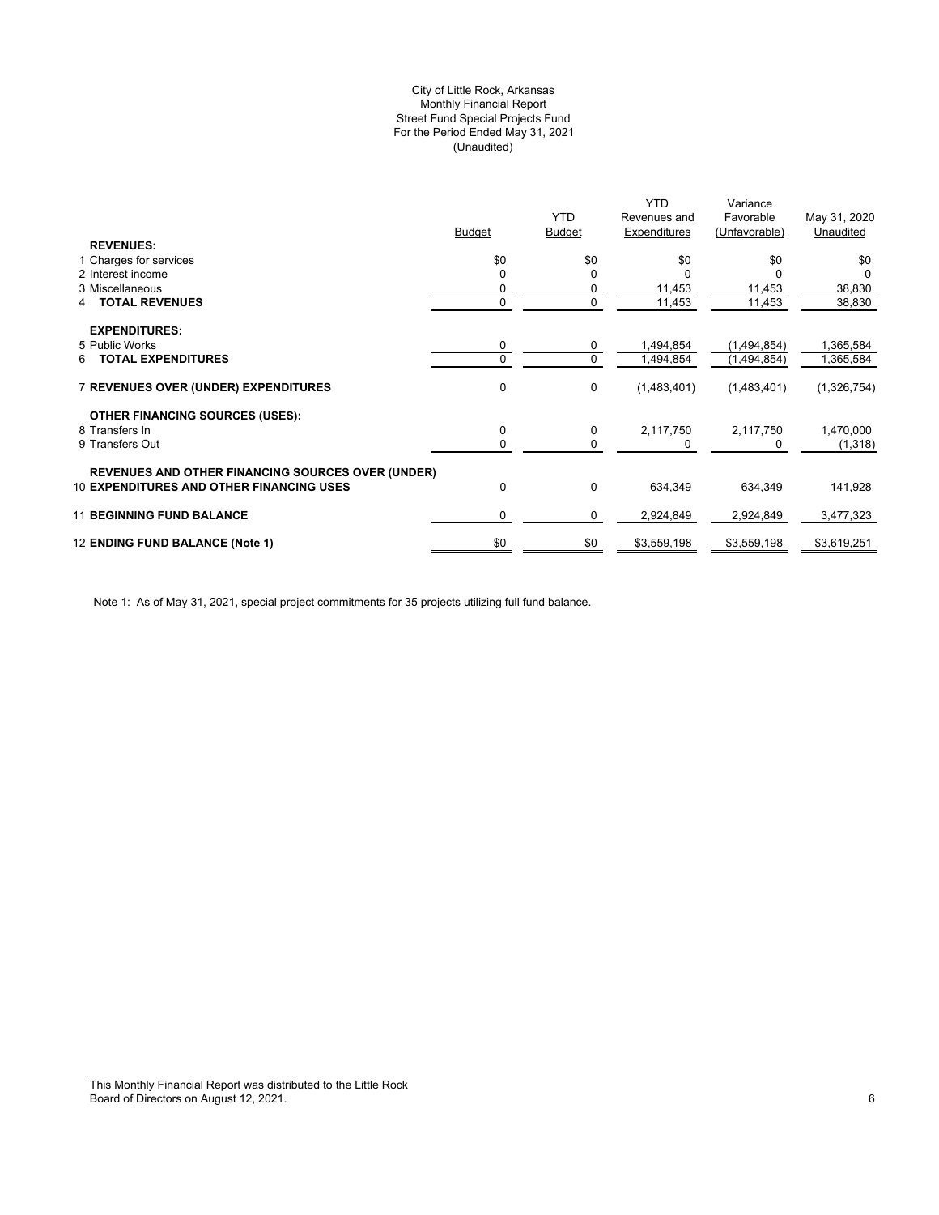City of Little Rock, Arkansas
Monthly Financial Report
Street Fund Special Projects Fund
For the Period Ended May 31, 2021
(Unaudited)

| | Budget | YTD Budget | YTD Revenues and Expenditures | Variance Favorable (Unfavorable) | May 31, 2020 Unaudited |
|---|---|---|---|---|---|
| **REVENUES:** | | | | | |
| 1 Charges for services | $0 | $0 | $0 | $0 | $0 |
| 2 Interest income | 0 | 0 | 0 | 0 | 0 |
| 3 Miscellaneous | 0 | 0 | 11,453 | 11,453 | 38,830 |
| 4 **TOTAL REVENUES** | 0 | 0 | 11,453 | 11,453 | 38,830 |
| **EXPENDITURES:** | | | | | |
| 5 Public Works | 0 | 0 | 1,494,854 | (1,494,854) | 1,365,584 |
| 6 **TOTAL EXPENDITURES** | 0 | 0 | 1,494,854 | (1,494,854) | 1,365,584 |
| 7 **REVENUES OVER (UNDER) EXPENDITURES** | 0 | 0 | (1,483,401) | (1,483,401) | (1,326,754) |
| **OTHER FINANCING SOURCES (USES):** | | | | | |
| 8 Transfers In | 0 | 0 | 2,117,750 | 2,117,750 | 1,470,000 |
| 9 Transfers Out | 0 | 0 | 0 | 0 | (1,318) |
| **REVENUES AND OTHER FINANCING SOURCES OVER (UNDER)** | | | | | |
| 10 **EXPENDITURES AND OTHER FINANCING USES** | 0 | 0 | 634,349 | 634,349 | 141,928 |
| 11 **BEGINNING FUND BALANCE** | 0 | 0 | 2,924,849 | 2,924,849 | 3,477,323 |
| 12 **ENDING FUND BALANCE (Note 1)** | $0 | $0 | $3,559,198 | $3,559,198 | $3,619,251 |

Note 1: As of May 31, 2021, special project commitments for 35 projects utilizing full fund balance.

This Monthly Financial Report was distributed to the Little Rock Board of Directors on August 12, 2021.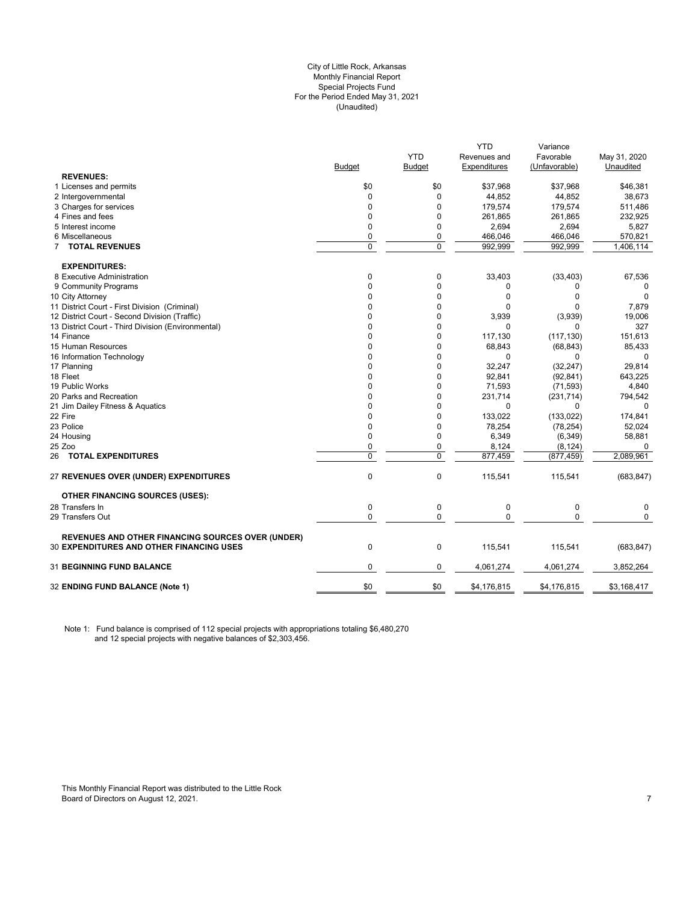City of Little Rock, Arkansas
Monthly Financial Report
Special Projects Fund
For the Period Ended May 31, 2021
(Unaudited)

| | Budget | YTD Budget | YTD Revenues and Expenditures | Variance Favorable (Unfavorable) | May 31, 2020 Unaudited |
|---|---|---|---|---|---|
| **REVENUES:** | | | | | |
| 1 Licenses and permits | $0 | $0 | $37,968 | $37,968 | $46,381 |
| 2 Intergovernmental | 0 | 0 | 44,852 | 44,852 | 38,673 |
| 3 Charges for services | 0 | 0 | 179,574 | 179,574 | 511,486 |
| 4 Fines and fees | 0 | 0 | 261,865 | 261,865 | 232,925 |
| 5 Interest income | 0 | 0 | 2,694 | 2,694 | 5,827 |
| 6 Miscellaneous | 0 | 0 | 466,046 | 466,046 | 570,821 |
| 7 **TOTAL REVENUES** | 0 | 0 | 992,999 | 992,999 | 1,406,114 |
| **EXPENDITURES:** | | | | | |
| 8 Executive Administration | 0 | 0 | 33,403 | (33,403) | 67,536 |
| 9 Community Programs | 0 | 0 | 0 | 0 | 0 |
| 10 City Attorney | 0 | 0 | 0 | 0 | 0 |
| 11 District Court - First Division (Criminal) | 0 | 0 | 0 | 0 | 7,879 |
| 12 District Court - Second Division (Traffic) | 0 | 0 | 3,939 | (3,939) | 19,006 |
| 13 District Court - Third Division (Environmental) | 0 | 0 | 0 | 0 | 327 |
| 14 Finance | 0 | 0 | 117,130 | (117,130) | 151,613 |
| 15 Human Resources | 0 | 0 | 68,843 | (68,843) | 85,433 |
| 16 Information Technology | 0 | 0 | 0 | 0 | 0 |
| 17 Planning | 0 | 0 | 32,247 | (32,247) | 29,814 |
| 18 Fleet | 0 | 0 | 92,841 | (92,841) | 643,225 |
| 19 Public Works | 0 | 0 | 71,593 | (71,593) | 4,840 |
| 20 Parks and Recreation | 0 | 0 | 231,714 | (231,714) | 794,542 |
| 21 Jim Dailey Fitness & Aquatics | 0 | 0 | 0 | 0 | 0 |
| 22 Fire | 0 | 0 | 133,022 | (133,022) | 174,841 |
| 23 Police | 0 | 0 | 78,254 | (78,254) | 52,024 |
| 24 Housing | 0 | 0 | 6,349 | (6,349) | 58,881 |
| 25 Zoo | 0 | 0 | 8,124 | (8,124) | 0 |
| 26 **TOTAL EXPENDITURES** | 0 | 0 | 877,459 | (877,459) | 2,089,961 |
| 27 **REVENUES OVER (UNDER) EXPENDITURES** | 0 | 0 | 115,541 | 115,541 | (683,847) |
| **OTHER FINANCING SOURCES (USES):** | | | | | |
| 28 Transfers In | 0 | 0 | 0 | 0 | 0 |
| 29 Transfers Out | 0 | 0 | 0 | 0 | 0 |
| 30 **REVENUES AND OTHER FINANCING SOURCES OVER (UNDER) EXPENDITURES AND OTHER FINANCING USES** | 0 | 0 | 115,541 | 115,541 | (683,847) |
| 31 **BEGINNING FUND BALANCE** | 0 | 0 | 4,061,274 | 4,061,274 | 3,852,264 |
| 32 **ENDING FUND BALANCE (Note 1)** | $0 | $0 | $4,176,815 | $4,176,815 | $3,168,417 |

Note 1: Fund balance is comprised of 112 special projects with appropriations totaling $6,480,270 and 12 special projects with negative balances of $2,303,456.

This Monthly Financial Report was distributed to the Little Rock Board of Directors on August 12, 2021.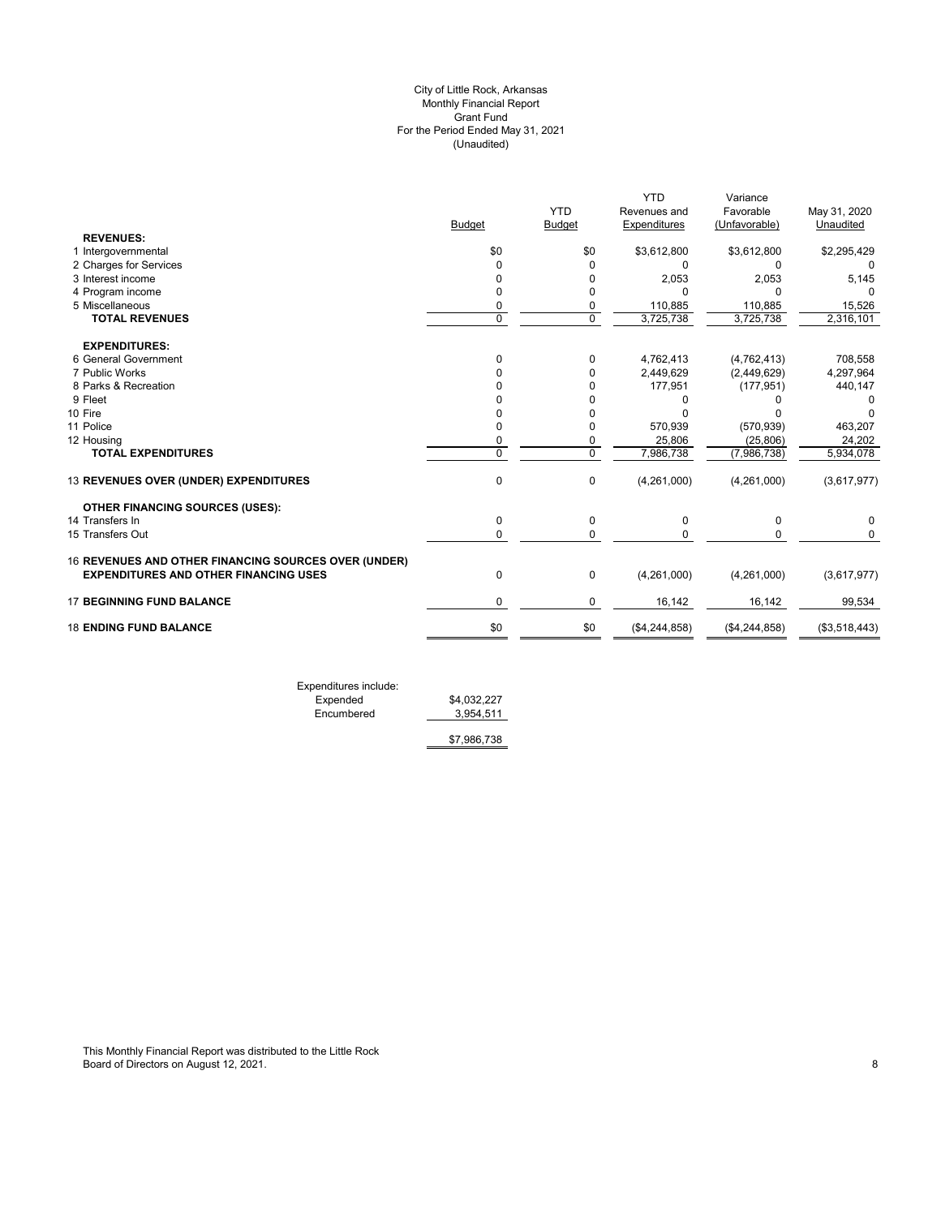City of Little Rock, Arkansas
Monthly Financial Report
Grant Fund
For the Period Ended May 31, 2021
(Unaudited)

| | Budget | YTD Budget | YTD Revenues and Expenditures | Variance Favorable (Unfavorable) | May 31, 2020 Unaudited |
|---|---|---|---|---|---|
| **REVENUES:** | | | | | |
| 1 Intergovernmental | $0 | $0 | $3,612,800 | $3,612,800 | $2,295,429 |
| 2 Charges for Services | 0 | 0 | 0 | 0 | 0 |
| 3 Interest income | 0 | 0 | 2,053 | 2,053 | 5,145 |
| 4 Program income | 0 | 0 | 0 | 0 | 0 |
| 5 Miscellaneous | 0 | 0 | 110,885 | 110,885 | 15,526 |
| **TOTAL REVENUES** | 0 | 0 | 3,725,738 | 3,725,738 | 2,316,101 |
| **EXPENDITURES:** | | | | | |
| 6 General Government | 0 | 0 | 4,762,413 | (4,762,413) | 708,558 |
| 7 Public Works | 0 | 0 | 2,449,629 | (2,449,629) | 4,297,964 |
| 8 Parks & Recreation | 0 | 0 | 177,951 | (177,951) | 440,147 |
| 9 Fleet | 0 | 0 | 0 | 0 | 0 |
| 10 Fire | 0 | 0 | 0 | 0 | 0 |
| 11 Police | 0 | 0 | 570,939 | (570,939) | 463,207 |
| 12 Housing | 0 | 0 | 25,806 | (25,806) | 24,202 |
| **TOTAL EXPENDITURES** | 0 | 0 | 7,986,738 | (7,986,738) | 5,934,078 |
| 13 **REVENUES OVER (UNDER) EXPENDITURES** | 0 | 0 | (4,261,000) | (4,261,000) | (3,617,977) |
| **OTHER FINANCING SOURCES (USES):** | | | | | |
| 14 Transfers In | 0 | 0 | 0 | 0 | 0 |
| 15 Transfers Out | 0 | 0 | 0 | 0 | 0 |
| 16 **REVENUES AND OTHER FINANCING SOURCES OVER (UNDER) EXPENDITURES AND OTHER FINANCING USES** | 0 | 0 | (4,261,000) | (4,261,000) | (3,617,977) |
| 17 **BEGINNING FUND BALANCE** | 0 | 0 | 16,142 | 16,142 | 99,534 |
| 18 **ENDING FUND BALANCE** | $0 | $0 | ($4,244,858) | ($4,244,858) | ($3,518,443) |

| Expenditures include: | |
|---|---|
| Expended | $4,032,227 |
| Encumbered | 3,954,511 |
| | $7,986,738 |

This Monthly Financial Report was distributed to the Little Rock Board of Directors on August 12, 2021.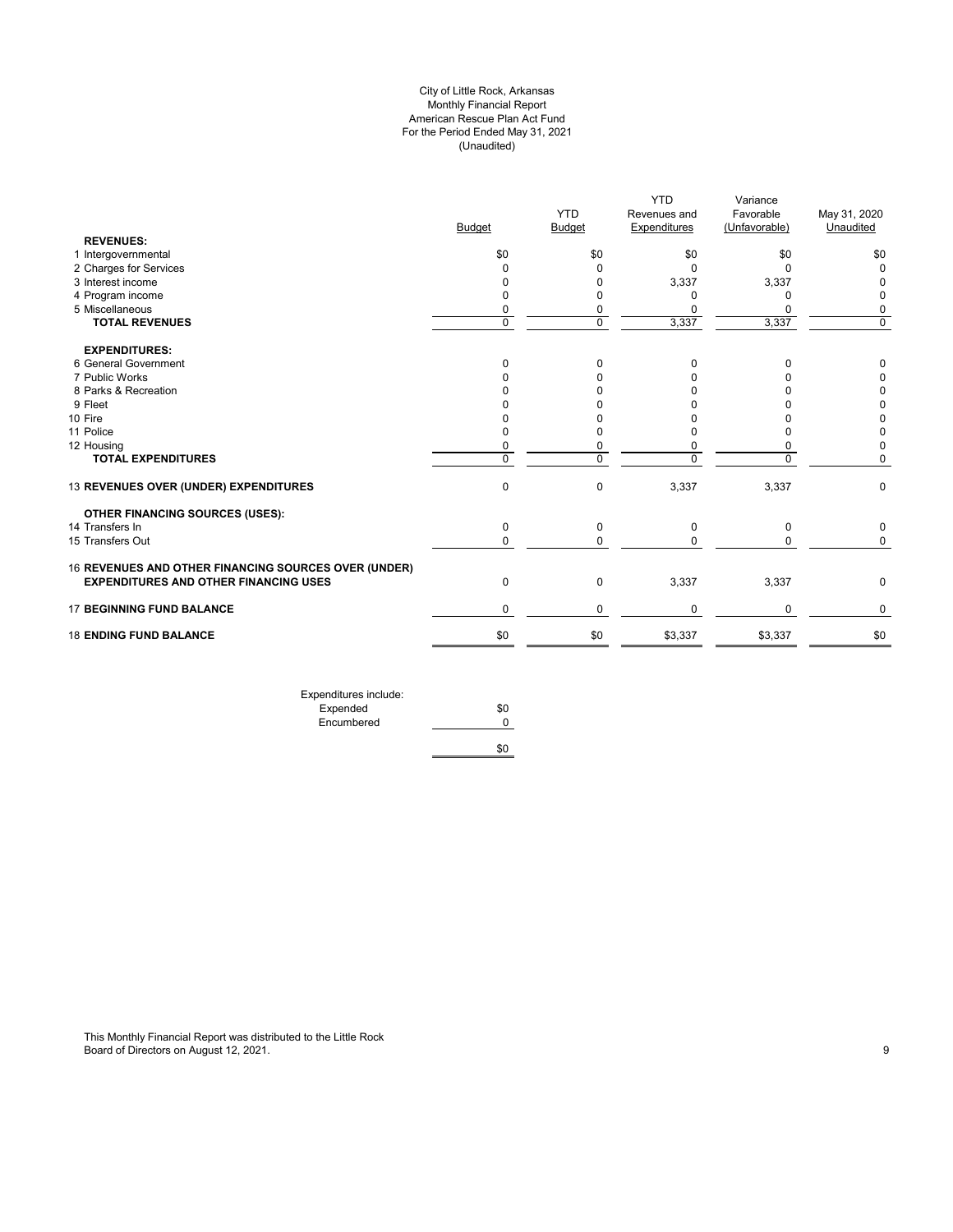City of Little Rock, Arkansas
Monthly Financial Report
American Rescue Plan Act Fund
For the Period Ended May 31, 2021
(Unaudited)

| | Budget | YTD Budget | YTD Revenues and Expenditures | Variance Favorable (Unfavorable) | May 31, 2020 Unaudited |
|---|---|---|---|---|---|
| **REVENUES:** | | | | | |
| 1 Intergovernmental | $0 | $0 | $0 | $0 | $0 |
| 2 Charges for Services | 0 | 0 | 0 | 0 | 0 |
| 3 Interest income | 0 | 0 | 3,337 | 3,337 | 0 |
| 4 Program income | 0 | 0 | 0 | 0 | 0 |
| 5 Miscellaneous | 0 | 0 | 0 | 0 | 0 |
| **TOTAL REVENUES** | 0 | 0 | 3,337 | 3,337 | 0 |
| **EXPENDITURES:** | | | | | |
| 6 General Government | 0 | 0 | 0 | 0 | 0 |
| 7 Public Works | 0 | 0 | 0 | 0 | 0 |
| 8 Parks & Recreation | 0 | 0 | 0 | 0 | 0 |
| 9 Fleet | 0 | 0 | 0 | 0 | 0 |
| 10 Fire | 0 | 0 | 0 | 0 | 0 |
| 11 Police | 0 | 0 | 0 | 0 | 0 |
| 12 Housing | 0 | 0 | 0 | 0 | 0 |
| **TOTAL EXPENDITURES** | 0 | 0 | 0 | 0 | 0 |
| 13 **REVENUES OVER (UNDER) EXPENDITURES** | 0 | 0 | 3,337 | 3,337 | 0 |
| **OTHER FINANCING SOURCES (USES):** | | | | | |
| 14 Transfers In | 0 | 0 | 0 | 0 | 0 |
| 15 Transfers Out | 0 | 0 | 0 | 0 | 0 |
| 16 **REVENUES AND OTHER FINANCING SOURCES OVER (UNDER) EXPENDITURES AND OTHER FINANCING USES** | 0 | 0 | 3,337 | 3,337 | 0 |
| 17 **BEGINNING FUND BALANCE** | 0 | 0 | 0 | 0 | 0 |
| 18 **ENDING FUND BALANCE** | $0 | $0 | $3,337 | $3,337 | $0 |

| Expenditures include: | |
|---|---|
| Expended | $0 |
| Encumbered | 0 |
| | $0 |

This Monthly Financial Report was distributed to the Little Rock Board of Directors on August 12, 2021.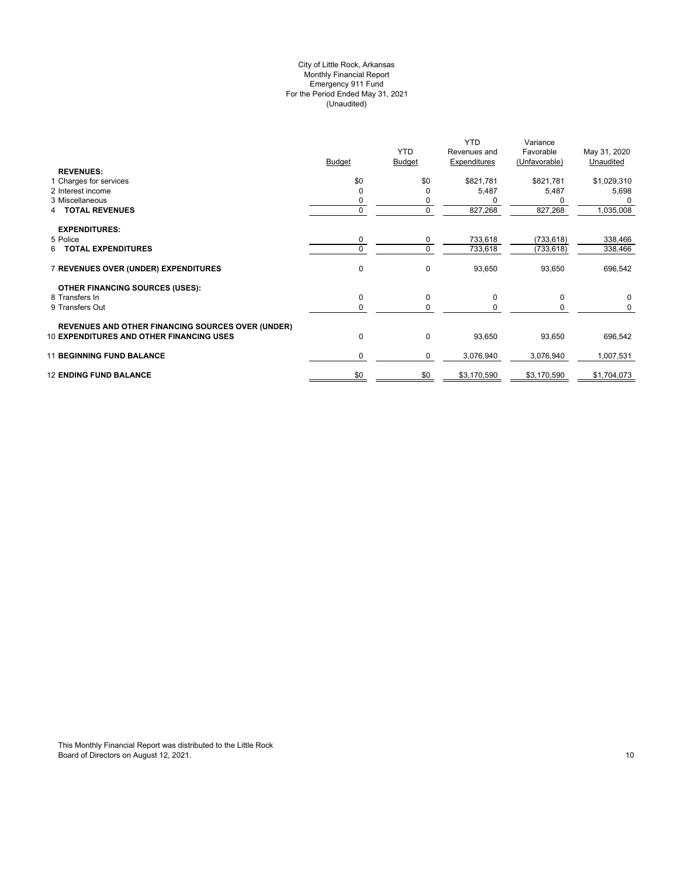City of Little Rock, Arkansas
Monthly Financial Report
Emergency 911 Fund
For the Period Ended May 31, 2021
(Unaudited)

| | Budget | YTD Budget | YTD Revenues and Expenditures | Variance Favorable (Unfavorable) | May 31, 2020 Unaudited |
|---|---|---|---|---|---|
| **REVENUES:** | | | | | |
| 1 Charges for services | $0 | $0 | $821,781 | $821,781 | $1,029,310 |
| 2 Interest income | 0 | 0 | 5,487 | 5,487 | 5,698 |
| 3 Miscellaneous | 0 | 0 | 0 | 0 | 0 |
| 4 **TOTAL REVENUES** | 0 | 0 | 827,268 | 827,268 | 1,035,008 |
| **EXPENDITURES:** | | | | | |
| 5 Police | 0 | 0 | 733,618 | (733,618) | 338,466 |
| 6 **TOTAL EXPENDITURES** | 0 | 0 | 733,618 | (733,618) | 338,466 |
| 7 **REVENUES OVER (UNDER) EXPENDITURES** | 0 | 0 | 93,650 | 93,650 | 696,542 |
| **OTHER FINANCING SOURCES (USES):** | | | | | |
| 8 Transfers In | 0 | 0 | 0 | 0 | 0 |
| 9 Transfers Out | 0 | 0 | 0 | 0 | 0 |
| **REVENUES AND OTHER FINANCING SOURCES OVER (UNDER)** | | | | | |
| 10 **EXPENDITURES AND OTHER FINANCING USES** | 0 | 0 | 93,650 | 93,650 | 696,542 |
| 11 **BEGINNING FUND BALANCE** | 0 | 0 | 3,076,940 | 3,076,940 | 1,007,531 |
| 12 **ENDING FUND BALANCE** | $0 | $0 | $3,170,590 | $3,170,590 | $1,704,073 |

This Monthly Financial Report was distributed to the Little Rock Board of Directors on August 12, 2021.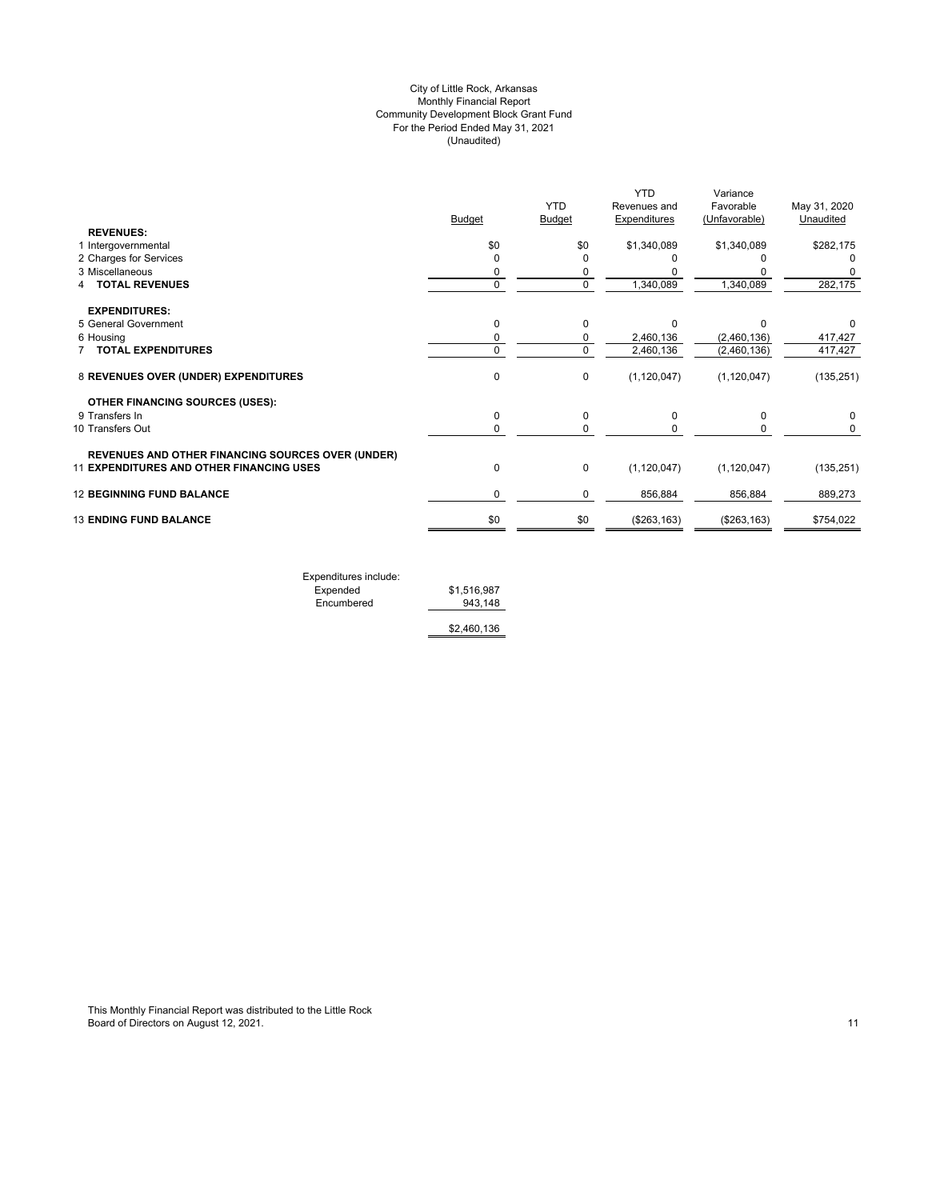City of Little Rock, Arkansas
Monthly Financial Report
Community Development Block Grant Fund
For the Period Ended May 31, 2021
(Unaudited)

| | Budget | YTD Budget | YTD Revenues and Expenditures | Variance Favorable (Unfavorable) | May 31, 2020 Unaudited |
|---|---|---|---|---|---|
| **REVENUES:** | | | | | |
| 1 Intergovernmental | $0 | $0 | $1,340,089 | $1,340,089 | $282,175 |
| 2 Charges for Services | 0 | 0 | 0 | 0 | 0 |
| 3 Miscellaneous | 0 | 0 | 0 | 0 | 0 |
| 4 **TOTAL REVENUES** | 0 | 0 | 1,340,089 | 1,340,089 | 282,175 |
| **EXPENDITURES:** | | | | | |
| 5 General Government | 0 | 0 | 0 | 0 | 0 |
| 6 Housing | 0 | 0 | 2,460,136 | (2,460,136) | 417,427 |
| 7 **TOTAL EXPENDITURES** | 0 | 0 | 2,460,136 | (2,460,136) | 417,427 |
| 8 **REVENUES OVER (UNDER) EXPENDITURES** | 0 | 0 | (1,120,047) | (1,120,047) | (135,251) |
| **OTHER FINANCING SOURCES (USES):** | | | | | |
| 9 Transfers In | 0 | 0 | 0 | 0 | 0 |
| 10 Transfers Out | 0 | 0 | 0 | 0 | 0 |
| **REVENUES AND OTHER FINANCING SOURCES OVER (UNDER)** 11 **EXPENDITURES AND OTHER FINANCING USES** | 0 | 0 | (1,120,047) | (1,120,047) | (135,251) |
| 12 **BEGINNING FUND BALANCE** | 0 | 0 | 856,884 | 856,884 | 889,273 |
| 13 **ENDING FUND BALANCE** | $0 | $0 | ($263,163) | ($263,163) | $754,022 |

| Expenditures include: | |
|---|---|
| Expended | $1,516,987 |
| Encumbered | 943,148 |
| | $2,460,136 |

This Monthly Financial Report was distributed to the Little Rock Board of Directors on August 12, 2021.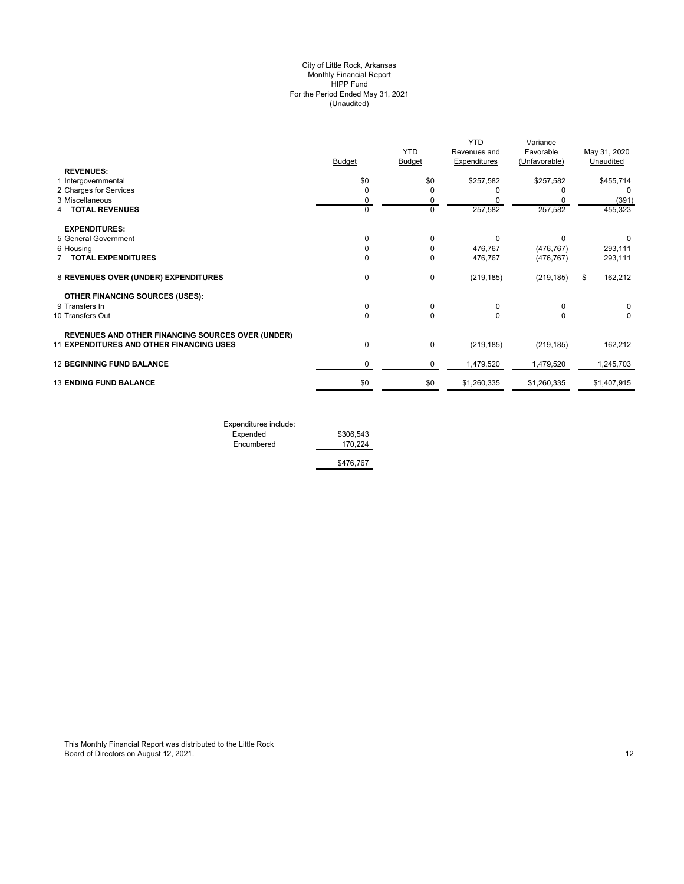City of Little Rock, Arkansas
Monthly Financial Report
HIPP Fund
For the Period Ended May 31, 2021
(Unaudited)

| | Budget | YTD Budget | YTD Revenues and Expenditures | Variance Favorable (Unfavorable) | May 31, 2020 Unaudited |
|---|---|---|---|---|---|
| **REVENUES:** | | | | | |
| 1 Intergovernmental | $0 | $0 | $257,582 | $257,582 | $455,714 |
| 2 Charges for Services | 0 | 0 | 0 | 0 | 0 |
| 3 Miscellaneous | 0 | 0 | 0 | 0 | (391) |
| 4 **TOTAL REVENUES** | 0 | 0 | 257,582 | 257,582 | 455,323 |
| **EXPENDITURES:** | | | | | |
| 5 General Government | 0 | 0 | 0 | 0 | 0 |
| 6 Housing | 0 | 0 | 476,767 | (476,767) | 293,111 |
| 7 **TOTAL EXPENDITURES** | 0 | 0 | 476,767 | (476,767) | 293,111 |
| 8 **REVENUES OVER (UNDER) EXPENDITURES** | 0 | 0 | (219,185) | (219,185) | $ 162,212 |
| **OTHER FINANCING SOURCES (USES):** | | | | | |
| 9 Transfers In | 0 | 0 | 0 | 0 | 0 |
| 10 Transfers Out | 0 | 0 | 0 | 0 | 0 |
| **REVENUES AND OTHER FINANCING SOURCES OVER (UNDER)** | | | | | |
| 11 **EXPENDITURES AND OTHER FINANCING USES** | 0 | 0 | (219,185) | (219,185) | 162,212 |
| 12 **BEGINNING FUND BALANCE** | 0 | 0 | 1,479,520 | 1,479,520 | 1,245,703 |
| 13 **ENDING FUND BALANCE** | $0 | $0 | $1,260,335 | $1,260,335 | $1,407,915 |

| Expenditures include: | |
|---|---|
| Expended | $306,543 |
| Encumbered | 170,224 |
| | $476,767 |

This Monthly Financial Report was distributed to the Little Rock Board of Directors on August 12, 2021.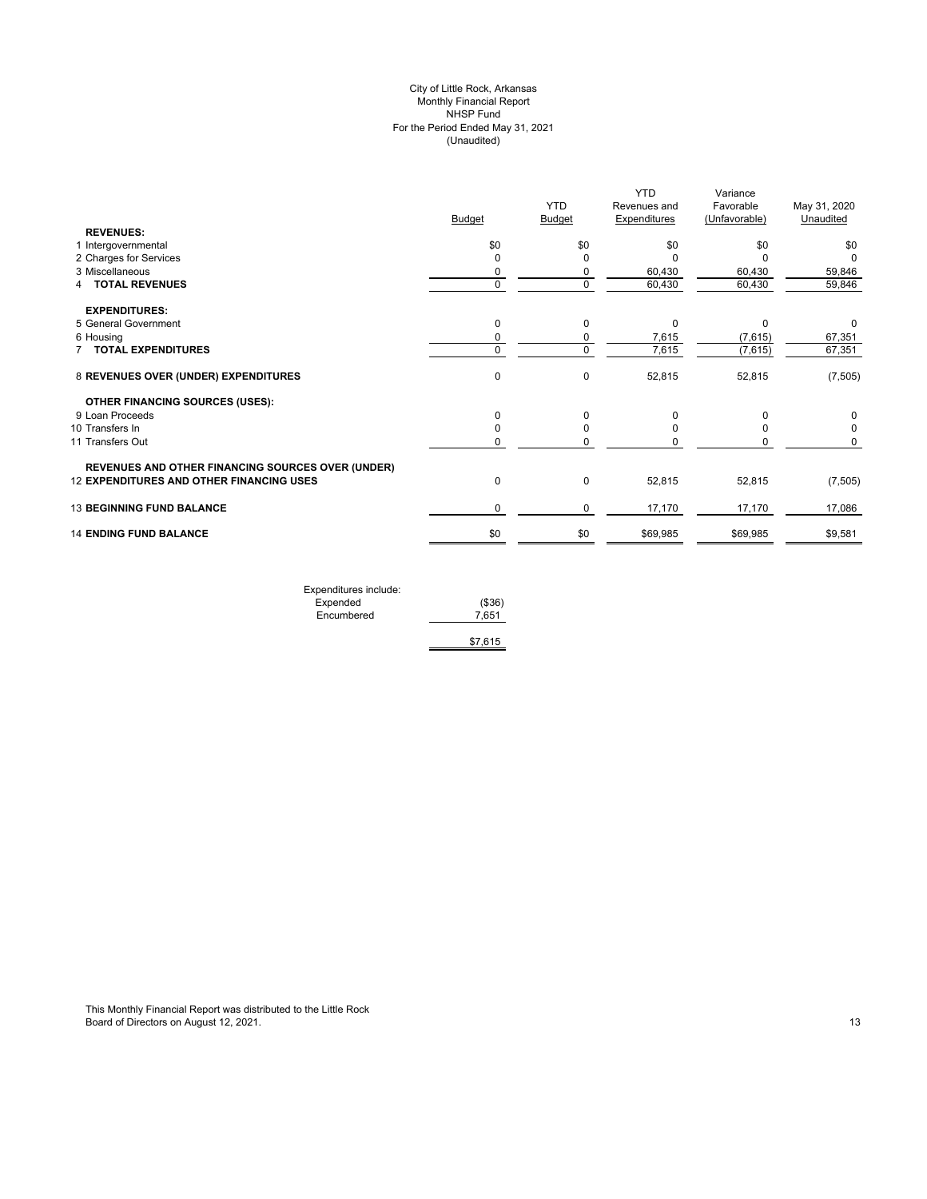City of Little Rock, Arkansas
Monthly Financial Report
NHSP Fund
For the Period Ended May 31, 2021
(Unaudited)

| | Budget | YTD Budget | YTD Revenues and Expenditures | Variance Favorable (Unfavorable) | May 31, 2020 Unaudited |
|---|---|---|---|---|---|
| **REVENUES:** | | | | | |
| 1 Intergovernmental | $0 | $0 | $0 | $0 | $0 |
| 2 Charges for Services | 0 | 0 | 0 | 0 | 0 |
| 3 Miscellaneous | 0 | 0 | 60,430 | 60,430 | 59,846 |
| 4 **TOTAL REVENUES** | 0 | 0 | 60,430 | 60,430 | 59,846 |
| **EXPENDITURES:** | | | | | |
| 5 General Government | 0 | 0 | 0 | 0 | 0 |
| 6 Housing | 0 | 0 | 7,615 | (7,615) | 67,351 |
| 7 **TOTAL EXPENDITURES** | 0 | 0 | 7,615 | (7,615) | 67,351 |
| 8 **REVENUES OVER (UNDER) EXPENDITURES** | 0 | 0 | 52,815 | 52,815 | (7,505) |
| **OTHER FINANCING SOURCES (USES):** | | | | | |
| 9 Loan Proceeds | 0 | 0 | 0 | 0 | 0 |
| 10 Transfers In | 0 | 0 | 0 | 0 | 0 |
| 11 Transfers Out | 0 | 0 | 0 | 0 | 0 |
| **REVENUES AND OTHER FINANCING SOURCES OVER (UNDER)** | | | | | |
| 12 **EXPENDITURES AND OTHER FINANCING USES** | 0 | 0 | 52,815 | 52,815 | (7,505) |
| 13 **BEGINNING FUND BALANCE** | 0 | 0 | 17,170 | 17,170 | 17,086 |
| 14 **ENDING FUND BALANCE** | $0 | $0 | $69,985 | $69,985 | $9,581 |

| Expenditures include: | |
|---|---|
| Expended | ($36) |
| Encumbered | 7,651 |
| | $7,615 |

This Monthly Financial Report was distributed to the Little Rock Board of Directors on August 12, 2021.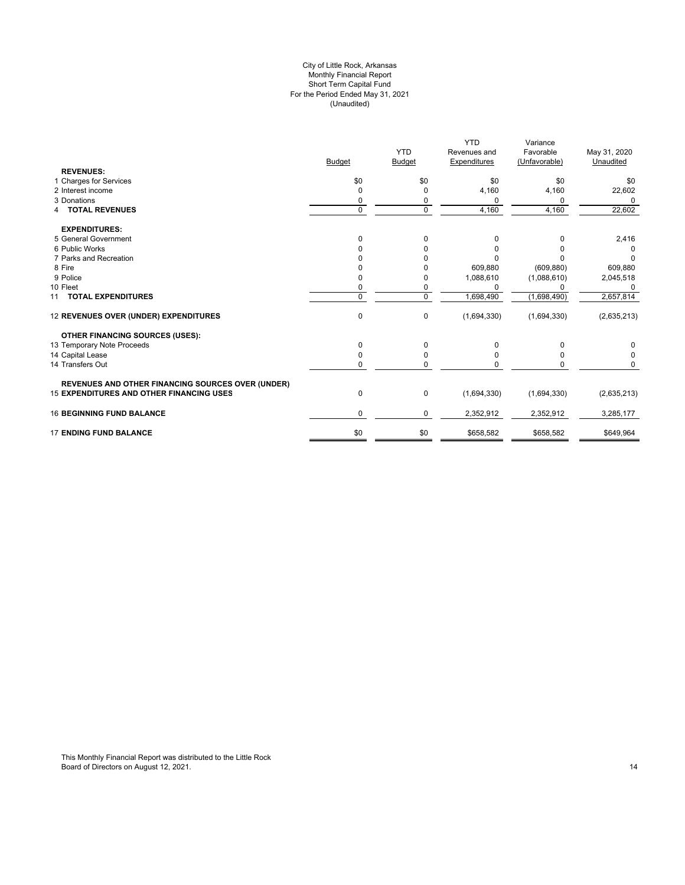# City of Little Rock, Arkansas
## Monthly Financial Report
## Short Term Capital Fund
## For the Period Ended May 31, 2021
## (Unaudited)

| | Budget | YTD Budget | YTD Revenues and Expenditures | Variance Favorable (Unfavorable) | May 31, 2020 Unaudited |
|---|---|---|---|---|---|
| **REVENUES:** | | | | | |
| 1 Charges for Services | $0 | $0 | $0 | $0 | $0 |
| 2 Interest income | 0 | 0 | 4,160 | 4,160 | 22,602 |
| 3 Donations | 0 | 0 | 0 | 0 | 0 |
| 4 **TOTAL REVENUES** | 0 | 0 | 4,160 | 4,160 | 22,602 |
| **EXPENDITURES:** | | | | | |
| 5 General Government | 0 | 0 | 0 | 0 | 2,416 |
| 6 Public Works | 0 | 0 | 0 | 0 | 0 |
| 7 Parks and Recreation | 0 | 0 | 0 | 0 | 0 |
| 8 Fire | 0 | 0 | 609,880 | (609,880) | 609,880 |
| 9 Police | 0 | 0 | 1,088,610 | (1,088,610) | 2,045,518 |
| 10 Fleet | 0 | 0 | 0 | 0 | 0 |
| 11 **TOTAL EXPENDITURES** | 0 | 0 | 1,698,490 | (1,698,490) | 2,657,814 |
| 12 **REVENUES OVER (UNDER) EXPENDITURES** | 0 | 0 | (1,694,330) | (1,694,330) | (2,635,213) |
| **OTHER FINANCING SOURCES (USES):** | | | | | |
| 13 Temporary Note Proceeds | 0 | 0 | 0 | 0 | 0 |
| 14 Capital Lease | 0 | 0 | 0 | 0 | 0 |
| 14 Transfers Out | 0 | 0 | 0 | 0 | 0 |
| **REVENUES AND OTHER FINANCING SOURCES OVER (UNDER)** 15 **EXPENDITURES AND OTHER FINANCING USES** | 0 | 0 | (1,694,330) | (1,694,330) | (2,635,213) |
| 16 **BEGINNING FUND BALANCE** | 0 | 0 | 2,352,912 | 2,352,912 | 3,285,177 |
| 17 **ENDING FUND BALANCE** | $0 | $0 | $658,582 | $658,582 | $649,964 |

This Monthly Financial Report was distributed to the Little Rock Board of Directors on August 12, 2021.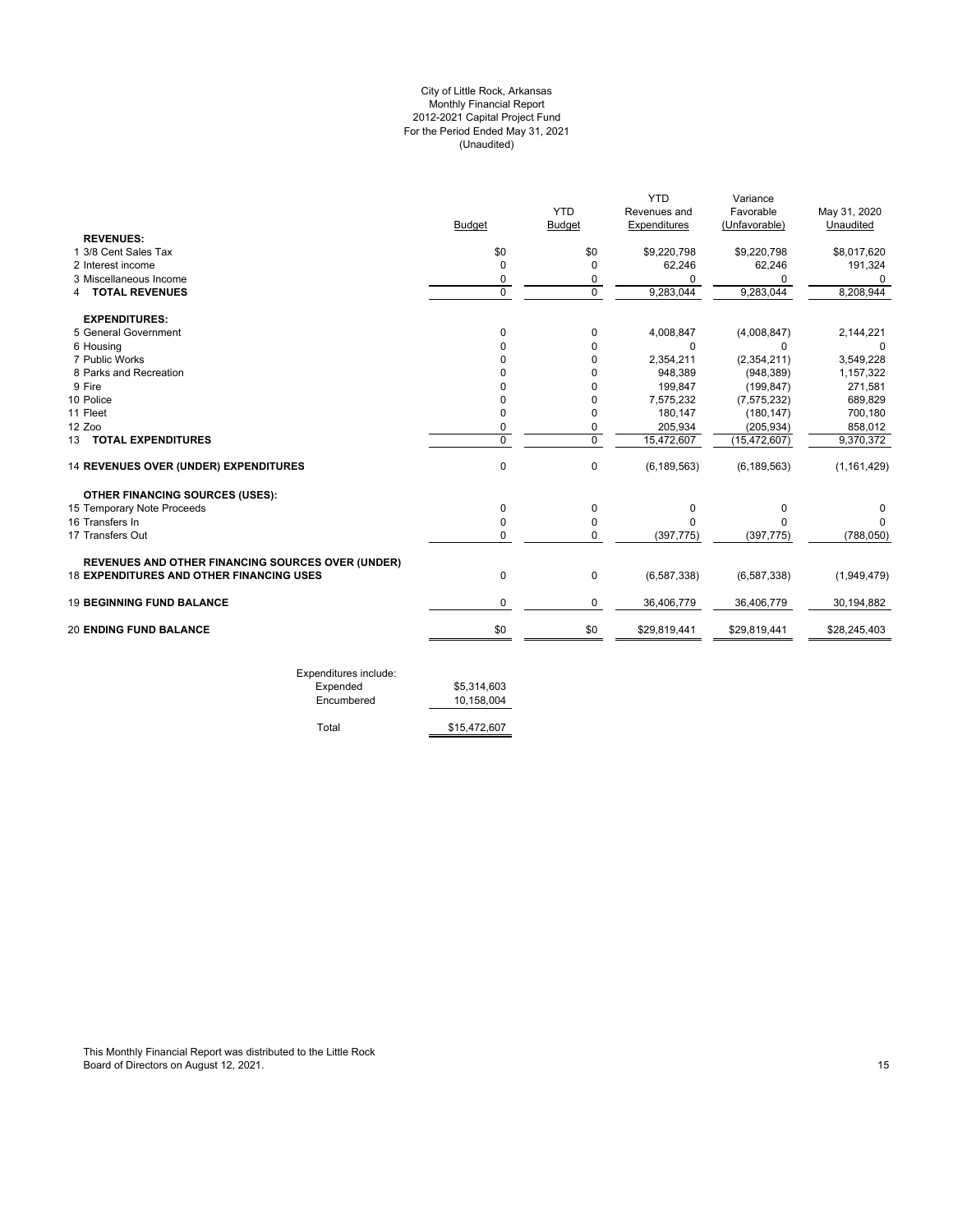City of Little Rock, Arkansas
Monthly Financial Report
2012-2021 Capital Project Fund
For the Period Ended May 31, 2021
(Unaudited)

| | Budget | YTD Budget | YTD Revenues and Expenditures | Variance Favorable (Unfavorable) | May 31, 2020 Unaudited |
|---|---|---|---|---|---|
| **REVENUES:** | | | | | |
| 1 3/8 Cent Sales Tax | $0 | $0 | $9,220,798 | $9,220,798 | $8,017,620 |
| 2 Interest income | 0 | 0 | 62,246 | 62,246 | 191,324 |
| 3 Miscellaneous Income | 0 | 0 | 0 | 0 | 0 |
| 4 **TOTAL REVENUES** | 0 | 0 | 9,283,044 | 9,283,044 | 8,208,944 |
| **EXPENDITURES:** | | | | | |
| 5 General Government | 0 | 0 | 4,008,847 | (4,008,847) | 2,144,221 |
| 6 Housing | 0 | 0 | 0 | 0 | 0 |
| 7 Public Works | 0 | 0 | 2,354,211 | (2,354,211) | 3,549,228 |
| 8 Parks and Recreation | 0 | 0 | 948,389 | (948,389) | 1,157,322 |
| 9 Fire | 0 | 0 | 199,847 | (199,847) | 271,581 |
| 10 Police | 0 | 0 | 7,575,232 | (7,575,232) | 689,829 |
| 11 Fleet | 0 | 0 | 180,147 | (180,147) | 700,180 |
| 12 Zoo | 0 | 0 | 205,934 | (205,934) | 858,012 |
| 13 **TOTAL EXPENDITURES** | 0 | 0 | 15,472,607 | (15,472,607) | 9,370,372 |
| 14 **REVENUES OVER (UNDER) EXPENDITURES** | 0 | 0 | (6,189,563) | (6,189,563) | (1,161,429) |
| **OTHER FINANCING SOURCES (USES):** | | | | | |
| 15 Temporary Note Proceeds | 0 | 0 | 0 | 0 | 0 |
| 16 Transfers In | 0 | 0 | 0 | 0 | 0 |
| 17 Transfers Out | 0 | 0 | (397,775) | (397,775) | (788,050) |
| **REVENUES AND OTHER FINANCING SOURCES OVER (UNDER)** 18 **EXPENDITURES AND OTHER FINANCING USES** | 0 | 0 | (6,587,338) | (6,587,338) | (1,949,479) |
| 19 **BEGINNING FUND BALANCE** | 0 | 0 | 36,406,779 | 36,406,779 | 30,194,882 |
| 20 **ENDING FUND BALANCE** | $0 | $0 | $29,819,441 | $29,819,441 | $28,245,403 |

| Expenditures include: | |
|---|---|
| Expended | $5,314,603 |
| Encumbered | 10,158,004 |
| Total | $15,472,607 |

This Monthly Financial Report was distributed to the Little Rock Board of Directors on August 12, 2021.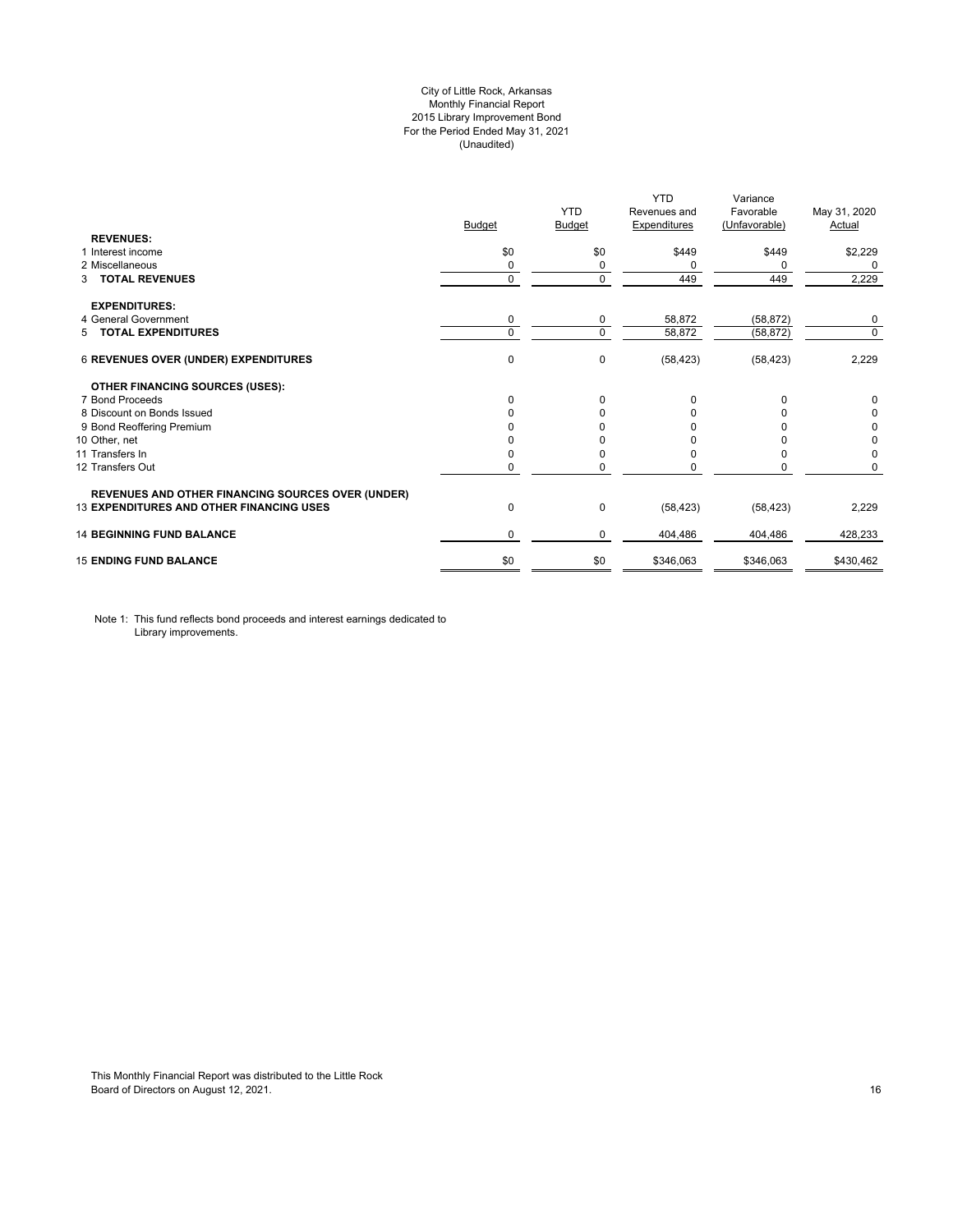City of Little Rock, Arkansas
Monthly Financial Report
2015 Library Improvement Bond
For the Period Ended May 31, 2021
(Unaudited)

| | Budget | YTD Budget | YTD Revenues and Expenditures | Variance Favorable (Unfavorable) | May 31, 2020 Actual |
|---|---|---|---|---|---|
| **REVENUES:** | | | | | |
| 1 Interest income | $0 | $0 | $449 | $449 | $2,229 |
| 2 Miscellaneous | 0 | 0 | 0 | 0 | 0 |
| 3 **TOTAL REVENUES** | 0 | 0 | 449 | 449 | 2,229 |
| **EXPENDITURES:** | | | | | |
| 4 General Government | 0 | 0 | 58,872 | (58,872) | 0 |
| 5 **TOTAL EXPENDITURES** | 0 | 0 | 58,872 | (58,872) | 0 |
| 6 **REVENUES OVER (UNDER) EXPENDITURES** | 0 | 0 | (58,423) | (58,423) | 2,229 |
| **OTHER FINANCING SOURCES (USES):** | | | | | |
| 7 Bond Proceeds | 0 | 0 | 0 | 0 | 0 |
| 8 Discount on Bonds Issued | 0 | 0 | 0 | 0 | 0 |
| 9 Bond Reoffering Premium | 0 | 0 | 0 | 0 | 0 |
| 10 Other, net | 0 | 0 | 0 | 0 | 0 |
| 11 Transfers In | 0 | 0 | 0 | 0 | 0 |
| 12 Transfers Out | 0 | 0 | 0 | 0 | 0 |
| **REVENUES AND OTHER FINANCING SOURCES OVER (UNDER)** 13 **EXPENDITURES AND OTHER FINANCING USES** | 0 | 0 | (58,423) | (58,423) | 2,229 |
| 14 **BEGINNING FUND BALANCE** | 0 | 0 | 404,486 | 404,486 | 428,233 |
| 15 **ENDING FUND BALANCE** | $0 | $0 | $346,063 | $346,063 | $430,462 |

Note 1: This fund reflects bond proceeds and interest earnings dedicated to Library improvements.

This Monthly Financial Report was distributed to the Little Rock Board of Directors on August 12, 2021.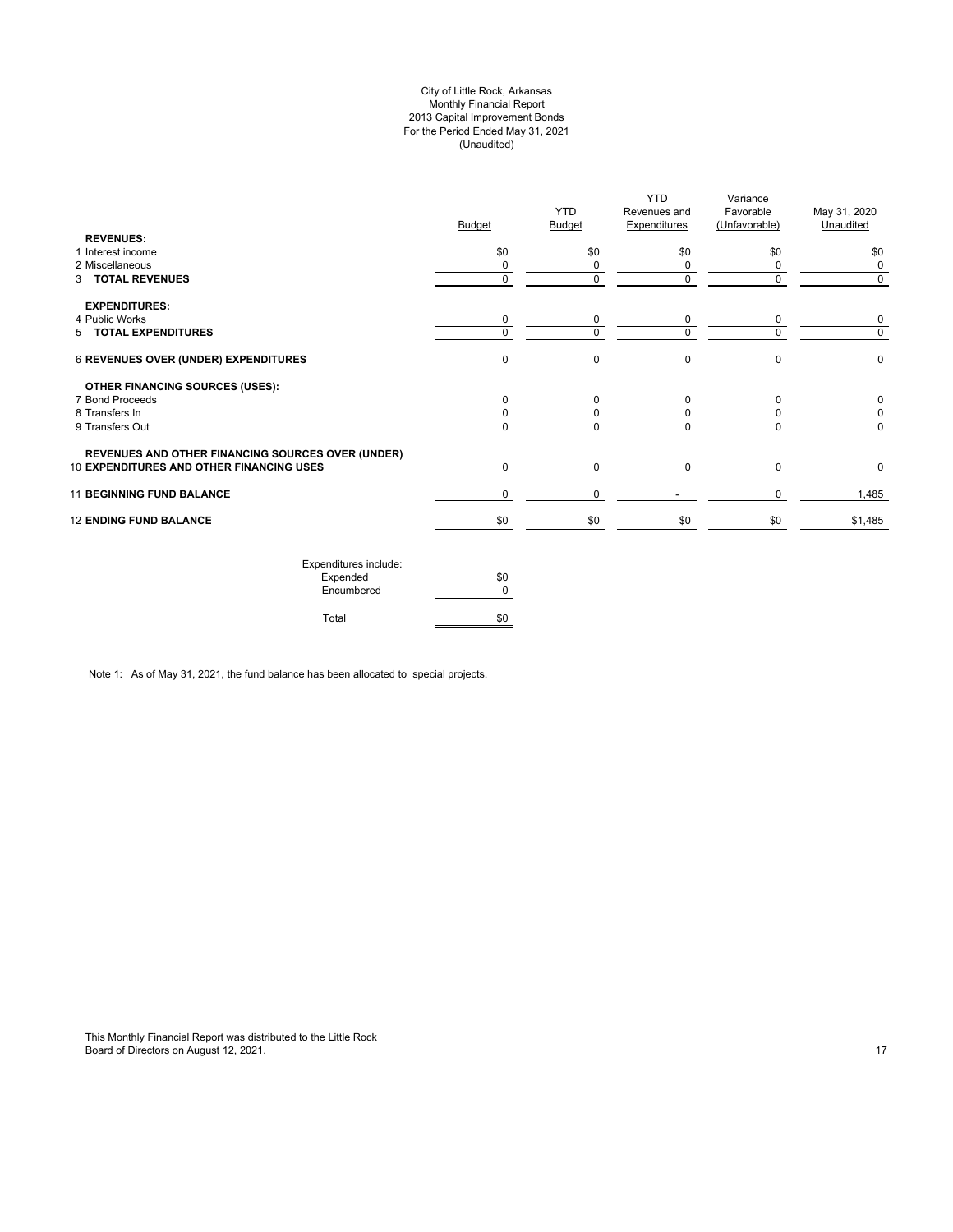City of Little Rock, Arkansas
Monthly Financial Report
2013 Capital Improvement Bonds
For the Period Ended May 31, 2021
(Unaudited)

| | Budget | YTD Budget | YTD Revenues and Expenditures | Variance Favorable (Unfavorable) | May 31, 2020 Unaudited |
|---|---|---|---|---|---|
| **REVENUES:** | | | | | |
| 1 Interest income | $0 | $0 | $0 | $0 | $0 |
| 2 Miscellaneous | 0 | 0 | 0 | 0 | 0 |
| 3 **TOTAL REVENUES** | 0 | 0 | 0 | 0 | 0 |
| **EXPENDITURES:** | | | | | |
| 4 Public Works | 0 | 0 | 0 | 0 | 0 |
| 5 **TOTAL EXPENDITURES** | 0 | 0 | 0 | 0 | 0 |
| 6 **REVENUES OVER (UNDER) EXPENDITURES** | 0 | 0 | 0 | 0 | 0 |
| **OTHER FINANCING SOURCES (USES):** | | | | | |
| 7 Bond Proceeds | 0 | 0 | 0 | 0 | 0 |
| 8 Transfers In | 0 | 0 | 0 | 0 | 0 |
| 9 Transfers Out | 0 | 0 | 0 | 0 | 0 |
| 10 **REVENUES AND OTHER FINANCING SOURCES OVER (UNDER) EXPENDITURES AND OTHER FINANCING USES** | 0 | 0 | 0 | 0 | 0 |
| 11 **BEGINNING FUND BALANCE** | 0 | 0 | - | 0 | 1,485 |
| 12 **ENDING FUND BALANCE** | $0 | $0 | $0 | $0 | $1,485 |

| Expenditures include: | |
|---|---|
| Expended | $0 |
| Encumbered | 0 |
| Total | $0 |

Note 1: As of May 31, 2021, the fund balance has been allocated to special projects.

This Monthly Financial Report was distributed to the Little Rock Board of Directors on August 12, 2021.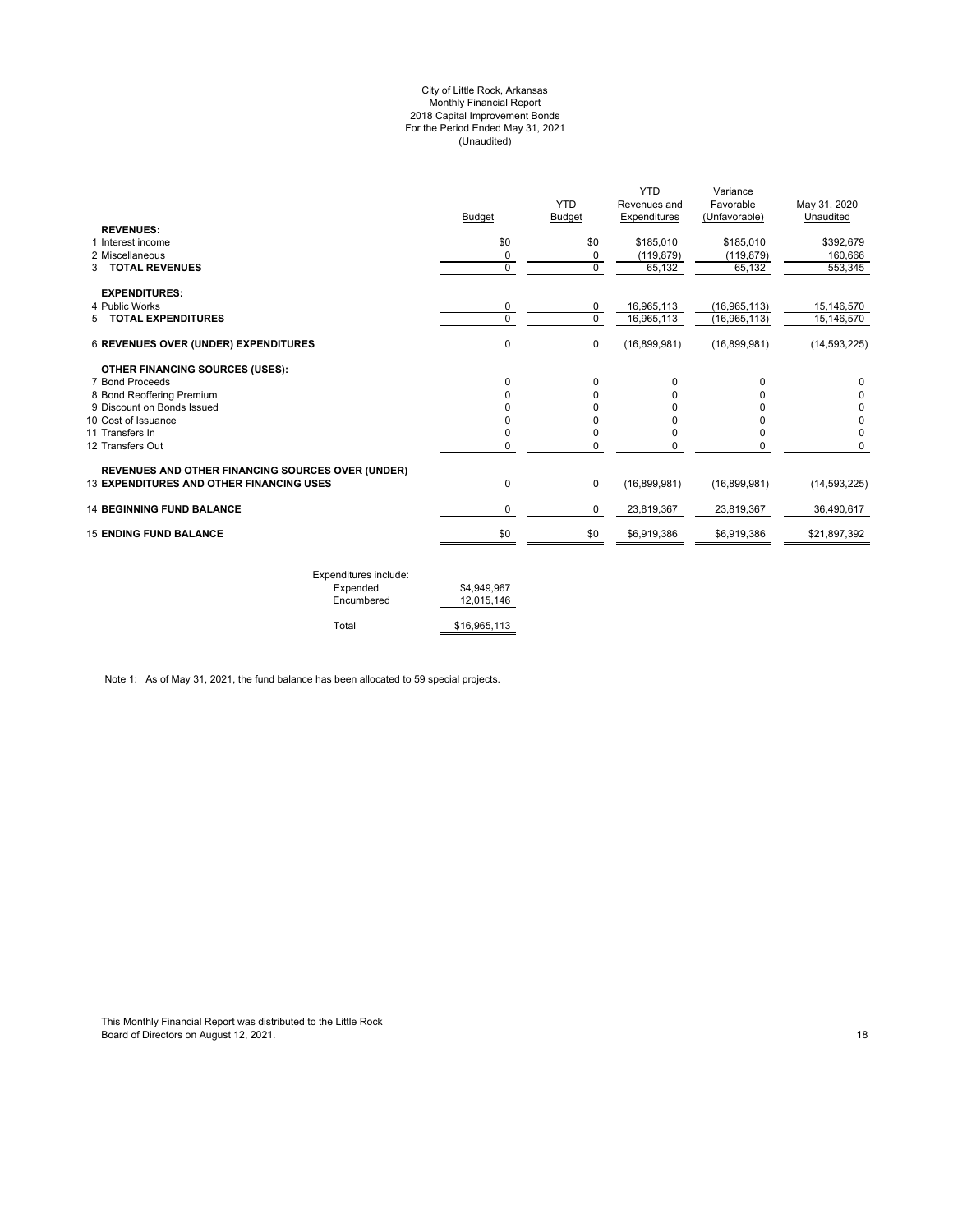City of Little Rock, Arkansas
Monthly Financial Report
2018 Capital Improvement Bonds
For the Period Ended May 31, 2021
(Unaudited)

| | Budget | YTD Budget | YTD Revenues and Expenditures | Variance Favorable (Unfavorable) | May 31, 2020 Unaudited |
|---|---|---|---|---|---|
| **REVENUES:** | | | | | |
| 1 Interest income | $0 | $0 | $185,010 | $185,010 | $392,679 |
| 2 Miscellaneous | 0 | 0 | (119,879) | (119,879) | 160,666 |
| 3 **TOTAL REVENUES** | 0 | 0 | 65,132 | 65,132 | 553,345 |
| **EXPENDITURES:** | | | | | |
| 4 Public Works | 0 | 0 | 16,965,113 | (16,965,113) | 15,146,570 |
| 5 **TOTAL EXPENDITURES** | 0 | 0 | 16,965,113 | (16,965,113) | 15,146,570 |
| 6 **REVENUES OVER (UNDER) EXPENDITURES** | 0 | 0 | (16,899,981) | (16,899,981) | (14,593,225) |
| **OTHER FINANCING SOURCES (USES):** | | | | | |
| 7 Bond Proceeds | 0 | 0 | 0 | 0 | 0 |
| 8 Bond Reoffering Premium | 0 | 0 | 0 | 0 | 0 |
| 9 Discount on Bonds Issued | 0 | 0 | 0 | 0 | 0 |
| 10 Cost of Issuance | 0 | 0 | 0 | 0 | 0 |
| 11 Transfers In | 0 | 0 | 0 | 0 | 0 |
| 12 Transfers Out | 0 | 0 | 0 | 0 | 0 |
| **REVENUES AND OTHER FINANCING SOURCES OVER (UNDER)** | | | | | |
| 13 **EXPENDITURES AND OTHER FINANCING USES** | 0 | 0 | (16,899,981) | (16,899,981) | (14,593,225) |
| 14 **BEGINNING FUND BALANCE** | 0 | 0 | 23,819,367 | 23,819,367 | 36,490,617 |
| 15 **ENDING FUND BALANCE** | $0 | $0 | $6,919,386 | $6,919,386 | $21,897,392 |

| Expenditures include: | |
|---|---|
| Expended | $4,949,967 |
| Encumbered | 12,015,146 |
| Total | $16,965,113 |

Note 1: As of May 31, 2021, the fund balance has been allocated to 59 special projects.

This Monthly Financial Report was distributed to the Little Rock Board of Directors on August 12, 2021.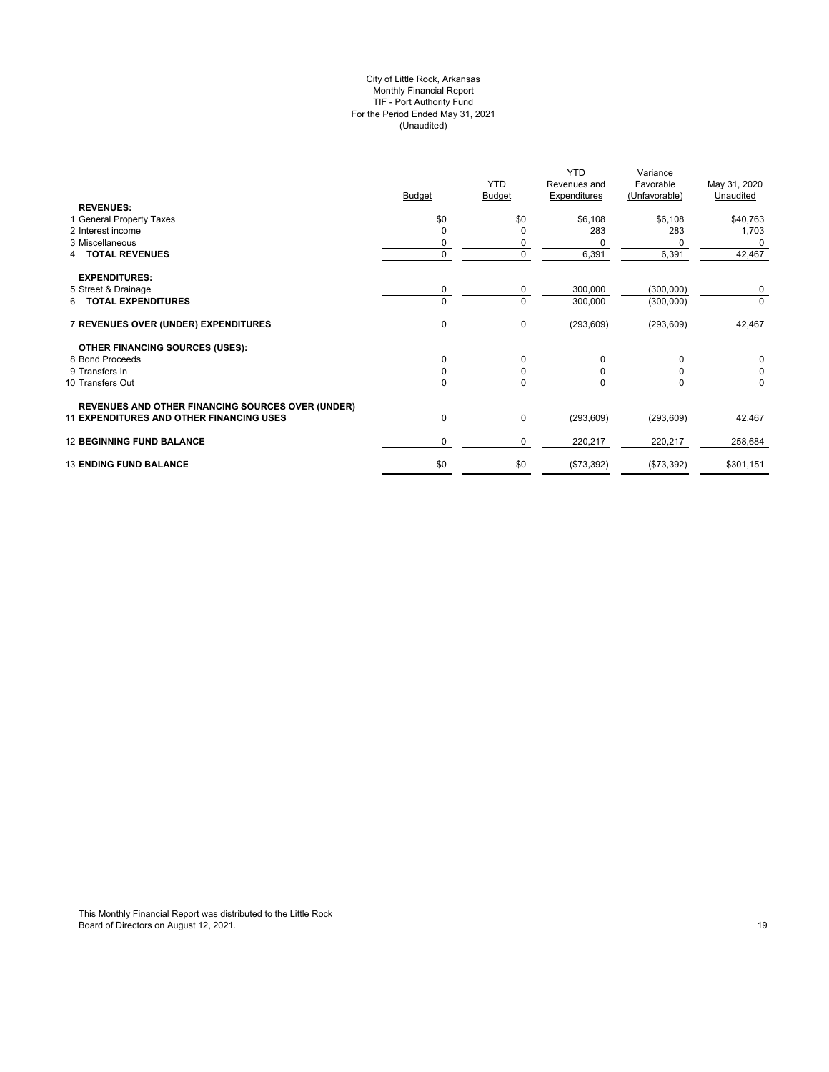City of Little Rock, Arkansas
Monthly Financial Report
TIF - Port Authority Fund
For the Period Ended May 31, 2021
(Unaudited)

| | Budget | YTD Budget | YTD Revenues and Expenditures | Variance Favorable (Unfavorable) | May 31, 2020 Unaudited |
|---|---|---|---|---|---|
| **REVENUES:** | | | | | |
| 1 General Property Taxes | $0 | $0 | $6,108 | $6,108 | $40,763 |
| 2 Interest income | 0 | 0 | 283 | 283 | 1,703 |
| 3 Miscellaneous | 0 | 0 | 0 | 0 | 0 |
| 4 **TOTAL REVENUES** | 0 | 0 | 6,391 | 6,391 | 42,467 |
| **EXPENDITURES:** | | | | | |
| 5 Street & Drainage | 0 | 0 | 300,000 | (300,000) | 0 |
| 6 **TOTAL EXPENDITURES** | 0 | 0 | 300,000 | (300,000) | 0 |
| 7 **REVENUES OVER (UNDER) EXPENDITURES** | 0 | 0 | (293,609) | (293,609) | 42,467 |
| **OTHER FINANCING SOURCES (USES):** | | | | | |
| 8 Bond Proceeds | 0 | 0 | 0 | 0 | 0 |
| 9 Transfers In | 0 | 0 | 0 | 0 | 0 |
| 10 Transfers Out | 0 | 0 | 0 | 0 | 0 |
| **REVENUES AND OTHER FINANCING SOURCES OVER (UNDER)** | | | | | |
| 11 **EXPENDITURES AND OTHER FINANCING USES** | 0 | 0 | (293,609) | (293,609) | 42,467 |
| 12 **BEGINNING FUND BALANCE** | 0 | 0 | 220,217 | 220,217 | 258,684 |
| 13 **ENDING FUND BALANCE** | $0 | $0 | ($73,392) | ($73,392) | $301,151 |

This Monthly Financial Report was distributed to the Little Rock Board of Directors on August 12, 2021.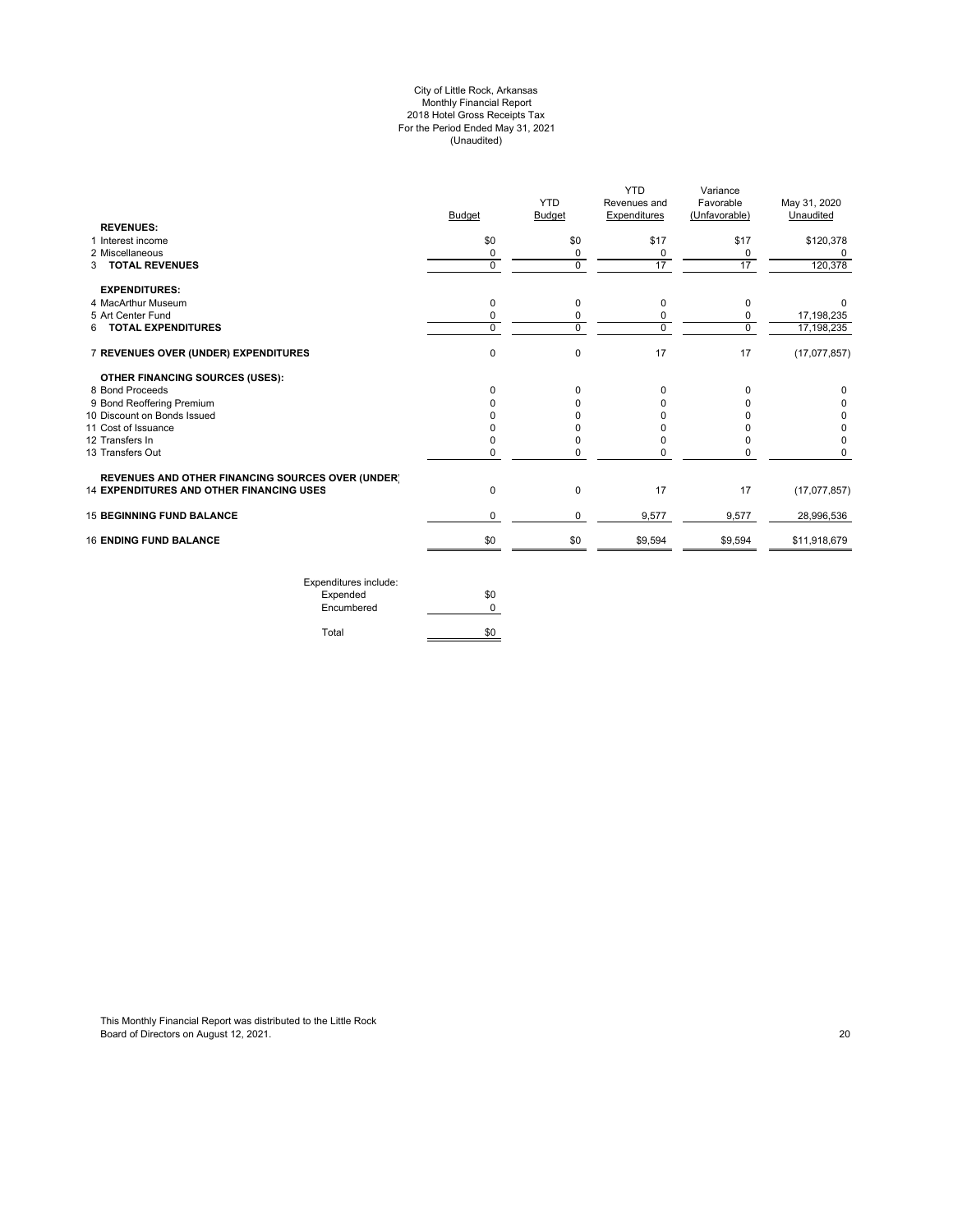# City of Little Rock, Arkansas
## Monthly Financial Report
## 2018 Hotel Gross Receipts Tax
## For the Period Ended May 31, 2021
## (Unaudited)

| | Budget | YTD Budget | YTD Revenues and Expenditures | Variance Favorable (Unfavorable) | May 31, 2020 Unaudited |
|---|---|---|---|---|---|
| **REVENUES:** | | | | | |
| 1 Interest income | $0 | $0 | $17 | $17 | $120,378 |
| 2 Miscellaneous | 0 | 0 | 0 | 0 | 0 |
| 3 **TOTAL REVENUES** | 0 | 0 | 17 | 17 | 120,378 |
| **EXPENDITURES:** | | | | | |
| 4 MacArthur Museum | 0 | 0 | 0 | 0 | 0 |
| 5 Art Center Fund | 0 | 0 | 0 | 0 | 17,198,235 |
| 6 **TOTAL EXPENDITURES** | 0 | 0 | 0 | 0 | 17,198,235 |
| 7 **REVENUES OVER (UNDER) EXPENDITURES** | 0 | 0 | 17 | 17 | (17,077,857) |
| **OTHER FINANCING SOURCES (USES):** | | | | | |
| 8 Bond Proceeds | 0 | 0 | 0 | 0 | 0 |
| 9 Bond Reoffering Premium | 0 | 0 | 0 | 0 | 0 |
| 10 Discount on Bonds Issued | 0 | 0 | 0 | 0 | 0 |
| 11 Cost of Issuance | 0 | 0 | 0 | 0 | 0 |
| 12 Transfers In | 0 | 0 | 0 | 0 | 0 |
| 13 Transfers Out | 0 | 0 | 0 | 0 | 0 |
| **REVENUES AND OTHER FINANCING SOURCES OVER (UNDER)** 14 **EXPENDITURES AND OTHER FINANCING USES** | 0 | 0 | 17 | 17 | (17,077,857) |
| 15 **BEGINNING FUND BALANCE** | 0 | 0 | 9,577 | 9,577 | 28,996,536 |
| 16 **ENDING FUND BALANCE** | $0 | $0 | $9,594 | $9,594 | $11,918,679 |

| Expenditures include: | |
|---|---|
| Expended | $0 |
| Encumbered | 0 |
| Total | $0 |

This Monthly Financial Report was distributed to the Little Rock Board of Directors on August 12, 2021.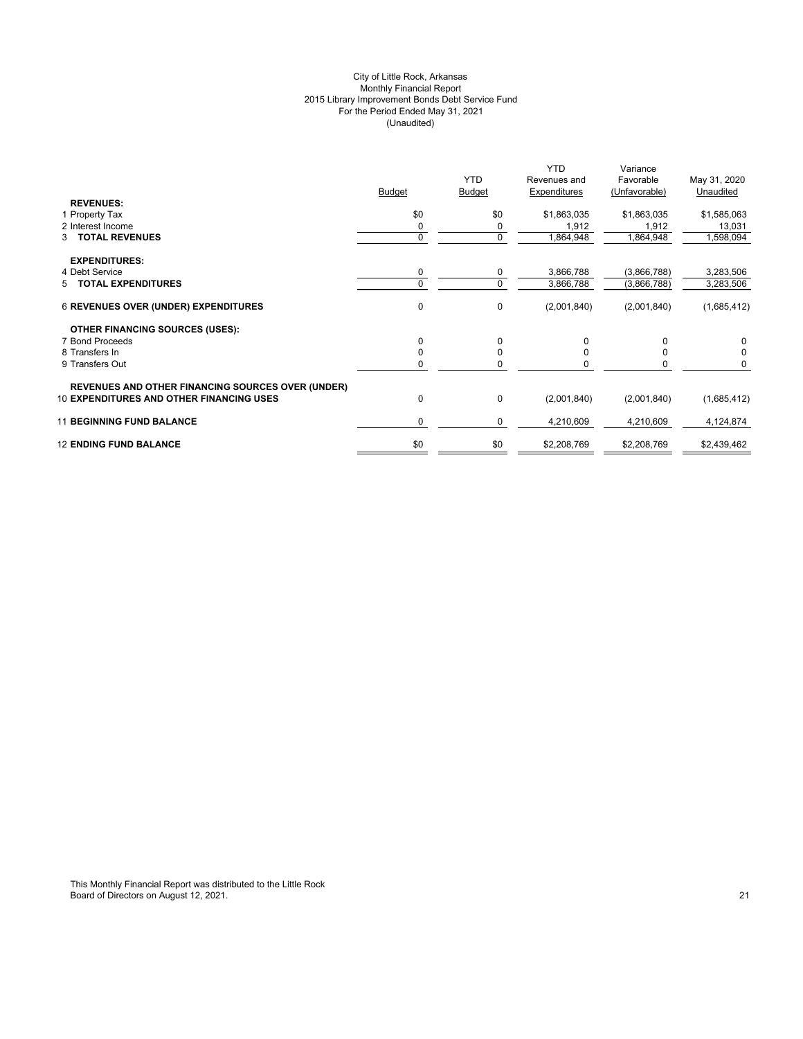City of Little Rock, Arkansas
Monthly Financial Report
2015 Library Improvement Bonds Debt Service Fund
For the Period Ended May 31, 2021
(Unaudited)

| | Budget | YTD Budget | YTD Revenues and Expenditures | Variance Favorable (Unfavorable) | May 31, 2020 Unaudited |
|---|---|---|---|---|---|
| **REVENUES:** | | | | | |
| 1 Property Tax | $0 | $0 | $1,863,035 | $1,863,035 | $1,585,063 |
| 2 Interest Income | 0 | 0 | 1,912 | 1,912 | 13,031 |
| 3 **TOTAL REVENUES** | 0 | 0 | 1,864,948 | 1,864,948 | 1,598,094 |
| **EXPENDITURES:** | | | | | |
| 4 Debt Service | 0 | 0 | 3,866,788 | (3,866,788) | 3,283,506 |
| 5 **TOTAL EXPENDITURES** | 0 | 0 | 3,866,788 | (3,866,788) | 3,283,506 |
| 6 **REVENUES OVER (UNDER) EXPENDITURES** | 0 | 0 | (2,001,840) | (2,001,840) | (1,685,412) |
| **OTHER FINANCING SOURCES (USES):** | | | | | |
| 7 Bond Proceeds | 0 | 0 | 0 | 0 | 0 |
| 8 Transfers In | 0 | 0 | 0 | 0 | 0 |
| 9 Transfers Out | 0 | 0 | 0 | 0 | 0 |
| **REVENUES AND OTHER FINANCING SOURCES OVER (UNDER)** 10 **EXPENDITURES AND OTHER FINANCING USES** | 0 | 0 | (2,001,840) | (2,001,840) | (1,685,412) |
| 11 **BEGINNING FUND BALANCE** | 0 | 0 | 4,210,609 | 4,210,609 | 4,124,874 |
| 12 **ENDING FUND BALANCE** | $0 | $0 | $2,208,769 | $2,208,769 | $2,439,462 |

This Monthly Financial Report was distributed to the Little Rock Board of Directors on August 12, 2021.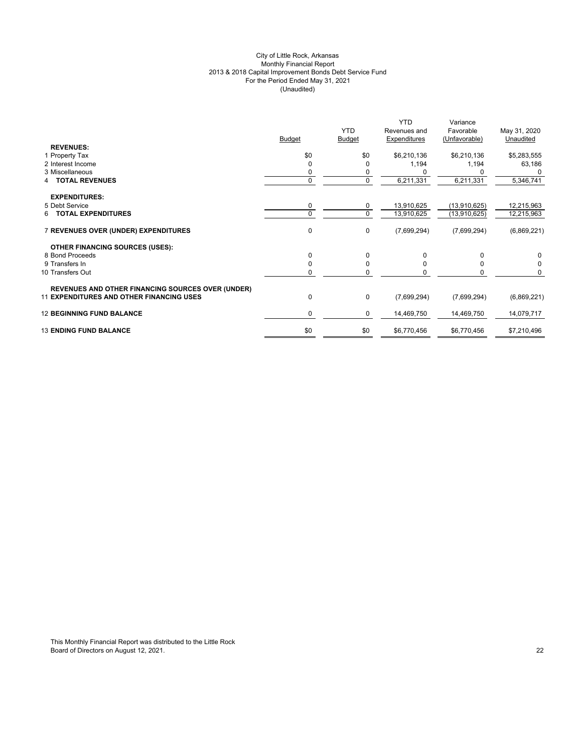City of Little Rock, Arkansas
Monthly Financial Report
2013 & 2018 Capital Improvement Bonds Debt Service Fund
For the Period Ended May 31, 2021
(Unaudited)

| | Budget | YTD Budget | YTD Revenues and Expenditures | Variance Favorable (Unfavorable) | May 31, 2020 Unaudited |
|---|---|---|---|---|---|
| **REVENUES:** | | | | | |
| 1 Property Tax | $0 | $0 | $6,210,136 | $6,210,136 | $5,283,555 |
| 2 Interest Income | 0 | 0 | 1,194 | 1,194 | 63,186 |
| 3 Miscellaneous | 0 | 0 | 0 | 0 | 0 |
| 4 **TOTAL REVENUES** | 0 | 0 | 6,211,331 | 6,211,331 | 5,346,741 |
| **EXPENDITURES:** | | | | | |
| 5 Debt Service | 0 | 0 | 13,910,625 | (13,910,625) | 12,215,963 |
| 6 **TOTAL EXPENDITURES** | 0 | 0 | 13,910,625 | (13,910,625) | 12,215,963 |
| 7 **REVENUES OVER (UNDER) EXPENDITURES** | 0 | 0 | (7,699,294) | (7,699,294) | (6,869,221) |
| **OTHER FINANCING SOURCES (USES):** | | | | | |
| 8 Bond Proceeds | 0 | 0 | 0 | 0 | 0 |
| 9 Transfers In | 0 | 0 | 0 | 0 | 0 |
| 10 Transfers Out | 0 | 0 | 0 | 0 | 0 |
| **REVENUES AND OTHER FINANCING SOURCES OVER (UNDER)** 11 **EXPENDITURES AND OTHER FINANCING USES** | 0 | 0 | (7,699,294) | (7,699,294) | (6,869,221) |
| 12 **BEGINNING FUND BALANCE** | 0 | 0 | 14,469,750 | 14,469,750 | 14,079,717 |
| 13 **ENDING FUND BALANCE** | $0 | $0 | $6,770,456 | $6,770,456 | $7,210,496 |

This Monthly Financial Report was distributed to the Little Rock Board of Directors on August 12, 2021.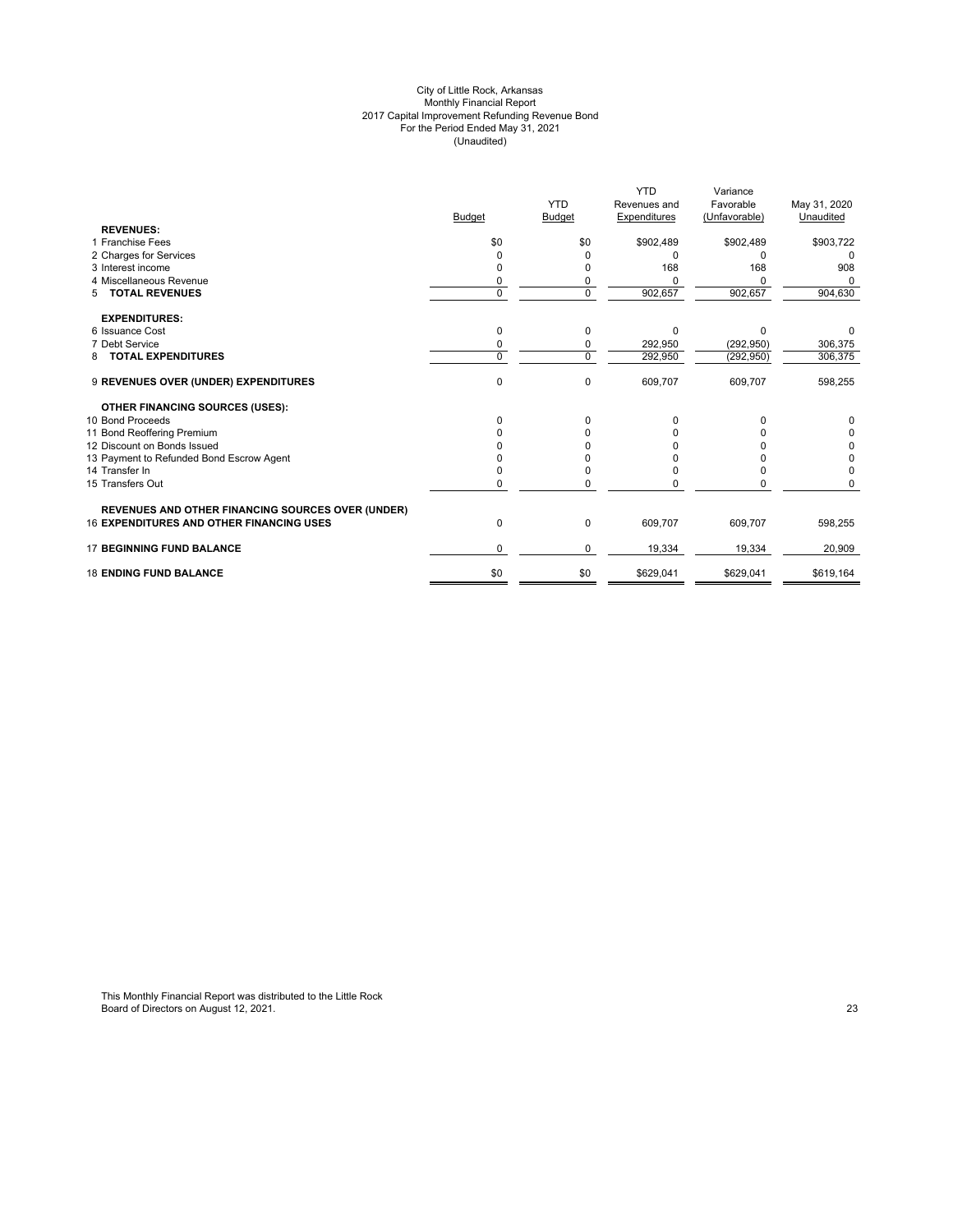# City of Little Rock, Arkansas
## Monthly Financial Report
## 2017 Capital Improvement Refunding Revenue Bond
## For the Period Ended May 31, 2021
## (Unaudited)

| | Budget | YTD Budget | YTD Revenues and Expenditures | Variance Favorable (Unfavorable) | May 31, 2020 Unaudited |
|---|---|---|---|---|---|
| **REVENUES:** | | | | | |
| 1 Franchise Fees | $0 | $0 | $902,489 | $902,489 | $903,722 |
| 2 Charges for Services | 0 | 0 | 0 | 0 | 0 |
| 3 Interest income | 0 | 0 | 168 | 168 | 908 |
| 4 Miscellaneous Revenue | 0 | 0 | 0 | 0 | 0 |
| 5 **TOTAL REVENUES** | 0 | 0 | 902,657 | 902,657 | 904,630 |
| **EXPENDITURES:** | | | | | |
| 6 Issuance Cost | 0 | 0 | 0 | 0 | 0 |
| 7 Debt Service | 0 | 0 | 292,950 | (292,950) | 306,375 |
| 8 **TOTAL EXPENDITURES** | 0 | 0 | 292,950 | (292,950) | 306,375 |
| 9 **REVENUES OVER (UNDER) EXPENDITURES** | 0 | 0 | 609,707 | 609,707 | 598,255 |
| **OTHER FINANCING SOURCES (USES):** | | | | | |
| 10 Bond Proceeds | 0 | 0 | 0 | 0 | 0 |
| 11 Bond Reoffering Premium | 0 | 0 | 0 | 0 | 0 |
| 12 Discount on Bonds Issued | 0 | 0 | 0 | 0 | 0 |
| 13 Payment to Refunded Bond Escrow Agent | 0 | 0 | 0 | 0 | 0 |
| 14 Transfer In | 0 | 0 | 0 | 0 | 0 |
| 15 Transfers Out | 0 | 0 | 0 | 0 | 0 |
| **REVENUES AND OTHER FINANCING SOURCES OVER (UNDER)** | | | | | |
| 16 **EXPENDITURES AND OTHER FINANCING USES** | 0 | 0 | 609,707 | 609,707 | 598,255 |
| 17 **BEGINNING FUND BALANCE** | 0 | 0 | 19,334 | 19,334 | 20,909 |
| 18 **ENDING FUND BALANCE** | $0 | $0 | $629,041 | $629,041 | $619,164 |

This Monthly Financial Report was distributed to the Little Rock Board of Directors on August 12, 2021.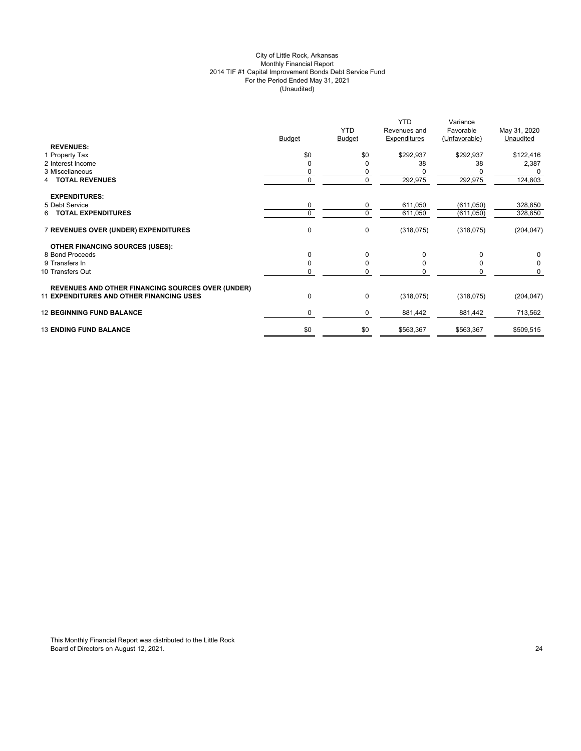City of Little Rock, Arkansas
Monthly Financial Report
2014 TIF #1 Capital Improvement Bonds Debt Service Fund
For the Period Ended May 31, 2021
(Unaudited)

| | Budget | YTD Budget | YTD Revenues and Expenditures | Variance Favorable (Unfavorable) | May 31, 2020 Unaudited |
|---|---|---|---|---|---|
| **REVENUES:** | | | | | |
| 1 Property Tax | $0 | $0 | $292,937 | $292,937 | $122,416 |
| 2 Interest Income | 0 | 0 | 38 | 38 | 2,387 |
| 3 Miscellaneous | 0 | 0 | 0 | 0 | 0 |
| 4 **TOTAL REVENUES** | 0 | 0 | 292,975 | 292,975 | 124,803 |
| **EXPENDITURES:** | | | | | |
| 5 Debt Service | 0 | 0 | 611,050 | (611,050) | 328,850 |
| 6 **TOTAL EXPENDITURES** | 0 | 0 | 611,050 | (611,050) | 328,850 |
| 7 **REVENUES OVER (UNDER) EXPENDITURES** | 0 | 0 | (318,075) | (318,075) | (204,047) |
| **OTHER FINANCING SOURCES (USES):** | | | | | |
| 8 Bond Proceeds | 0 | 0 | 0 | 0 | 0 |
| 9 Transfers In | 0 | 0 | 0 | 0 | 0 |
| 10 Transfers Out | 0 | 0 | 0 | 0 | 0 |
| **REVENUES AND OTHER FINANCING SOURCES OVER (UNDER)** 11 **EXPENDITURES AND OTHER FINANCING USES** | 0 | 0 | (318,075) | (318,075) | (204,047) |
| 12 **BEGINNING FUND BALANCE** | 0 | 0 | 881,442 | 881,442 | 713,562 |
| 13 **ENDING FUND BALANCE** | $0 | $0 | $563,367 | $563,367 | $509,515 |

This Monthly Financial Report was distributed to the Little Rock Board of Directors on August 12, 2021.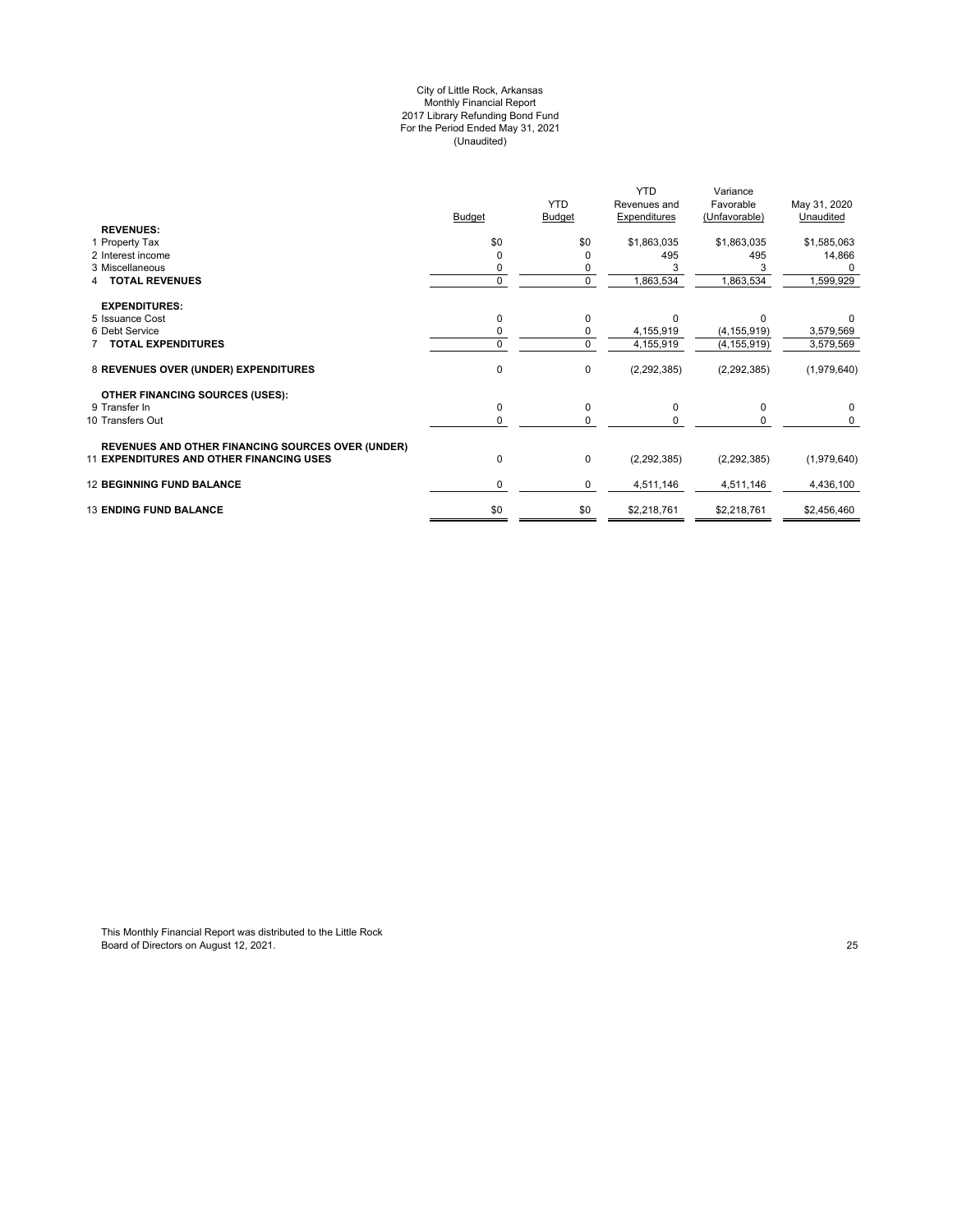City of Little Rock, Arkansas
Monthly Financial Report
2017 Library Refunding Bond Fund
For the Period Ended May 31, 2021
(Unaudited)

| | Budget | YTD Budget | YTD Revenues and Expenditures | Variance Favorable (Unfavorable) | May 31, 2020 Unaudited |
|---|---|---|---|---|---|
| **REVENUES:** | | | | | |
| 1 Property Tax | $0 | $0 | $1,863,035 | $1,863,035 | $1,585,063 |
| 2 Interest income | 0 | 0 | 495 | 495 | 14,866 |
| 3 Miscellaneous | 0 | 0 | 3 | 3 | 0 |
| 4 **TOTAL REVENUES** | 0 | 0 | 1,863,534 | 1,863,534 | 1,599,929 |
| **EXPENDITURES:** | | | | | |
| 5 Issuance Cost | 0 | 0 | 0 | 0 | 0 |
| 6 Debt Service | 0 | 0 | 4,155,919 | (4,155,919) | 3,579,569 |
| 7 **TOTAL EXPENDITURES** | 0 | 0 | 4,155,919 | (4,155,919) | 3,579,569 |
| 8 **REVENUES OVER (UNDER) EXPENDITURES** | 0 | 0 | (2,292,385) | (2,292,385) | (1,979,640) |
| **OTHER FINANCING SOURCES (USES):** | | | | | |
| 9 Transfer In | 0 | 0 | 0 | 0 | 0 |
| 10 Transfers Out | 0 | 0 | 0 | 0 | 0 |
| 11 **REVENUES AND OTHER FINANCING SOURCES OVER (UNDER) EXPENDITURES AND OTHER FINANCING USES** | 0 | 0 | (2,292,385) | (2,292,385) | (1,979,640) |
| 12 **BEGINNING FUND BALANCE** | 0 | 0 | 4,511,146 | 4,511,146 | 4,436,100 |
| 13 **ENDING FUND BALANCE** | $0 | $0 | $2,218,761 | $2,218,761 | $2,456,460 |

This Monthly Financial Report was distributed to the Little Rock Board of Directors on August 12, 2021.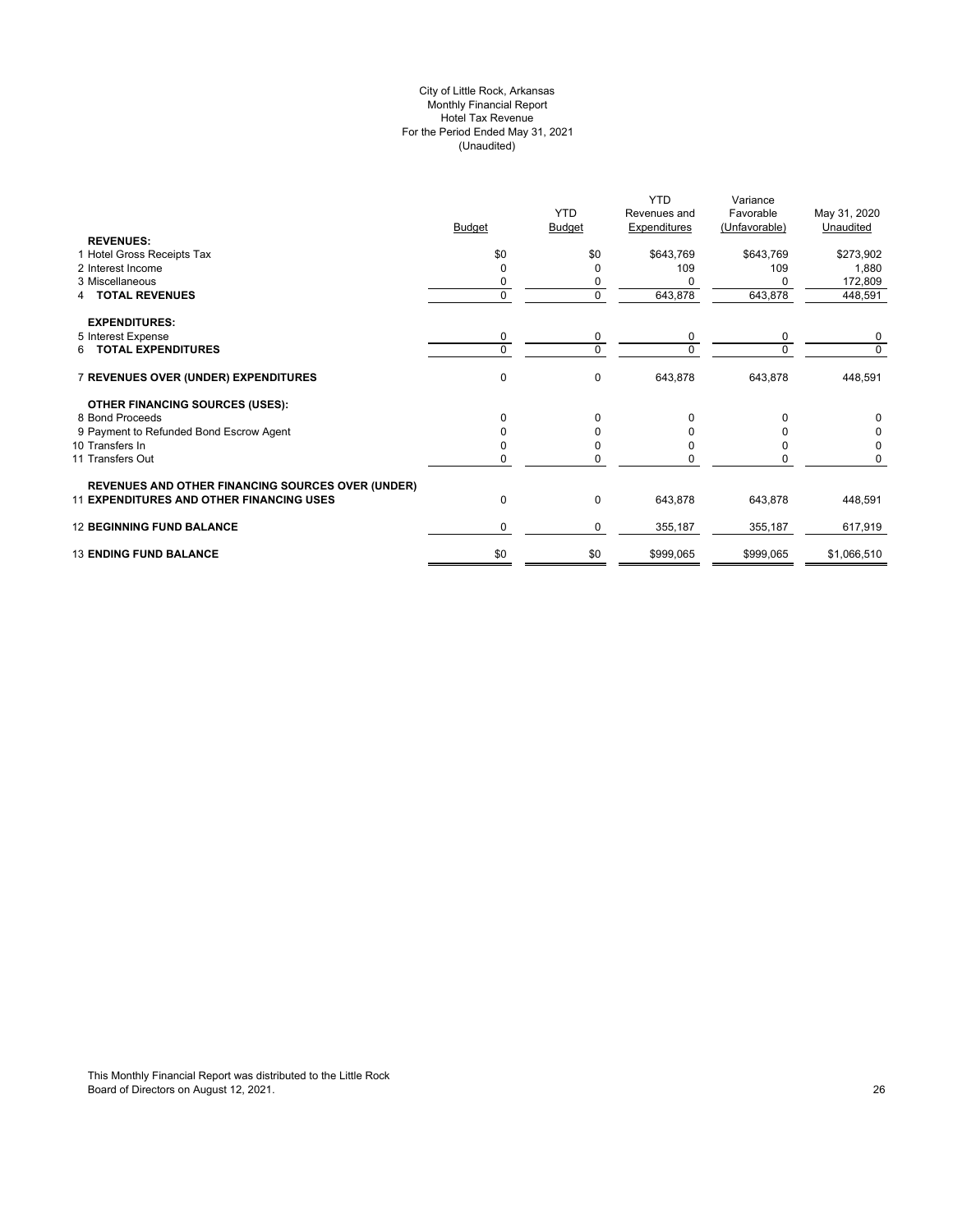City of Little Rock, Arkansas
Monthly Financial Report
Hotel Tax Revenue
For the Period Ended May 31, 2021
(Unaudited)

| | Budget | YTD Budget | YTD Revenues and Expenditures | Variance Favorable (Unfavorable) | May 31, 2020 Unaudited |
|---|---|---|---|---|---|
| **REVENUES:** | | | | | |
| 1 Hotel Gross Receipts Tax | $0 | $0 | $643,769 | $643,769 | $273,902 |
| 2 Interest Income | 0 | 0 | 109 | 109 | 1,880 |
| 3 Miscellaneous | 0 | 0 | 0 | 0 | 172,809 |
| 4 **TOTAL REVENUES** | 0 | 0 | 643,878 | 643,878 | 448,591 |
| **EXPENDITURES:** | | | | | |
| 5 Interest Expense | 0 | 0 | 0 | 0 | 0 |
| 6 **TOTAL EXPENDITURES** | 0 | 0 | 0 | 0 | 0 |
| 7 **REVENUES OVER (UNDER) EXPENDITURES** | 0 | 0 | 643,878 | 643,878 | 448,591 |
| **OTHER FINANCING SOURCES (USES):** | | | | | |
| 8 Bond Proceeds | 0 | 0 | 0 | 0 | 0 |
| 9 Payment to Refunded Bond Escrow Agent | 0 | 0 | 0 | 0 | 0 |
| 10 Transfers In | 0 | 0 | 0 | 0 | 0 |
| 11 Transfers Out | 0 | 0 | 0 | 0 | 0 |
| **REVENUES AND OTHER FINANCING SOURCES OVER (UNDER)** | | | | | |
| 11 **EXPENDITURES AND OTHER FINANCING USES** | 0 | 0 | 643,878 | 643,878 | 448,591 |
| 12 **BEGINNING FUND BALANCE** | 0 | 0 | 355,187 | 355,187 | 617,919 |
| 13 **ENDING FUND BALANCE** | $0 | $0 | $999,065 | $999,065 | $1,066,510 |

This Monthly Financial Report was distributed to the Little Rock Board of Directors on August 12, 2021.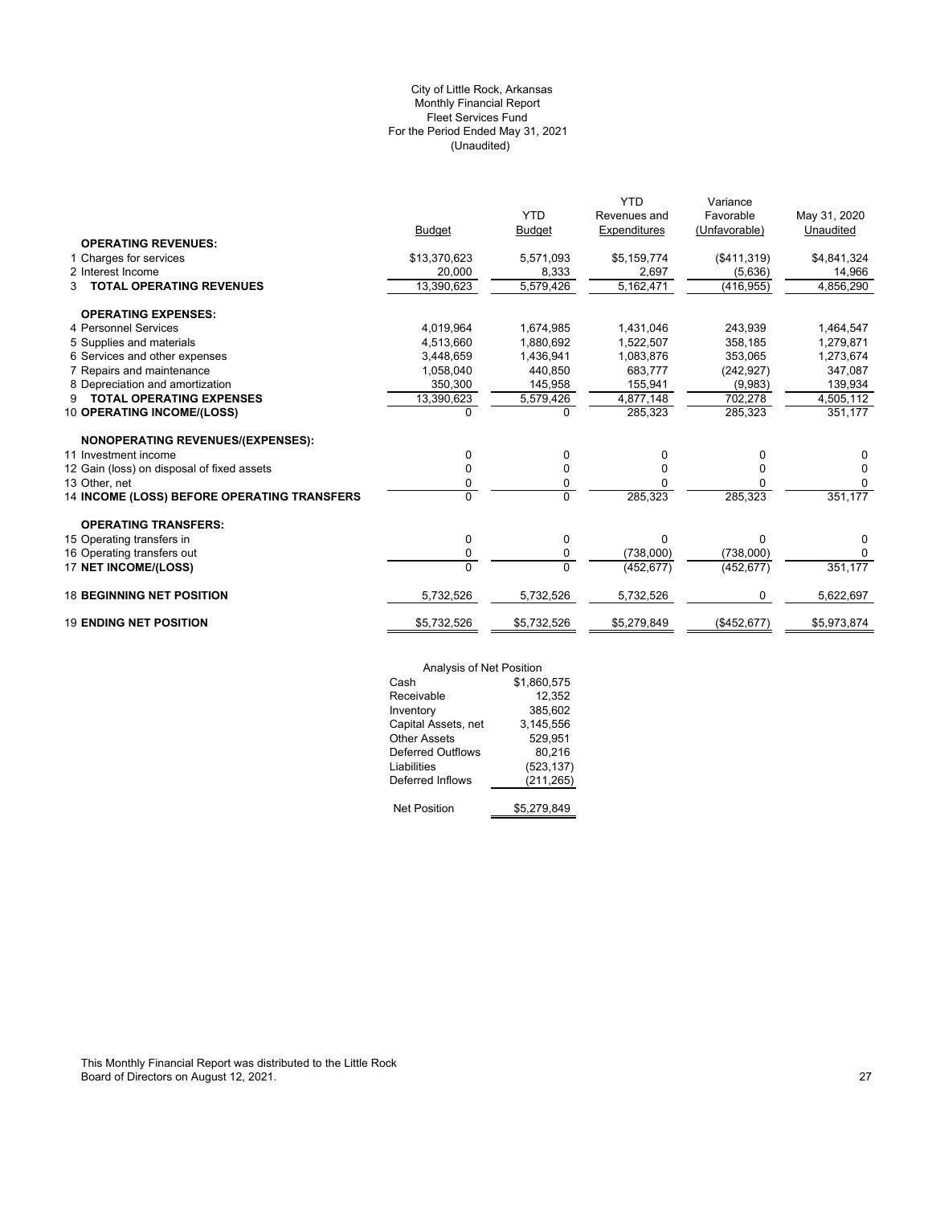City of Little Rock, Arkansas
Monthly Financial Report
Fleet Services Fund
For the Period Ended May 31, 2021
(Unaudited)

| | Budget | YTD Budget | YTD Revenues and Expenditures | Variance Favorable (Unfavorable) | May 31, 2020 Unaudited |
|---|---|---|---|---|---|
| **OPERATING REVENUES:** | | | | | |
| 1 Charges for services | $13,370,623 | 5,571,093 | $5,159,774 | ($411,319) | $4,841,324 |
| 2 Interest Income | 20,000 | 8,333 | 2,697 | (5,636) | 14,966 |
| 3 **TOTAL OPERATING REVENUES** | 13,390,623 | 5,579,426 | 5,162,471 | (416,955) | 4,856,290 |
| **OPERATING EXPENSES:** | | | | | |
| 4 Personnel Services | 4,019,964 | 1,674,985 | 1,431,046 | 243,939 | 1,464,547 |
| 5 Supplies and materials | 4,513,660 | 1,880,692 | 1,522,507 | 358,185 | 1,279,871 |
| 6 Services and other expenses | 3,448,659 | 1,436,941 | 1,083,876 | 353,065 | 1,273,674 |
| 7 Repairs and maintenance | 1,058,040 | 440,850 | 683,777 | (242,927) | 347,087 |
| 8 Depreciation and amortization | 350,300 | 145,958 | 155,941 | (9,983) | 139,934 |
| 9 **TOTAL OPERATING EXPENSES** | 13,390,623 | 5,579,426 | 4,877,148 | 702,278 | 4,505,112 |
| 10 **OPERATING INCOME/(LOSS)** | 0 | 0 | 285,323 | 285,323 | 351,177 |
| **NONOPERATING REVENUES/(EXPENSES):** | | | | | |
| 11 Investment income | 0 | 0 | 0 | 0 | 0 |
| 12 Gain (loss) on disposal of fixed assets | 0 | 0 | 0 | 0 | 0 |
| 13 Other, net | 0 | 0 | 0 | 0 | 0 |
| 14 **INCOME (LOSS) BEFORE OPERATING TRANSFERS** | 0 | 0 | 285,323 | 285,323 | 351,177 |
| **OPERATING TRANSFERS:** | | | | | |
| 15 Operating transfers in | 0 | 0 | 0 | 0 | 0 |
| 16 Operating transfers out | 0 | 0 | (738,000) | (738,000) | 0 |
| 17 **NET INCOME/(LOSS)** | 0 | 0 | (452,677) | (452,677) | 351,177 |
| 18 **BEGINNING NET POSITION** | 5,732,526 | 5,732,526 | 5,732,526 | 0 | 5,622,697 |
| 19 **ENDING NET POSITION** | $5,732,526 | $5,732,526 | $5,279,849 | ($452,677) | $5,973,874 |

| Analysis of Net Position | |
|---|---|
| Cash | $1,860,575 |
| Receivable | 12,352 |
| Inventory | 385,602 |
| Capital Assets, net | 3,145,556 |
| Other Assets | 529,951 |
| Deferred Outflows | 80,216 |
| Liabilities | (523,137) |
| Deferred Inflows | (211,265) |
| Net Position | $5,279,849 |

This Monthly Financial Report was distributed to the Little Rock Board of Directors on August 12, 2021.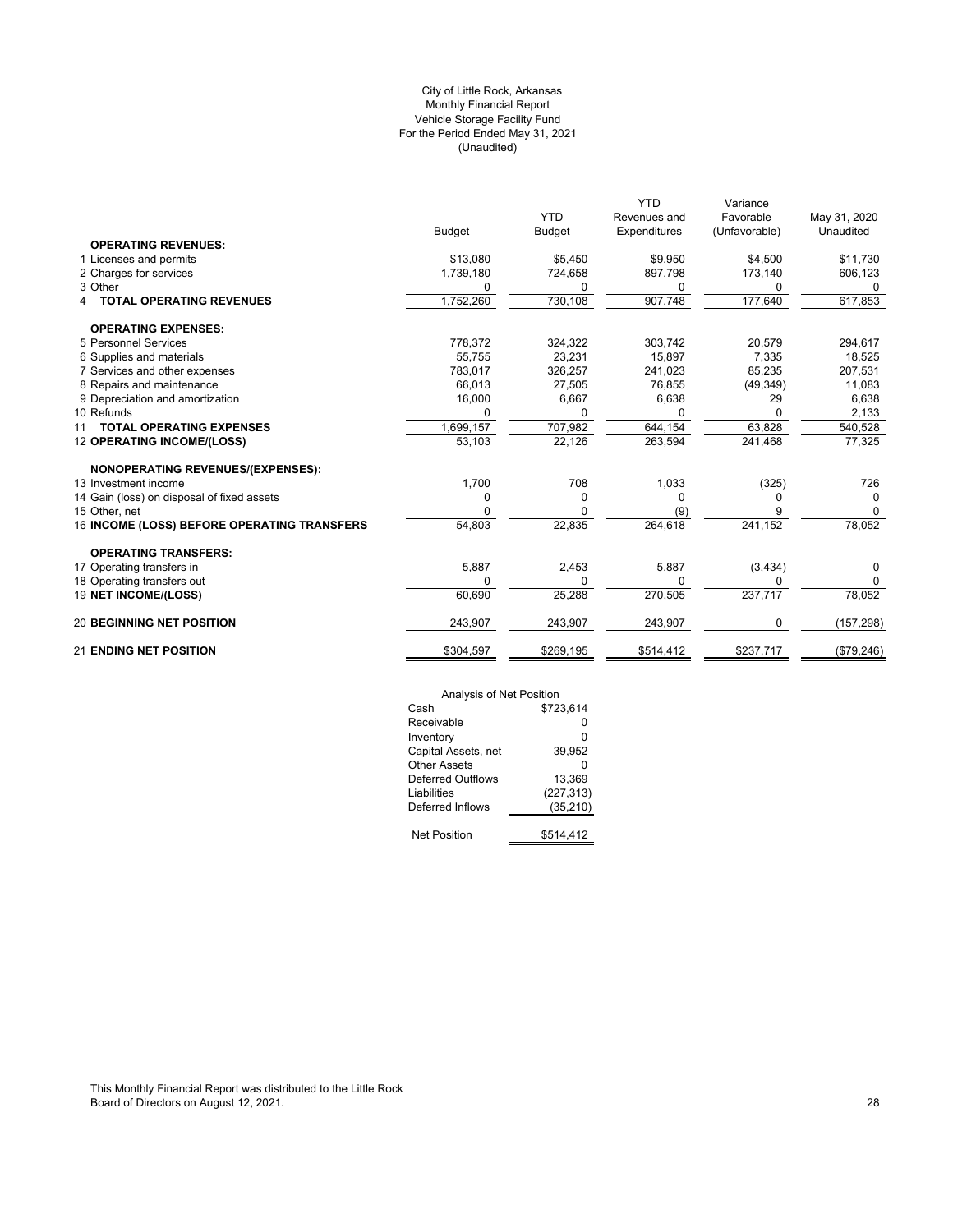City of Little Rock, Arkansas
Monthly Financial Report
Vehicle Storage Facility Fund
For the Period Ended May 31, 2021
(Unaudited)

| | Budget | YTD Budget | YTD Revenues and Expenditures | Variance Favorable (Unfavorable) | May 31, 2020 Unaudited |
|---|---|---|---|---|---|
| **OPERATING REVENUES:** | | | | | |
| 1 Licenses and permits | $13,080 | $5,450 | $9,950 | $4,500 | $11,730 |
| 2 Charges for services | 1,739,180 | 724,658 | 897,798 | 173,140 | 606,123 |
| 3 Other | 0 | 0 | 0 | 0 | 0 |
| 4 **TOTAL OPERATING REVENUES** | 1,752,260 | 730,108 | 907,748 | 177,640 | 617,853 |
| **OPERATING EXPENSES:** | | | | | |
| 5 Personnel Services | 778,372 | 324,322 | 303,742 | 20,579 | 294,617 |
| 6 Supplies and materials | 55,755 | 23,231 | 15,897 | 7,335 | 18,525 |
| 7 Services and other expenses | 783,017 | 326,257 | 241,023 | 85,235 | 207,531 |
| 8 Repairs and maintenance | 66,013 | 27,505 | 76,855 | (49,349) | 11,083 |
| 9 Depreciation and amortization | 16,000 | 6,667 | 6,638 | 29 | 6,638 |
| 10 Refunds | 0 | 0 | 0 | 0 | 2,133 |
| 11 **TOTAL OPERATING EXPENSES** | 1,699,157 | 707,982 | 644,154 | 63,828 | 540,528 |
| 12 **OPERATING INCOME/(LOSS)** | 53,103 | 22,126 | 263,594 | 241,468 | 77,325 |
| **NONOPERATING REVENUES/(EXPENSES):** | | | | | |
| 13 Investment income | 1,700 | 708 | 1,033 | (325) | 726 |
| 14 Gain (loss) on disposal of fixed assets | 0 | 0 | 0 | 0 | 0 |
| 15 Other, net | 0 | 0 | (9) | 9 | 0 |
| 16 **INCOME (LOSS) BEFORE OPERATING TRANSFERS** | 54,803 | 22,835 | 264,618 | 241,152 | 78,052 |
| **OPERATING TRANSFERS:** | | | | | |
| 17 Operating transfers in | 5,887 | 2,453 | 5,887 | (3,434) | 0 |
| 18 Operating transfers out | 0 | 0 | 0 | 0 | 0 |
| 19 **NET INCOME/(LOSS)** | 60,690 | 25,288 | 270,505 | 237,717 | 78,052 |
| 20 **BEGINNING NET POSITION** | 243,907 | 243,907 | 243,907 | 0 | (157,298) |
| 21 **ENDING NET POSITION** | $304,597 | $269,195 | $514,412 | $237,717 | ($79,246) |

| Analysis of Net Position | |
|---|---|
| Cash | $723,614 |
| Receivable | 0 |
| Inventory | 0 |
| Capital Assets, net | 39,952 |
| Other Assets | 0 |
| Deferred Outflows | 13,369 |
| Liabilities | (227,313) |
| Deferred Inflows | (35,210) |
| Net Position | $514,412 |

This Monthly Financial Report was distributed to the Little Rock Board of Directors on August 12, 2021.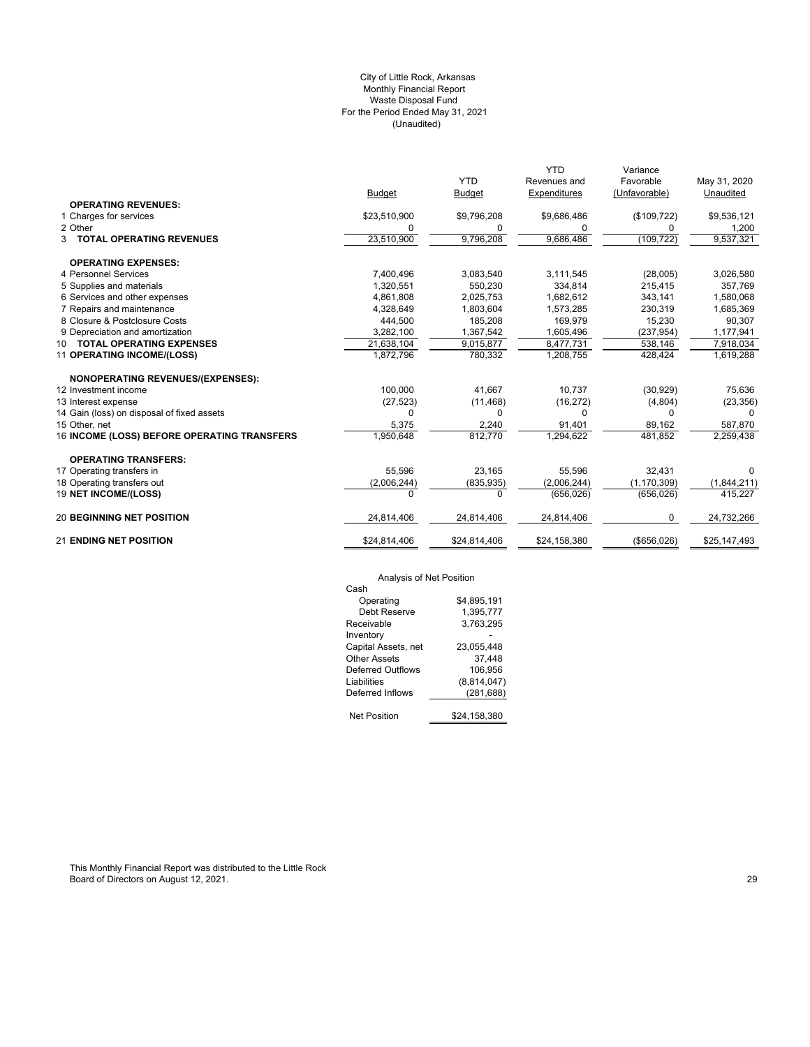City of Little Rock, Arkansas
Monthly Financial Report
Waste Disposal Fund
For the Period Ended May 31, 2021
(Unaudited)

| | Budget | YTD Budget | YTD Revenues and Expenditures | Variance Favorable (Unfavorable) | May 31, 2020 Unaudited |
|---|---|---|---|---|---|
| **OPERATING REVENUES:** | | | | | |
| 1 Charges for services | $23,510,900 | $9,796,208 | $9,686,486 | ($109,722) | $9,536,121 |
| 2 Other | 0 | 0 | 0 | 0 | 1,200 |
| 3 **TOTAL OPERATING REVENUES** | 23,510,900 | 9,796,208 | 9,686,486 | (109,722) | 9,537,321 |
| **OPERATING EXPENSES:** | | | | | |
| 4 Personnel Services | 7,400,496 | 3,083,540 | 3,111,545 | (28,005) | 3,026,580 |
| 5 Supplies and materials | 1,320,551 | 550,230 | 334,814 | 215,415 | 357,769 |
| 6 Services and other expenses | 4,861,808 | 2,025,753 | 1,682,612 | 343,141 | 1,580,068 |
| 7 Repairs and maintenance | 4,328,649 | 1,803,604 | 1,573,285 | 230,319 | 1,685,369 |
| 8 Closure & Postclosure Costs | 444,500 | 185,208 | 169,979 | 15,230 | 90,307 |
| 9 Depreciation and amortization | 3,282,100 | 1,367,542 | 1,605,496 | (237,954) | 1,177,941 |
| 10 **TOTAL OPERATING EXPENSES** | 21,638,104 | 9,015,877 | 8,477,731 | 538,146 | 7,918,034 |
| 11 **OPERATING INCOME/(LOSS)** | 1,872,796 | 780,332 | 1,208,755 | 428,424 | 1,619,288 |
| **NONOPERATING REVENUES/(EXPENSES):** | | | | | |
| 12 Investment income | 100,000 | 41,667 | 10,737 | (30,929) | 75,636 |
| 13 Interest expense | (27,523) | (11,468) | (16,272) | (4,804) | (23,356) |
| 14 Gain (loss) on disposal of fixed assets | 0 | 0 | 0 | 0 | 0 |
| 15 Other, net | 5,375 | 2,240 | 91,401 | 89,162 | 587,870 |
| 16 **INCOME (LOSS) BEFORE OPERATING TRANSFERS** | 1,950,648 | 812,770 | 1,294,622 | 481,852 | 2,259,438 |
| **OPERATING TRANSFERS:** | | | | | |
| 17 Operating transfers in | 55,596 | 23,165 | 55,596 | 32,431 | 0 |
| 18 Operating transfers out | (2,006,244) | (835,935) | (2,006,244) | (1,170,309) | (1,844,211) |
| 19 **NET INCOME/(LOSS)** | 0 | 0 | (656,026) | (656,026) | 415,227 |
| 20 **BEGINNING NET POSITION** | 24,814,406 | 24,814,406 | 24,814,406 | 0 | 24,732,266 |
| 21 **ENDING NET POSITION** | $24,814,406 | $24,814,406 | $24,158,380 | ($656,026) | $25,147,493 |

Analysis of Net Position

| | |
|---|---|
| Cash | |
| Operating | $4,895,191 |
| Debt Reserve | 1,395,777 |
| Receivable | 3,763,295 |
| Inventory | - |
| Capital Assets, net | 23,055,448 |
| Other Assets | 37,448 |
| Deferred Outflows | 106,956 |
| Liabilities | (8,814,047) |
| Deferred Inflows | (281,688) |
| Net Position | $24,158,380 |

This Monthly Financial Report was distributed to the Little Rock Board of Directors on August 12, 2021.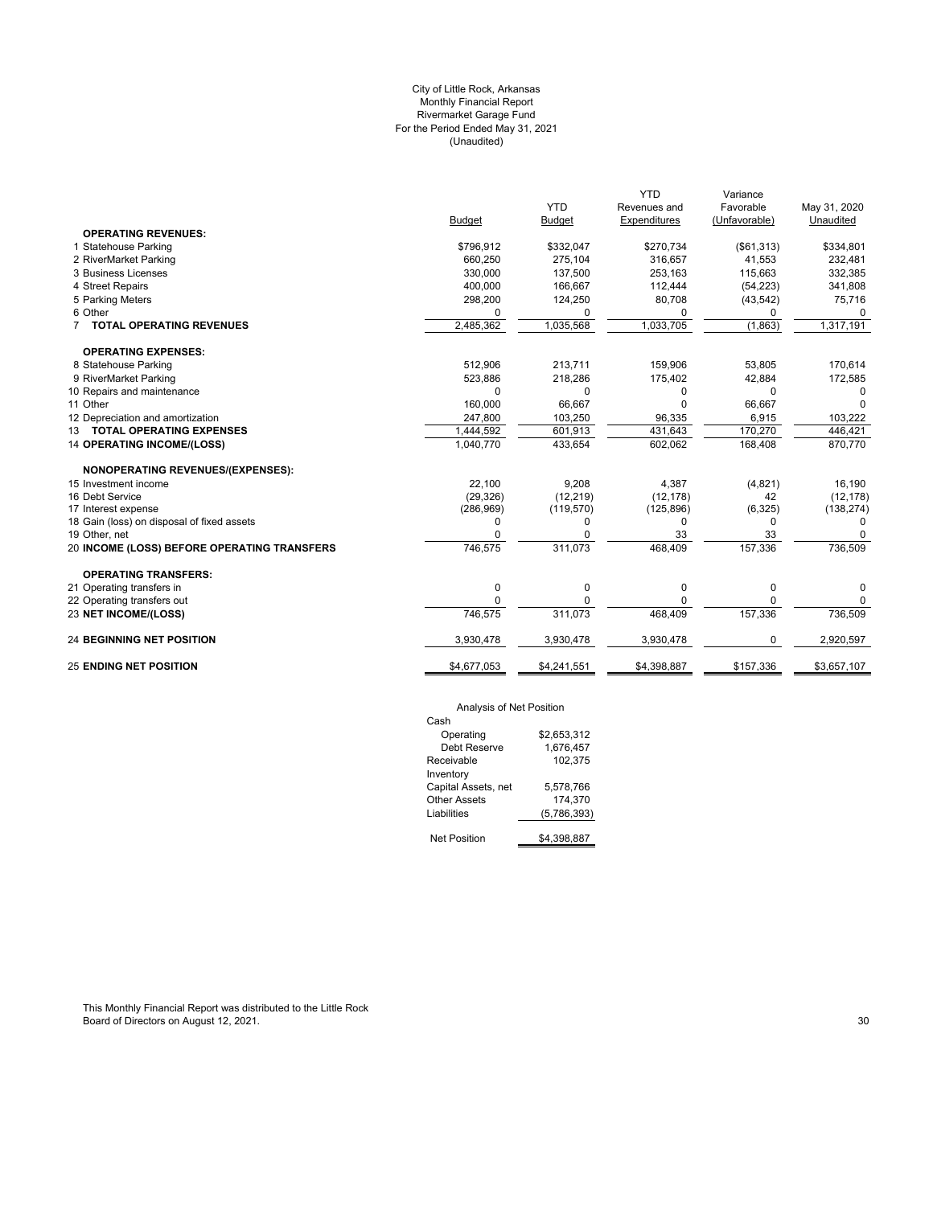City of Little Rock, Arkansas
Monthly Financial Report
Rivermarket Garage Fund
For the Period Ended May 31, 2021
(Unaudited)

| | Budget | YTD Budget | YTD Revenues and Expenditures | Variance Favorable (Unfavorable) | May 31, 2020 Unaudited |
|---|---|---|---|---|---|
| **OPERATING REVENUES:** | | | | | |
| 1 Statehouse Parking | $796,912 | $332,047 | $270,734 | ($61,313) | $334,801 |
| 2 RiverMarket Parking | 660,250 | 275,104 | 316,657 | 41,553 | 232,481 |
| 3 Business Licenses | 330,000 | 137,500 | 253,163 | 115,663 | 332,385 |
| 4 Street Repairs | 400,000 | 166,667 | 112,444 | (54,223) | 341,808 |
| 5 Parking Meters | 298,200 | 124,250 | 80,708 | (43,542) | 75,716 |
| 6 Other | 0 | 0 | 0 | 0 | 0 |
| 7 **TOTAL OPERATING REVENUES** | 2,485,362 | 1,035,568 | 1,033,705 | (1,863) | 1,317,191 |
| **OPERATING EXPENSES:** | | | | | |
| 8 Statehouse Parking | 512,906 | 213,711 | 159,906 | 53,805 | 170,614 |
| 9 RiverMarket Parking | 523,886 | 218,286 | 175,402 | 42,884 | 172,585 |
| 10 Repairs and maintenance | 0 | 0 | 0 | 0 | 0 |
| 11 Other | 160,000 | 66,667 | 0 | 66,667 | 0 |
| 12 Depreciation and amortization | 247,800 | 103,250 | 96,335 | 6,915 | 103,222 |
| 13 **TOTAL OPERATING EXPENSES** | 1,444,592 | 601,913 | 431,643 | 170,270 | 446,421 |
| 14 **OPERATING INCOME/(LOSS)** | 1,040,770 | 433,654 | 602,062 | 168,408 | 870,770 |
| **NONOPERATING REVENUES/(EXPENSES):** | | | | | |
| 15 Investment income | 22,100 | 9,208 | 4,387 | (4,821) | 16,190 |
| 16 Debt Service | (29,326) | (12,219) | (12,178) | 42 | (12,178) |
| 17 Interest expense | (286,969) | (119,570) | (125,896) | (6,325) | (138,274) |
| 18 Gain (loss) on disposal of fixed assets | 0 | 0 | 0 | 0 | 0 |
| 19 Other, net | 0 | 0 | 33 | 33 | 0 |
| 20 **INCOME (LOSS) BEFORE OPERATING TRANSFERS** | 746,575 | 311,073 | 468,409 | 157,336 | 736,509 |
| **OPERATING TRANSFERS:** | | | | | |
| 21 Operating transfers in | 0 | 0 | 0 | 0 | 0 |
| 22 Operating transfers out | 0 | 0 | 0 | 0 | 0 |
| 23 **NET INCOME/(LOSS)** | 746,575 | 311,073 | 468,409 | 157,336 | 736,509 |
| 24 **BEGINNING NET POSITION** | 3,930,478 | 3,930,478 | 3,930,478 | 0 | 2,920,597 |
| 25 **ENDING NET POSITION** | $4,677,053 | $4,241,551 | $4,398,887 | $157,336 | $3,657,107 |

Analysis of Net Position

| | |
|---|---|
| Cash | |
| Operating | $2,653,312 |
| Debt Reserve | 1,676,457 |
| Receivable | 102,375 |
| Inventory | |
| Capital Assets, net | 5,578,766 |
| Other Assets | 174,370 |
| Liabilities | (5,786,393) |
| Net Position | $4,398,887 |

This Monthly Financial Report was distributed to the Little Rock Board of Directors on August 12, 2021.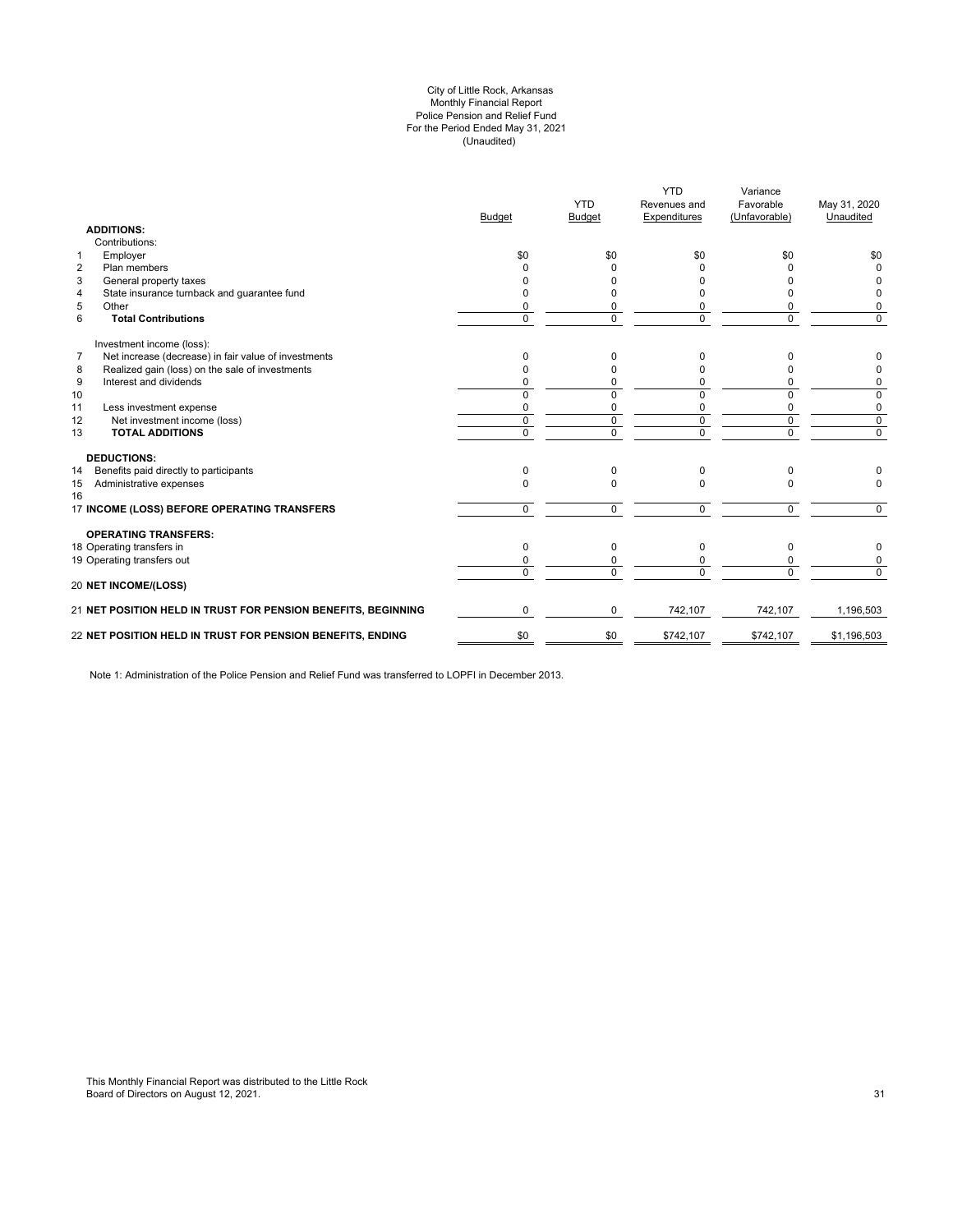City of Little Rock, Arkansas
Monthly Financial Report
Police Pension and Relief Fund
For the Period Ended May 31, 2021
(Unaudited)

| | | Budget | YTD Budget | YTD Revenues and Expenditures | Variance Favorable (Unfavorable) | May 31, 2020 Unaudited |
|---|---|---|---|---|---|---|
| | **ADDITIONS:** | | | | | |
| | Contributions: | | | | | |
| 1 | Employer | $0 | $0 | $0 | $0 | $0 |
| 2 | Plan members | 0 | 0 | 0 | 0 | 0 |
| 3 | General property taxes | 0 | 0 | 0 | 0 | 0 |
| 4 | State insurance turnback and guarantee fund | 0 | 0 | 0 | 0 | 0 |
| 5 | Other | 0 | 0 | 0 | 0 | 0 |
| 6 | **Total Contributions** | 0 | 0 | 0 | 0 | 0 |
| | Investment income (loss): | | | | | |
| 7 | Net increase (decrease) in fair value of investments | 0 | 0 | 0 | 0 | 0 |
| 8 | Realized gain (loss) on the sale of investments | 0 | 0 | 0 | 0 | 0 |
| 9 | Interest and dividends | 0 | 0 | 0 | 0 | 0 |
| 10 | | 0 | 0 | 0 | 0 | 0 |
| 11 | Less investment expense | 0 | 0 | 0 | 0 | 0 |
| 12 | Net investment income (loss) | 0 | 0 | 0 | 0 | 0 |
| 13 | **TOTAL ADDITIONS** | 0 | 0 | 0 | 0 | 0 |
| | **DEDUCTIONS:** | | | | | |
| 14 | Benefits paid directly to participants | 0 | 0 | 0 | 0 | 0 |
| 15 | Administrative expenses | 0 | 0 | 0 | 0 | 0 |
| 16 | | | | | | |
| 17 | **INCOME (LOSS) BEFORE OPERATING TRANSFERS** | 0 | 0 | 0 | 0 | 0 |
| | **OPERATING TRANSFERS:** | | | | | |
| 18 | Operating transfers in | 0 | 0 | 0 | 0 | 0 |
| 19 | Operating transfers out | 0 | 0 | 0 | 0 | 0 |
| | | 0 | 0 | 0 | 0 | 0 |
| 20 | **NET INCOME/(LOSS)** | | | | | |
| 21 | **NET POSITION HELD IN TRUST FOR PENSION BENEFITS, BEGINNING** | 0 | 0 | 742,107 | 742,107 | 1,196,503 |
| 22 | **NET POSITION HELD IN TRUST FOR PENSION BENEFITS, ENDING** | $0 | $0 | $742,107 | $742,107 | $1,196,503 |

Note 1: Administration of the Police Pension and Relief Fund was transferred to LOPFI in December 2013.

This Monthly Financial Report was distributed to the Little Rock Board of Directors on August 12, 2021.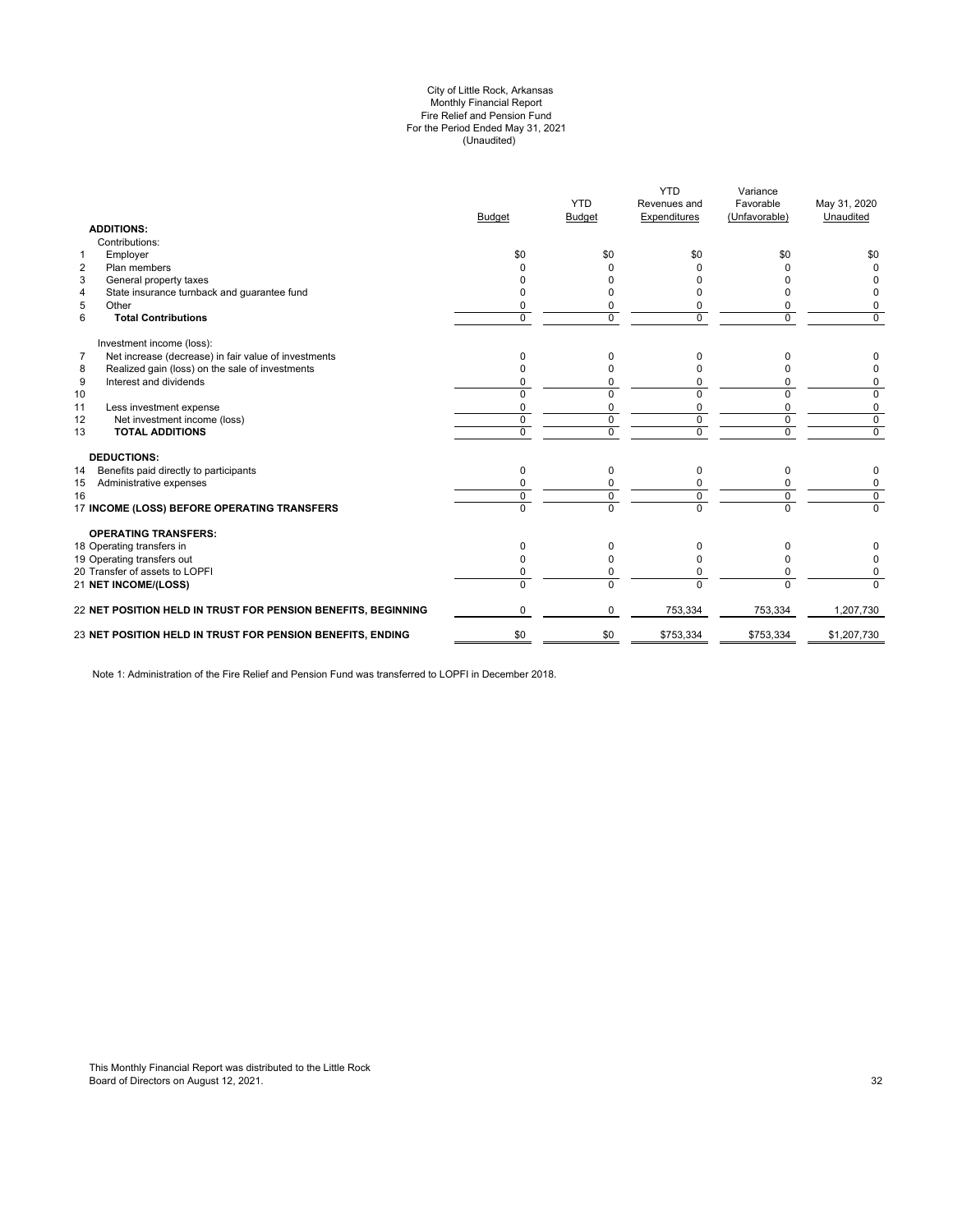City of Little Rock, Arkansas
Monthly Financial Report
Fire Relief and Pension Fund
For the Period Ended May 31, 2021
(Unaudited)

| | | Budget | YTD Budget | YTD Revenues and Expenditures | Variance Favorable (Unfavorable) | May 31, 2020 Unaudited |
|---|---|---|---|---|---|---|
| | **ADDITIONS:** | | | | | |
| | Contributions: | | | | | |
| 1 | Employer | $0 | $0 | $0 | $0 | $0 |
| 2 | Plan members | 0 | 0 | 0 | 0 | 0 |
| 3 | General property taxes | 0 | 0 | 0 | 0 | 0 |
| 4 | State insurance turnback and guarantee fund | 0 | 0 | 0 | 0 | 0 |
| 5 | Other | 0 | 0 | 0 | 0 | 0 |
| 6 | **Total Contributions** | 0 | 0 | 0 | 0 | 0 |
| | Investment income (loss): | | | | | |
| 7 | Net increase (decrease) in fair value of investments | 0 | 0 | 0 | 0 | 0 |
| 8 | Realized gain (loss) on the sale of investments | 0 | 0 | 0 | 0 | 0 |
| 9 | Interest and dividends | 0 | 0 | 0 | 0 | 0 |
| 10 | | 0 | 0 | 0 | 0 | 0 |
| 11 | Less investment expense | 0 | 0 | 0 | 0 | 0 |
| 12 | Net investment income (loss) | 0 | 0 | 0 | 0 | 0 |
| 13 | **TOTAL ADDITIONS** | 0 | 0 | 0 | 0 | 0 |
| | **DEDUCTIONS:** | | | | | |
| 14 | Benefits paid directly to participants | 0 | 0 | 0 | 0 | 0 |
| 15 | Administrative expenses | 0 | 0 | 0 | 0 | 0 |
| 16 | | 0 | 0 | 0 | 0 | 0 |
| 17 | **INCOME (LOSS) BEFORE OPERATING TRANSFERS** | 0 | 0 | 0 | 0 | 0 |
| | **OPERATING TRANSFERS:** | | | | | |
| 18 | Operating transfers in | 0 | 0 | 0 | 0 | 0 |
| 19 | Operating transfers out | 0 | 0 | 0 | 0 | 0 |
| 20 | Transfer of assets to LOPFI | 0 | 0 | 0 | 0 | 0 |
| 21 | **NET INCOME/(LOSS)** | 0 | 0 | 0 | 0 | 0 |
| 22 | **NET POSITION HELD IN TRUST FOR PENSION BENEFITS, BEGINNING** | 0 | 0 | 753,334 | 753,334 | 1,207,730 |
| 23 | **NET POSITION HELD IN TRUST FOR PENSION BENEFITS, ENDING** | $0 | $0 | $753,334 | $753,334 | $1,207,730 |

Note 1: Administration of the Fire Relief and Pension Fund was transferred to LOPFI in December 2018.

This Monthly Financial Report was distributed to the Little Rock Board of Directors on August 12, 2021.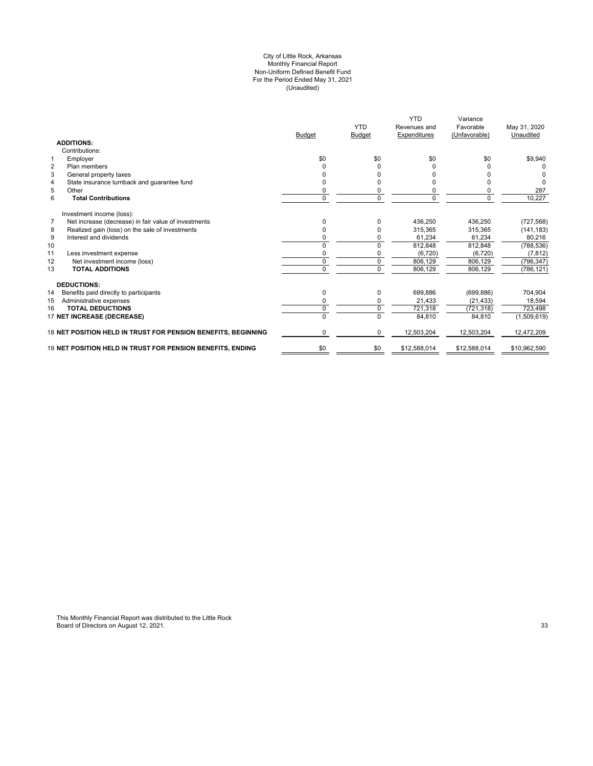City of Little Rock, Arkansas
Monthly Financial Report
Non-Uniform Defined Benefit Fund
For the Period Ended May 31, 2021
(Unaudited)

| | | Budget | YTD Budget | YTD Revenues and Expenditures | Variance Favorable (Unfavorable) | May 31, 2020 Unaudited |
|---|---|---|---|---|---|---|
| | **ADDITIONS:** | | | | | |
| | Contributions: | | | | | |
| 1 | Employer | $0 | $0 | $0 | $0 | $9,940 |
| 2 | Plan members | 0 | 0 | 0 | 0 | 0 |
| 3 | General property taxes | 0 | 0 | 0 | 0 | 0 |
| 4 | State insurance turnback and guarantee fund | 0 | 0 | 0 | 0 | 0 |
| 5 | Other | 0 | 0 | 0 | 0 | 287 |
| 6 | **Total Contributions** | 0 | 0 | 0 | 0 | 10,227 |
| | Investment income (loss): | | | | | |
| 7 | Net increase (decrease) in fair value of investments | 0 | 0 | 436,250 | 436,250 | (727,568) |
| 8 | Realized gain (loss) on the sale of investments | 0 | 0 | 315,365 | 315,365 | (141,183) |
| 9 | Interest and dividends | 0 | 0 | 61,234 | 61,234 | 80,216 |
| 10 | | 0 | 0 | 812,848 | 812,848 | (788,536) |
| 11 | Less investment expense | 0 | 0 | (6,720) | (6,720) | (7,812) |
| 12 | Net investment income (loss) | 0 | 0 | 806,129 | 806,129 | (796,347) |
| 13 | **TOTAL ADDITIONS** | 0 | 0 | 806,129 | 806,129 | (786,121) |
| | **DEDUCTIONS:** | | | | | |
| 14 | Benefits paid directly to participants | 0 | 0 | 699,886 | (699,886) | 704,904 |
| 15 | Administrative expenses | 0 | 0 | 21,433 | (21,433) | 18,594 |
| 16 | **TOTAL DEDUCTIONS** | 0 | 0 | 721,318 | (721,318) | 723,498 |
| 17 | **NET INCREASE (DECREASE)** | 0 | 0 | 84,810 | 84,810 | (1,509,619) |
| 18 | **NET POSITION HELD IN TRUST FOR PENSION BENEFITS, BEGINNING** | 0 | 0 | 12,503,204 | 12,503,204 | 12,472,209 |
| 19 | **NET POSITION HELD IN TRUST FOR PENSION BENEFITS, ENDING** | $0 | $0 | $12,588,014 | $12,588,014 | $10,962,590 |

This Monthly Financial Report was distributed to the Little Rock Board of Directors on August 12, 2021.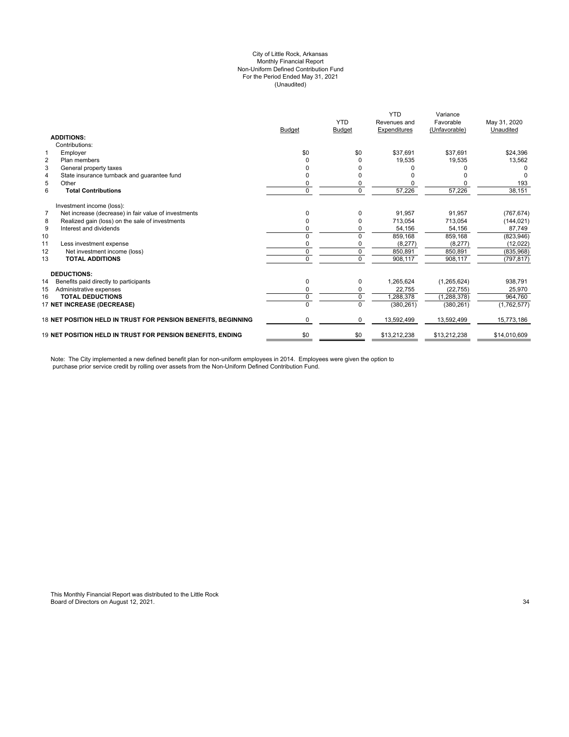City of Little Rock, Arkansas
Monthly Financial Report
Non-Uniform Defined Contribution Fund
For the Period Ended May 31, 2021
(Unaudited)

| | | Budget | YTD Budget | YTD Revenues and Expenditures | Variance Favorable (Unfavorable) | May 31, 2020 Unaudited |
|---|---|---|---|---|---|---|
| | **ADDITIONS:** | | | | | |
| | Contributions: | | | | | |
| 1 | Employer | $0 | $0 | $37,691 | $37,691 | $24,396 |
| 2 | Plan members | 0 | 0 | 19,535 | 19,535 | 13,562 |
| 3 | General property taxes | 0 | 0 | 0 | 0 | 0 |
| 4 | State insurance turnback and guarantee fund | 0 | 0 | 0 | 0 | 0 |
| 5 | Other | 0 | 0 | 0 | 0 | 193 |
| 6 | **Total Contributions** | 0 | 0 | 57,226 | 57,226 | 38,151 |
| | Investment income (loss): | | | | | |
| 7 | Net increase (decrease) in fair value of investments | 0 | 0 | 91,957 | 91,957 | (767,674) |
| 8 | Realized gain (loss) on the sale of investments | 0 | 0 | 713,054 | 713,054 | (144,021) |
| 9 | Interest and dividends | 0 | 0 | 54,156 | 54,156 | 87,749 |
| 10 | | 0 | 0 | 859,168 | 859,168 | (823,946) |
| 11 | Less investment expense | 0 | 0 | (8,277) | (8,277) | (12,022) |
| 12 | Net investment income (loss) | 0 | 0 | 850,891 | 850,891 | (835,968) |
| 13 | **TOTAL ADDITIONS** | 0 | 0 | 908,117 | 908,117 | (797,817) |
| | **DEDUCTIONS:** | | | | | |
| 14 | Benefits paid directly to participants | 0 | 0 | 1,265,624 | (1,265,624) | 938,791 |
| 15 | Administrative expenses | 0 | 0 | 22,755 | (22,755) | 25,970 |
| 16 | **TOTAL DEDUCTIONS** | 0 | 0 | 1,288,378 | (1,288,378) | 964,760 |
| 17 | **NET INCREASE (DECREASE)** | 0 | 0 | (380,261) | (380,261) | (1,762,577) |
| 18 | **NET POSITION HELD IN TRUST FOR PENSION BENEFITS, BEGINNING** | 0 | 0 | 13,592,499 | 13,592,499 | 15,773,186 |
| 19 | **NET POSITION HELD IN TRUST FOR PENSION BENEFITS, ENDING** | $0 | $0 | $13,212,238 | $13,212,238 | $14,010,609 |

Note: The City implemented a new defined benefit plan for non-uniform employees in 2014. Employees were given the option to purchase prior service credit by rolling over assets from the Non-Uniform Defined Contribution Fund.

This Monthly Financial Report was distributed to the Little Rock Board of Directors on August 12, 2021.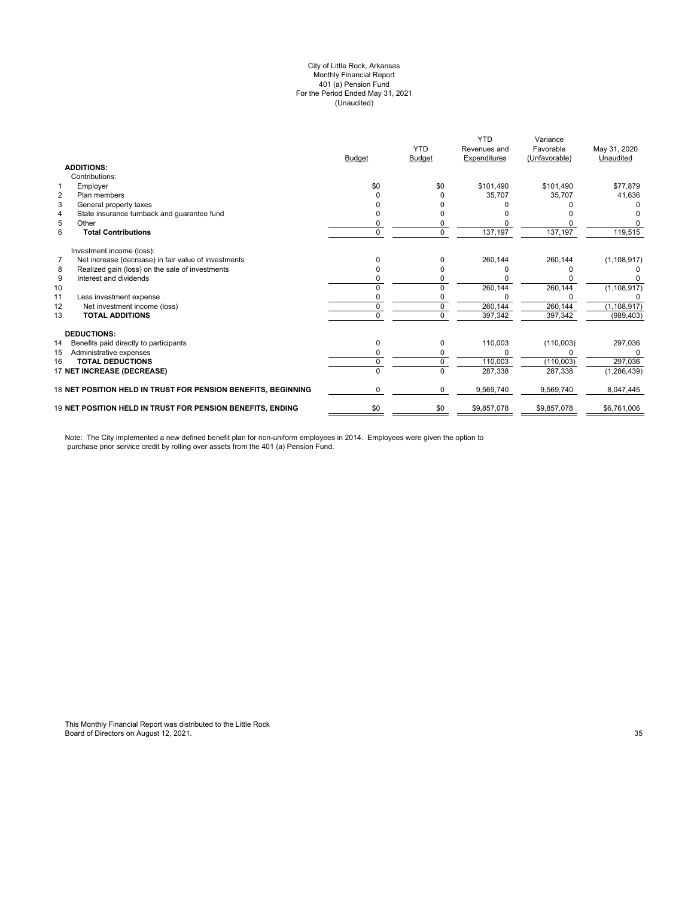City of Little Rock, Arkansas
Monthly Financial Report
401 (a) Pension Fund
For the Period Ended May 31, 2021
(Unaudited)

| | | Budget | YTD Budget | YTD Revenues and Expenditures | Variance Favorable (Unfavorable) | May 31, 2020 Unaudited |
|---|---|---|---|---|---|---|
| | **ADDITIONS:** | | | | | |
| | Contributions: | | | | | |
| 1 | Employer | $0 | $0 | $101,490 | $101,490 | $77,879 |
| 2 | Plan members | 0 | 0 | 35,707 | 35,707 | 41,636 |
| 3 | General property taxes | 0 | 0 | 0 | 0 | 0 |
| 4 | State insurance turnback and guarantee fund | 0 | 0 | 0 | 0 | 0 |
| 5 | Other | 0 | 0 | 0 | 0 | 0 |
| 6 | **Total Contributions** | 0 | 0 | 137,197 | 137,197 | 119,515 |
| | Investment income (loss): | | | | | |
| 7 | Net increase (decrease) in fair value of investments | 0 | 0 | 260,144 | 260,144 | (1,108,917) |
| 8 | Realized gain (loss) on the sale of investments | 0 | 0 | 0 | 0 | 0 |
| 9 | Interest and dividends | 0 | 0 | 0 | 0 | 0 |
| 10 | | 0 | 0 | 260,144 | 260,144 | (1,108,917) |
| 11 | Less investment expense | 0 | 0 | 0 | 0 | 0 |
| 12 | Net investment income (loss) | 0 | 0 | 260,144 | 260,144 | (1,108,917) |
| 13 | **TOTAL ADDITIONS** | 0 | 0 | 397,342 | 397,342 | (989,403) |
| | **DEDUCTIONS:** | | | | | |
| 14 | Benefits paid directly to participants | 0 | 0 | 110,003 | (110,003) | 297,036 |
| 15 | Administrative expenses | 0 | 0 | 0 | 0 | 0 |
| 16 | **TOTAL DEDUCTIONS** | 0 | 0 | 110,003 | (110,003) | 297,036 |
| 17 | **NET INCREASE (DECREASE)** | 0 | 0 | 287,338 | 287,338 | (1,286,439) |
| 18 | **NET POSITION HELD IN TRUST FOR PENSION BENEFITS, BEGINNING** | 0 | 0 | 9,569,740 | 9,569,740 | 8,047,445 |
| 19 | **NET POSITION HELD IN TRUST FOR PENSION BENEFITS, ENDING** | $0 | $0 | $9,857,078 | $9,857,078 | $6,761,006 |

Note: The City implemented a new defined benefit plan for non-uniform employees in 2014. Employees were given the option to purchase prior service credit by rolling over assets from the 401 (a) Pension Fund.

This Monthly Financial Report was distributed to the Little Rock Board of Directors on August 12, 2021.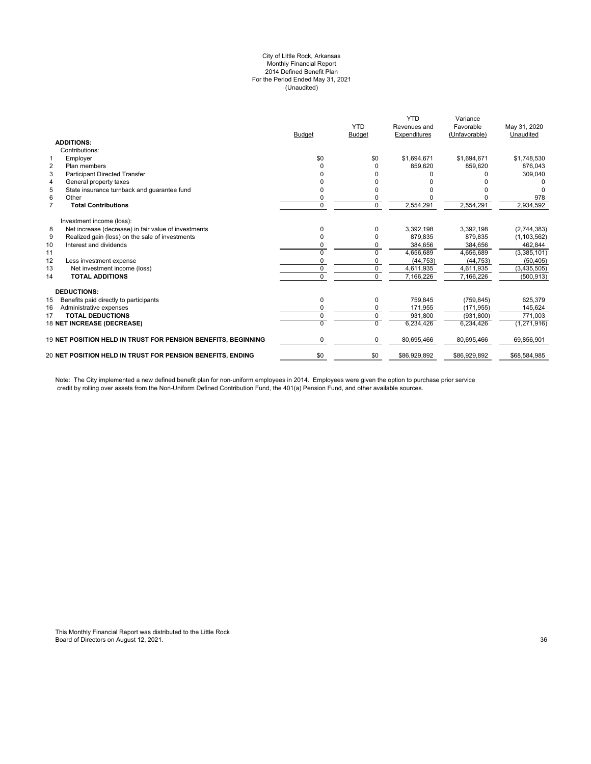City of Little Rock, Arkansas
Monthly Financial Report
2014 Defined Benefit Plan
For the Period Ended May 31, 2021
(Unaudited)

| | | Budget | YTD Budget | YTD Revenues and Expenditures | Variance Favorable (Unfavorable) | May 31, 2020 Unaudited |
|---|---|---|---|---|---|---|
| | **ADDITIONS:** | | | | | |
| | Contributions: | | | | | |
| 1 | Employer | $0 | $0 | $1,694,671 | $1,694,671 | $1,748,530 |
| 2 | Plan members | 0 | 0 | 859,620 | 859,620 | 876,043 |
| 3 | Participant Directed Transfer | 0 | 0 | 0 | 0 | 309,040 |
| 4 | General property taxes | 0 | 0 | 0 | 0 | 0 |
| 5 | State insurance turnback and guarantee fund | 0 | 0 | 0 | 0 | 0 |
| 6 | Other | 0 | 0 | 0 | 0 | 978 |
| 7 | **Total Contributions** | 0 | 0 | 2,554,291 | 2,554,291 | 2,934,592 |
| | Investment income (loss): | | | | | |
| 8 | Net increase (decrease) in fair value of investments | 0 | 0 | 3,392,198 | 3,392,198 | (2,744,383) |
| 9 | Realized gain (loss) on the sale of investments | 0 | 0 | 879,835 | 879,835 | (1,103,562) |
| 10 | Interest and dividends | 0 | 0 | 384,656 | 384,656 | 462,844 |
| 11 | | 0 | 0 | 4,656,689 | 4,656,689 | (3,385,101) |
| 12 | Less investment expense | 0 | 0 | (44,753) | (44,753) | (50,405) |
| 13 | Net investment income (loss) | 0 | 0 | 4,611,935 | 4,611,935 | (3,435,505) |
| 14 | **TOTAL ADDITIONS** | 0 | 0 | 7,166,226 | 7,166,226 | (500,913) |
| | **DEDUCTIONS:** | | | | | |
| 15 | Benefits paid directly to participants | 0 | 0 | 759,845 | (759,845) | 625,379 |
| 16 | Administrative expenses | 0 | 0 | 171,955 | (171,955) | 145,624 |
| 17 | **TOTAL DEDUCTIONS** | 0 | 0 | 931,800 | (931,800) | 771,003 |
| 18 | **NET INCREASE (DECREASE)** | 0 | 0 | 6,234,426 | 6,234,426 | (1,271,916) |
| 19 | **NET POSITION HELD IN TRUST FOR PENSION BENEFITS, BEGINNING** | 0 | 0 | 80,695,466 | 80,695,466 | 69,856,901 |
| 20 | **NET POSITION HELD IN TRUST FOR PENSION BENEFITS, ENDING** | $0 | $0 | $86,929,892 | $86,929,892 | $68,584,985 |

Note: The City implemented a new defined benefit plan for non-uniform employees in 2014. Employees were given the option to purchase prior service credit by rolling over assets from the Non-Uniform Defined Contribution Fund, the 401(a) Pension Fund, and other available sources.

This Monthly Financial Report was distributed to the Little Rock Board of Directors on August 12, 2021.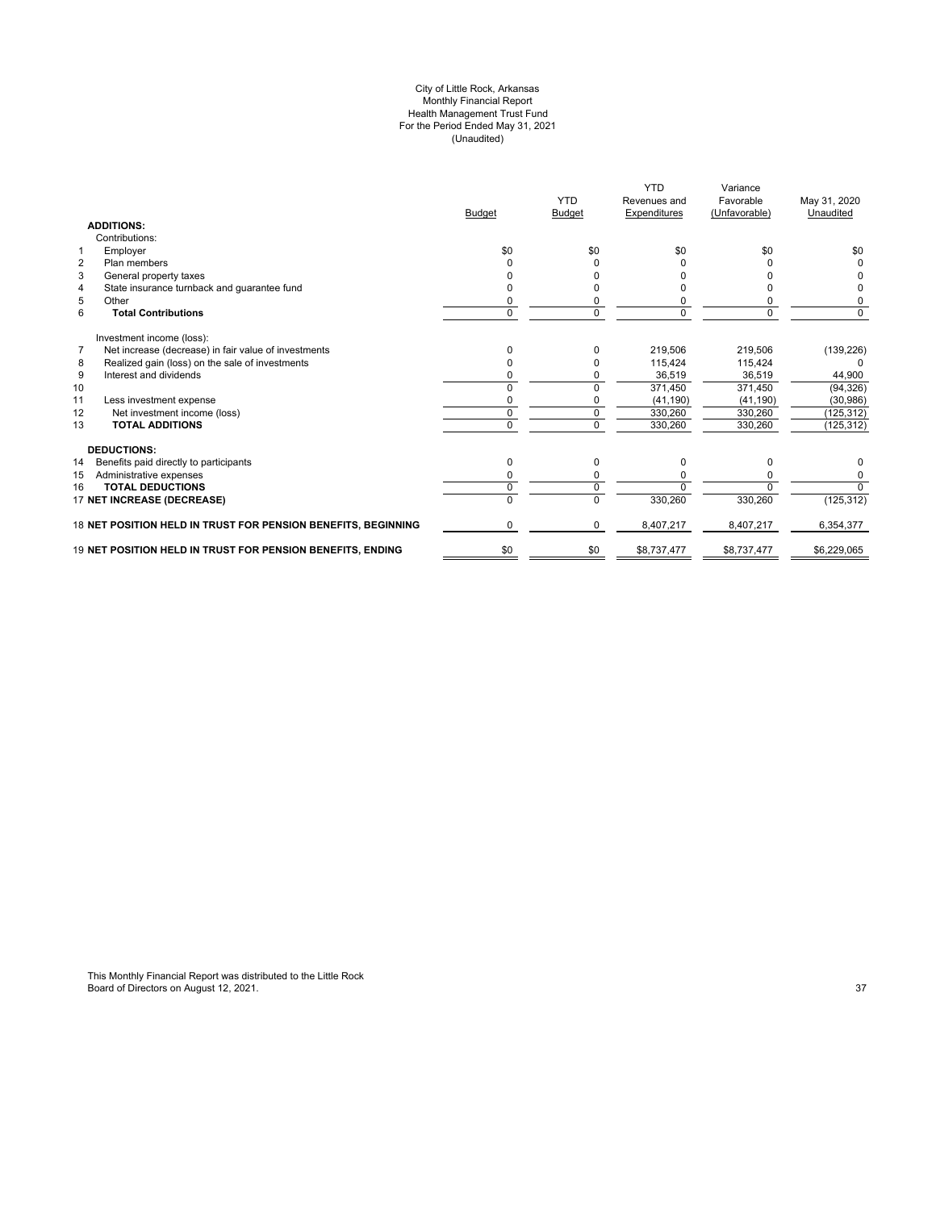City of Little Rock, Arkansas
Monthly Financial Report
Health Management Trust Fund
For the Period Ended May 31, 2021
(Unaudited)

| | | Budget | YTD Budget | YTD Revenues and Expenditures | Variance Favorable (Unfavorable) | May 31, 2020 Unaudited |
|---|---|---|---|---|---|---|
| | **ADDITIONS:** | | | | | |
| | Contributions: | | | | | |
| 1 | Employer | $0 | $0 | $0 | $0 | $0 |
| 2 | Plan members | 0 | 0 | 0 | 0 | 0 |
| 3 | General property taxes | 0 | 0 | 0 | 0 | 0 |
| 4 | State insurance turnback and guarantee fund | 0 | 0 | 0 | 0 | 0 |
| 5 | Other | 0 | 0 | 0 | 0 | 0 |
| 6 | **Total Contributions** | 0 | 0 | 0 | 0 | 0 |
| | Investment income (loss): | | | | | |
| 7 | Net increase (decrease) in fair value of investments | 0 | 0 | 219,506 | 219,506 | (139,226) |
| 8 | Realized gain (loss) on the sale of investments | 0 | 0 | 115,424 | 115,424 | 0 |
| 9 | Interest and dividends | 0 | 0 | 36,519 | 36,519 | 44,900 |
| 10 | | 0 | 0 | 371,450 | 371,450 | (94,326) |
| 11 | Less investment expense | 0 | 0 | (41,190) | (41,190) | (30,986) |
| 12 | Net investment income (loss) | 0 | 0 | 330,260 | 330,260 | (125,312) |
| 13 | **TOTAL ADDITIONS** | 0 | 0 | 330,260 | 330,260 | (125,312) |
| | **DEDUCTIONS:** | | | | | |
| 14 | Benefits paid directly to participants | 0 | 0 | 0 | 0 | 0 |
| 15 | Administrative expenses | 0 | 0 | 0 | 0 | 0 |
| 16 | **TOTAL DEDUCTIONS** | 0 | 0 | 0 | 0 | 0 |
| 17 | **NET INCREASE (DECREASE)** | 0 | 0 | 330,260 | 330,260 | (125,312) |
| 18 | **NET POSITION HELD IN TRUST FOR PENSION BENEFITS, BEGINNING** | 0 | 0 | 8,407,217 | 8,407,217 | 6,354,377 |
| 19 | **NET POSITION HELD IN TRUST FOR PENSION BENEFITS, ENDING** | $0 | $0 | $8,737,477 | $8,737,477 | $6,229,065 |

This Monthly Financial Report was distributed to the Little Rock Board of Directors on August 12, 2021.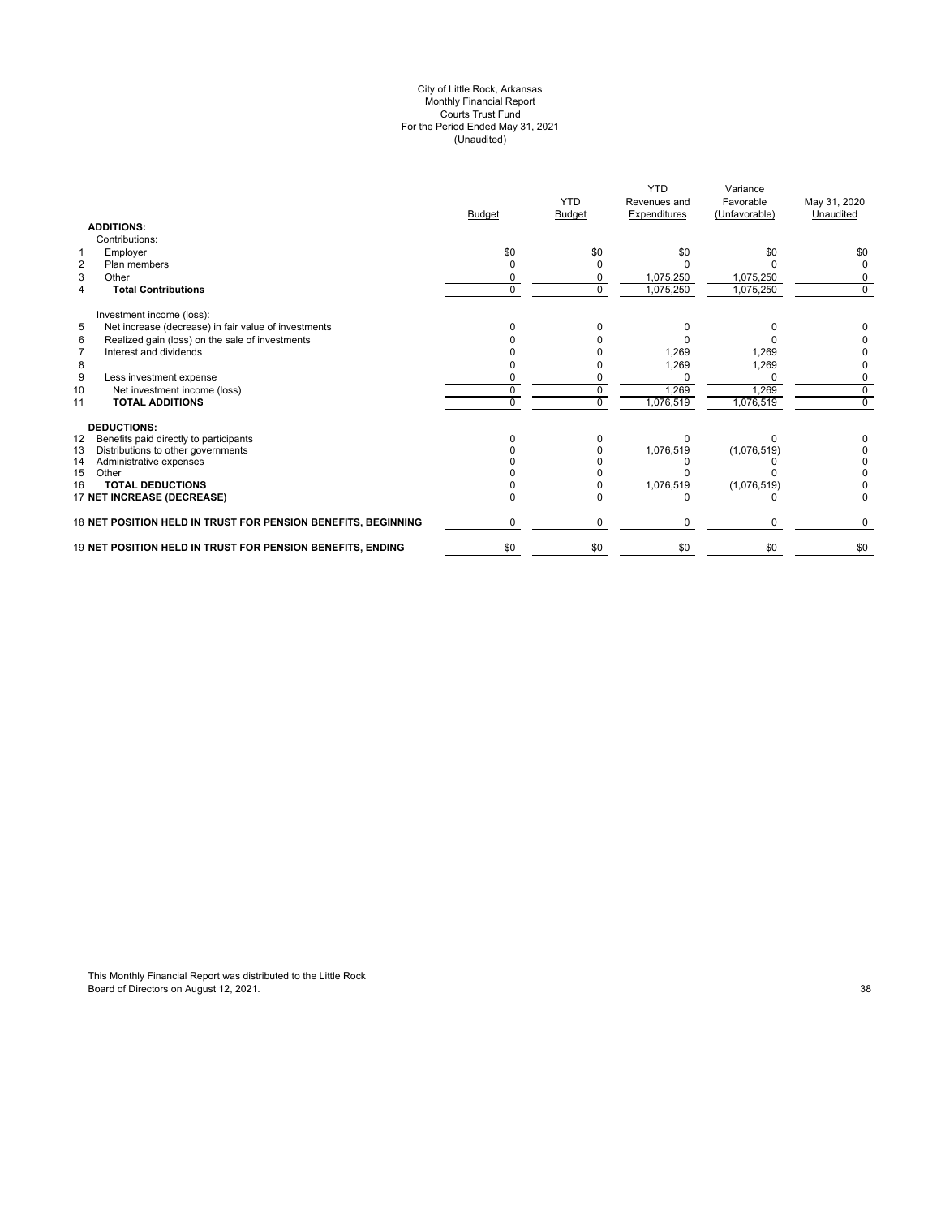City of Little Rock, Arkansas
Monthly Financial Report
Courts Trust Fund
For the Period Ended May 31, 2021
(Unaudited)

| | | Budget | YTD Budget | YTD Revenues and Expenditures | Variance Favorable (Unfavorable) | May 31, 2020 Unaudited |
|---|---|---|---|---|---|---|
| | **ADDITIONS:** | | | | | |
| | Contributions: | | | | | |
| 1 | Employer | $0 | $0 | $0 | $0 | $0 |
| 2 | Plan members | 0 | 0 | 0 | 0 | 0 |
| 3 | Other | 0 | 0 | 1,075,250 | 1,075,250 | 0 |
| 4 | **Total Contributions** | 0 | 0 | 1,075,250 | 1,075,250 | 0 |
| | Investment income (loss): | | | | | |
| 5 | Net increase (decrease) in fair value of investments | 0 | 0 | 0 | 0 | 0 |
| 6 | Realized gain (loss) on the sale of investments | 0 | 0 | 0 | 0 | 0 |
| 7 | Interest and dividends | 0 | 0 | 1,269 | 1,269 | 0 |
| 8 | | 0 | 0 | 1,269 | 1,269 | 0 |
| 9 | Less investment expense | 0 | 0 | 0 | 0 | 0 |
| 10 | Net investment income (loss) | 0 | 0 | 1,269 | 1,269 | 0 |
| 11 | **TOTAL ADDITIONS** | 0 | 0 | 1,076,519 | 1,076,519 | 0 |
| | **DEDUCTIONS:** | | | | | |
| 12 | Benefits paid directly to participants | 0 | 0 | 0 | 0 | 0 |
| 13 | Distributions to other governments | 0 | 0 | 1,076,519 | (1,076,519) | 0 |
| 14 | Administrative expenses | 0 | 0 | 0 | 0 | 0 |
| 15 | Other | 0 | 0 | 0 | 0 | 0 |
| 16 | **TOTAL DEDUCTIONS** | 0 | 0 | 1,076,519 | (1,076,519) | 0 |
| 17 | **NET INCREASE (DECREASE)** | 0 | 0 | 0 | 0 | 0 |
| 18 | **NET POSITION HELD IN TRUST FOR PENSION BENEFITS, BEGINNING** | 0 | 0 | 0 | 0 | 0 |
| 19 | **NET POSITION HELD IN TRUST FOR PENSION BENEFITS, ENDING** | $0 | $0 | $0 | $0 | $0 |

This Monthly Financial Report was distributed to the Little Rock Board of Directors on August 12, 2021.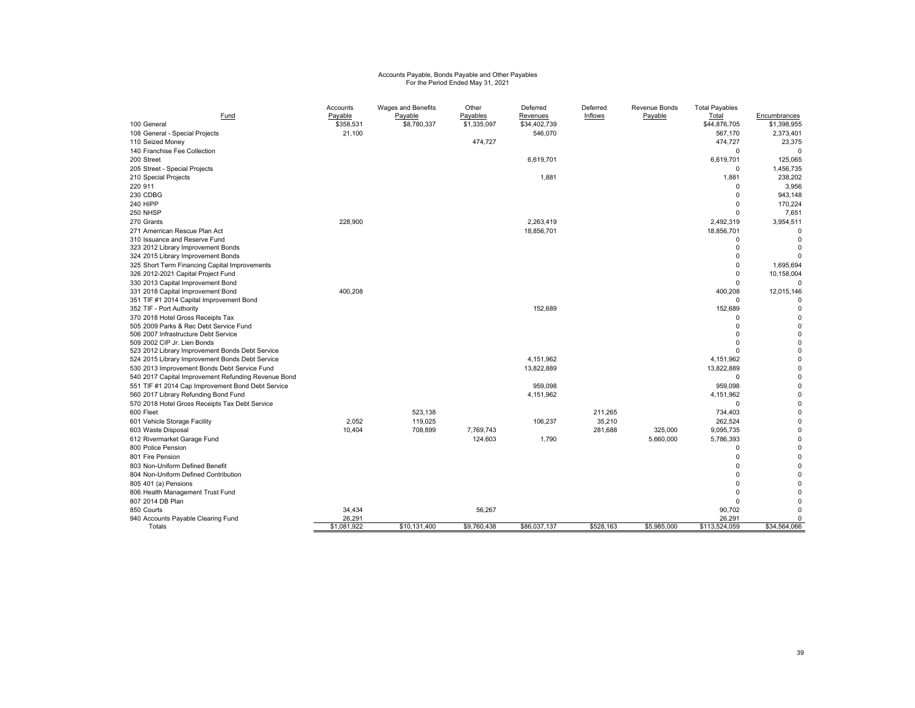Accounts Payable, Bonds Payable and Other Payables
For the Period Ended May 31, 2021

| Fund | Accounts Payable | Wages and Benefits Payable | Other Payables | Deferred Revenues | Deferred Inflows | Revenue Bonds Payable | Total Payables Total | Encumbrances |
|---|---|---|---|---|---|---|---|---|
| 100 General | $358,531 | $8,780,337 | $1,335,097 | $34,402,739 | | | $44,876,705 | $1,398,955 |
| 108 General - Special Projects | 21,100 | | | 546,070 | | | 567,170 | 2,373,401 |
| 110 Seized Money | | | 474,727 | | | | 474,727 | 23,375 |
| 140 Franchise Fee Collection | | | | | | | 0 | 0 |
| 200 Street | | | | 6,619,701 | | | 6,619,701 | 125,065 |
| 205 Street - Special Projects | | | | | | | 0 | 1,456,735 |
| 210 Special Projects | | | | 1,881 | | | 1,881 | 238,202 |
| 220 911 | | | | | | | 0 | 3,956 |
| 230 CDBG | | | | | | | 0 | 943,148 |
| 240 HIPP | | | | | | | 0 | 170,224 |
| 250 NHSP | | | | | | | 0 | 7,651 |
| 270 Grants | 228,900 | | | 2,263,419 | | | 2,492,319 | 3,954,511 |
| 271 Amerrican Rescue Plan Act | | | | 18,856,701 | | | 18,856,701 | 0 |
| 310 Issuance and Reserve Fund | | | | | | | 0 | 0 |
| 323 2012 Library Improvement Bonds | | | | | | | 0 | 0 |
| 324 2015 Library Improvement Bonds | | | | | | | 0 | 0 |
| 325 Short Term Financing Capital Improvements | | | | | | | 0 | 1,695,694 |
| 326 2012-2021 Capital Project Fund | | | | | | | 0 | 10,158,004 |
| 330 2013 Capital Improvement Bond | | | | | | | 0 | 0 |
| 331 2018 Capital Improvement Bond | 400,208 | | | | | | 400,208 | 12,015,146 |
| 351 TIF #1 2014 Capital Improvement Bond | | | | | | | 0 | 0 |
| 352 TIF - Port Authority | | | | 152,689 | | | 152,689 | 0 |
| 370 2018 Hotel Gross Receipts Tax | | | | | | | 0 | 0 |
| 505 2009 Parks & Rec Debt Service Fund | | | | | | | 0 | 0 |
| 506 2007 Infrastructure Debt Service | | | | | | | 0 | 0 |
| 509 2002 CIP Jr. Lien Bonds | | | | | | | 0 | 0 |
| 523 2012 Library Improvement Bonds Debt Service | | | | | | | 0 | 0 |
| 524 2015 Library Improvement Bonds Debt Service | | | | 4,151,962 | | | 4,151,962 | 0 |
| 530 2013 Improvement Bonds Debt Service Fund | | | | 13,822,889 | | | 13,822,889 | 0 |
| 540 2017 Capital Improvement Refunding Revenue Bond | | | | | | | 0 | 0 |
| 551 TIF #1 2014 Cap Improvement Bond Debt Service | | | | 959,098 | | | 959,098 | 0 |
| 560 2017 Library Refunding Bond Fund | | | | 4,151,962 | | | 4,151,962 | 0 |
| 570 2018 Hotel Gross Receipts Tax Debt Service | | | | | | | 0 | 0 |
| 600 Fleet | | 523,138 | | | 211,265 | | 734,403 | 0 |
| 601 Vehicle Storage Facility | 2,052 | 119,025 | | 106,237 | 35,210 | | 262,524 | 0 |
| 603 Waste Disposal | 10,404 | 708,899 | 7,769,743 | | 281,688 | 325,000 | 9,095,735 | 0 |
| 612 Rivermarket Garage Fund | | | 124,603 | 1,790 | | 5,660,000 | 5,786,393 | 0 |
| 800 Police Pension | | | | | | | 0 | 0 |
| 801 Fire Pension | | | | | | | 0 | 0 |
| 803 Non-Uniform Defined Benefit | | | | | | | 0 | 0 |
| 804 Non-Uniform Defined Contribution | | | | | | | 0 | 0 |
| 805 401 (a) Pensions | | | | | | | 0 | 0 |
| 806 Health Management Trust Fund | | | | | | | 0 | 0 |
| 807 2014 DB Plan | | | | | | | 0 | 0 |
| 850 Courts | 34,434 | | 56,267 | | | | 90,702 | 0 |
| 940 Accounts Payable Clearing Fund | 26,291 | | | | | | 26,291 | 0 |
| Totals | $1,081,922 | $10,131,400 | $9,760,438 | $86,037,137 | $528,163 | $5,985,000 | $113,524,059 | $34,564,066 |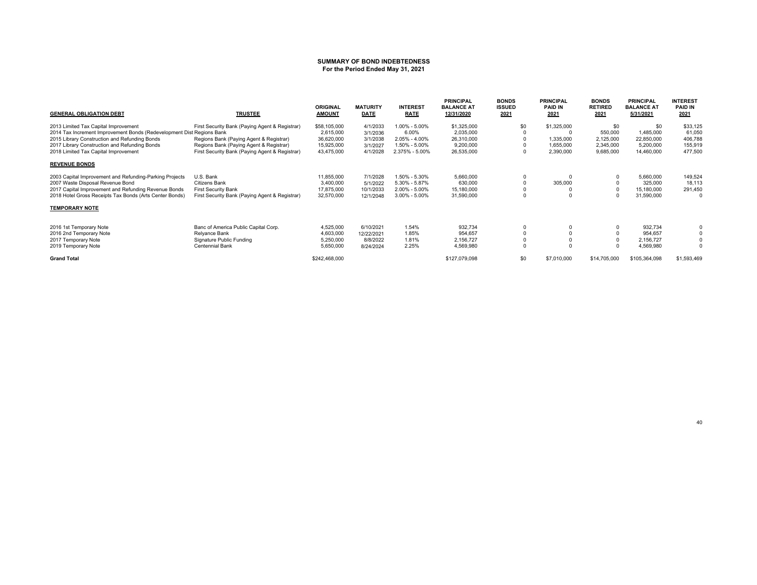**SUMMARY OF BOND INDEBTEDNESS**
**For the Period Ended May 31, 2021**

| GENERAL OBLIGATION DEBT | TRUSTEE | ORIGINAL AMOUNT | MATURITY DATE | INTEREST RATE | PRINCIPAL BALANCE AT 12/31/2020 | BONDS ISSUED 2021 | PRINCIPAL PAID IN 2021 | BONDS RETIRED 2021 | PRINCIPAL BALANCE AT 5/31/2021 | INTEREST PAID IN 2021 |
|---|---|---|---|---|---|---|---|---|---|---|
| 2013 Limited Tax Capital Improvement | First Security Bank (Paying Agent & Registrar) | $58,105,000 | 4/1/2033 | 1.00% - 5.00% | $1,325,000 | $0 | $1,325,000 | $0 | $0 | $33,125 |
| 2014 Tax Increment Improvement Bonds (Redevelopment Dist | Regions Bank | 2,615,000 | 3/1/2036 | 6.00% | 2,035,000 | 0 | 0 | 550,000 | 1,485,000 | 61,050 |
| 2015 Library Construction and Refunding Bonds | Regions Bank (Paying Agent & Registrar) | 36,620,000 | 3/1/2038 | 2.05% - 4.00% | 26,310,000 | 0 | 1,335,000 | 2,125,000 | 22,850,000 | 406,788 |
| 2017 Library Construction and Refunding Bonds | Regions Bank (Paying Agent & Registrar) | 15,925,000 | 3/1/2027 | 1.50% - 5.00% | 9,200,000 | 0 | 1,655,000 | 2,345,000 | 5,200,000 | 155,919 |
| 2018 Limited Tax Capital Improvement | First Security Bank (Paying Agent & Registrar) | 43,475,000 | 4/1/2028 | 2.375% - 5.00% | 26,535,000 | 0 | 2,390,000 | 9,685,000 | 14,460,000 | 477,500 |
| **REVENUE BONDS** | | | | | | | | | | |
| 2003 Capital Improvement and Refunding-Parking Projects | U.S. Bank | 11,855,000 | 7/1/2028 | 1.50% - 5.30% | 5,660,000 | 0 | 0 | 0 | 5,660,000 | 149,524 |
| 2007 Waste Disposal Revenue Bond | Citizens Bank | 3,400,000 | 5/1/2022 | 5.30% - 5.87% | 630,000 | 0 | 305,000 | 0 | 325,000 | 18,113 |
| 2017 Capital Improvement and Refunding Revenue Bonds | First Security Bank | 17,875,000 | 10/1/2033 | 2.00% - 5.00% | 15,180,000 | 0 | 0 | 0 | 15,180,000 | 291,450 |
| 2018 Hotel Gross Receipts Tax Bonds (Arts Center Bonds) | First Security Bank (Paying Agent & Registrar) | 32,570,000 | 12/1/2048 | 3.00% - 5.00% | 31,590,000 | 0 | 0 | 0 | 31,590,000 | 0 |
| **TEMPORARY NOTE** | | | | | | | | | | |
| 2016 1st Temporary Note | Banc of America Public Capital Corp. | 4,525,000 | 6/10/2021 | 1.54% | 932,734 | 0 | 0 | 0 | 932,734 | 0 |
| 2016 2nd Temporary Note | Relyance Bank | 4,603,000 | 12/22/2021 | 1.85% | 954,657 | 0 | 0 | 0 | 954,657 | 0 |
| 2017 Temporary Note | Signature Public Funding | 5,250,000 | 8/8/2022 | 1.81% | 2,156,727 | 0 | 0 | 0 | 2,156,727 | 0 |
| 2019 Temporary Note | Centennial Bank | 5,650,000 | 8/24/2024 | 2.25% | 4,569,980 | 0 | 0 | 0 | 4,569,980 | 0 |
| **Grand Total** | | $242,468,000 | | | $127,079,098 | $0 | $7,010,000 | $14,705,000 | $105,364,098 | $1,593,469 |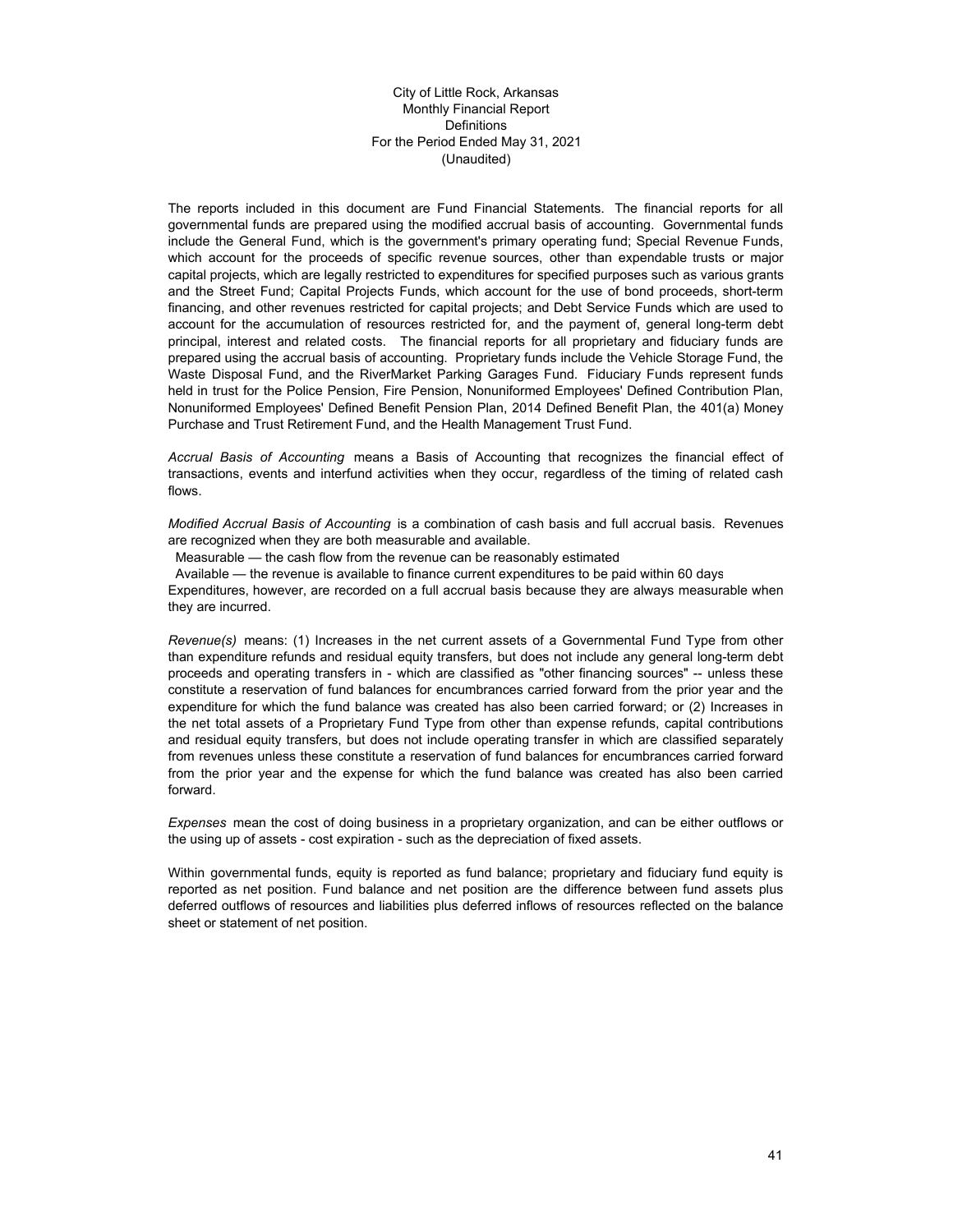City of Little Rock, Arkansas
Monthly Financial Report
Definitions
For the Period Ended May 31, 2021
(Unaudited)

The reports included in this document are Fund Financial Statements. The financial reports for all governmental funds are prepared using the modified accrual basis of accounting. Governmental funds include the General Fund, which is the government's primary operating fund; Special Revenue Funds, which account for the proceeds of specific revenue sources, other than expendable trusts or major capital projects, which are legally restricted to expenditures for specified purposes such as various grants and the Street Fund; Capital Projects Funds, which account for the use of bond proceeds, short-term financing, and other revenues restricted for capital projects; and Debt Service Funds which are used to account for the accumulation of resources restricted for, and the payment of, general long-term debt principal, interest and related costs. The financial reports for all proprietary and fiduciary funds are prepared using the accrual basis of accounting. Proprietary funds include the Vehicle Storage Fund, the Waste Disposal Fund, and the RiverMarket Parking Garages Fund. Fiduciary Funds represent funds held in trust for the Police Pension, Fire Pension, Nonuniformed Employees' Defined Contribution Plan, Nonuniformed Employees' Defined Benefit Pension Plan, 2014 Defined Benefit Plan, the 401(a) Money Purchase and Trust Retirement Fund, and the Health Management Trust Fund.

*Accrual Basis of Accounting* means a Basis of Accounting that recognizes the financial effect of transactions, events and interfund activities when they occur, regardless of the timing of related cash flows.

*Modified Accrual Basis of Accounting* is a combination of cash basis and full accrual basis. Revenues are recognized when they are both measurable and available.

Measurable — the cash flow from the revenue can be reasonably estimated

Available — the revenue is available to finance current expenditures to be paid within 60 days

Expenditures, however, are recorded on a full accrual basis because they are always measurable when they are incurred.

*Revenue(s)* means: (1) Increases in the net current assets of a Governmental Fund Type from other than expenditure refunds and residual equity transfers, but does not include any general long-term debt proceeds and operating transfers in - which are classified as "other financing sources" -- unless these constitute a reservation of fund balances for encumbrances carried forward from the prior year and the expenditure for which the fund balance was created has also been carried forward; or (2) Increases in the net total assets of a Proprietary Fund Type from other than expense refunds, capital contributions and residual equity transfers, but does not include operating transfer in which are classified separately from revenues unless these constitute a reservation of fund balances for encumbrances carried forward from the prior year and the expense for which the fund balance was created has also been carried forward.

*Expenses* mean the cost of doing business in a proprietary organization, and can be either outflows or the using up of assets - cost expiration - such as the depreciation of fixed assets.

Within governmental funds, equity is reported as fund balance; proprietary and fiduciary fund equity is reported as net position. Fund balance and net position are the difference between fund assets plus deferred outflows of resources and liabilities plus deferred inflows of resources reflected on the balance sheet or statement of net position.